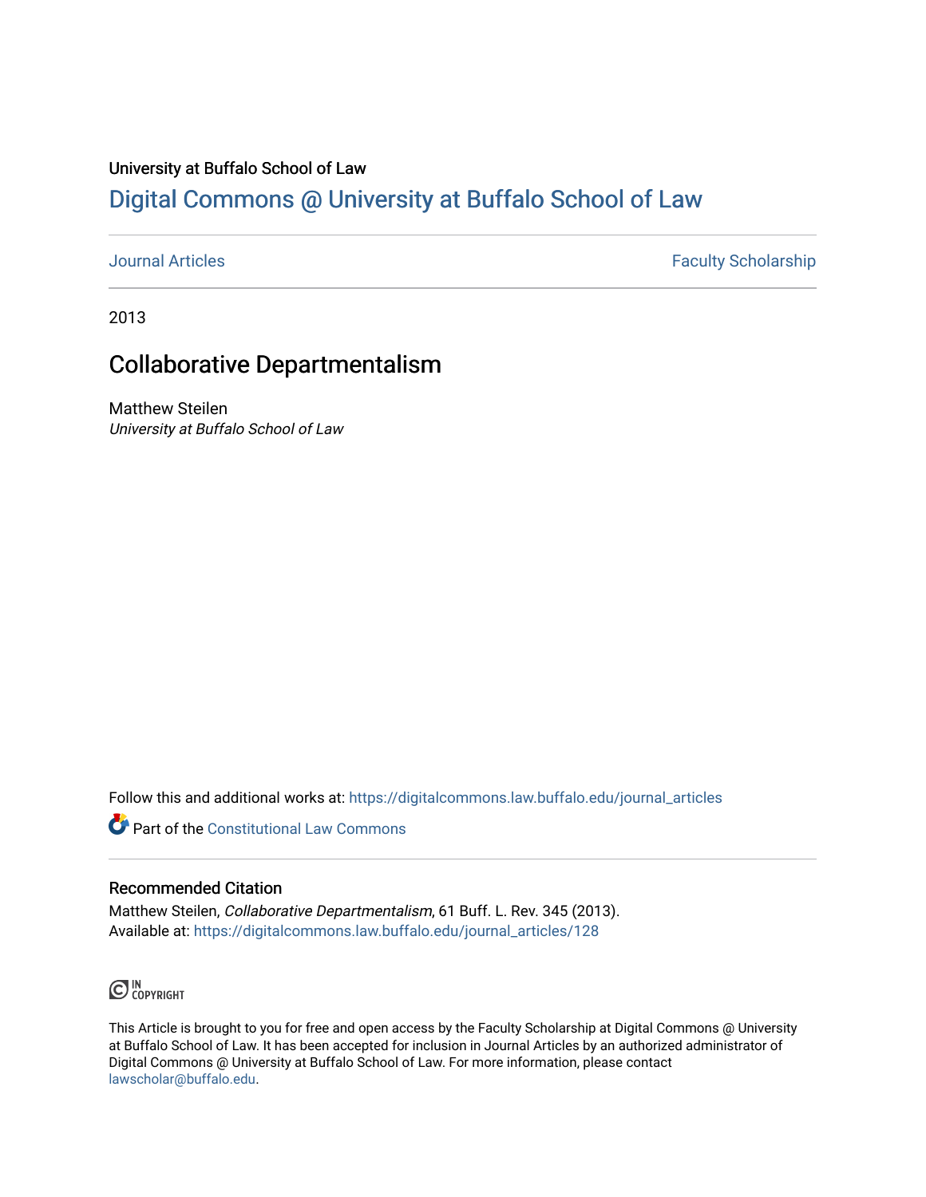University at Buffalo School of Law

# Digital Commons @ University at Buffalo School of Law

Journal Articles | Faculty Scholarship

2013

## Collaborative Departmentalism

Matthew Steilen

*University at Buffalo School of Law*

Follow this and additional works at: https://digitalcommons.law.buffalo.edu/journal_articles

Part of the Constitutional Law Commons

### Recommended Citation

Matthew Steilen, *Collaborative Departmentalism*, 61 Buff. L. Rev. 345 (2013).
Available at: https://digitalcommons.law.buffalo.edu/journal_articles/128

IN COPYRIGHT

This Article is brought to you for free and open access by the Faculty Scholarship at Digital Commons @ University at Buffalo School of Law. It has been accepted for inclusion in Journal Articles by an authorized administrator of Digital Commons @ University at Buffalo School of Law. For more information, please contact lawscholar@buffalo.edu.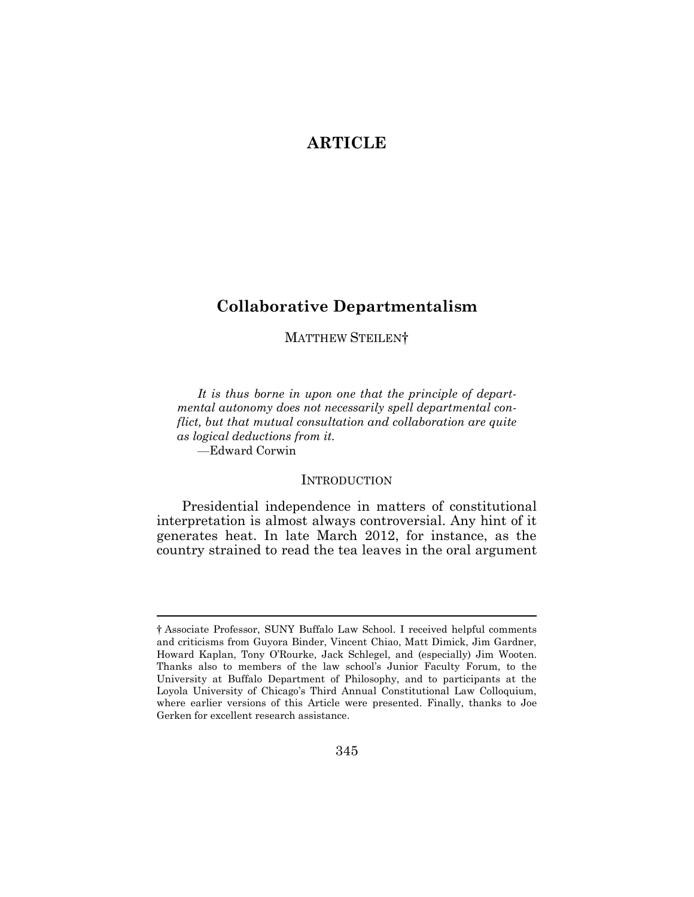# ARTICLE

## Collaborative Departmentalism

MATTHEW STEILEN†

*It is thus borne in upon one that the principle of departmental autonomy does not necessarily spell departmental conflict, but that mutual consultation and collaboration are quite as logical deductions from it.*

—Edward Corwin

### INTRODUCTION

Presidential independence in matters of constitutional interpretation is almost always controversial. Any hint of it generates heat. In late March 2012, for instance, as the country strained to read the tea leaves in the oral argument

---

† Associate Professor, SUNY Buffalo Law School. I received helpful comments and criticisms from Guyora Binder, Vincent Chiao, Matt Dimick, Jim Gardner, Howard Kaplan, Tony O'Rourke, Jack Schlegel, and (especially) Jim Wooten. Thanks also to members of the law school's Junior Faculty Forum, to the University at Buffalo Department of Philosophy, and to participants at the Loyola University of Chicago's Third Annual Constitutional Law Colloquium, where earlier versions of this Article were presented. Finally, thanks to Joe Gerken for excellent research assistance.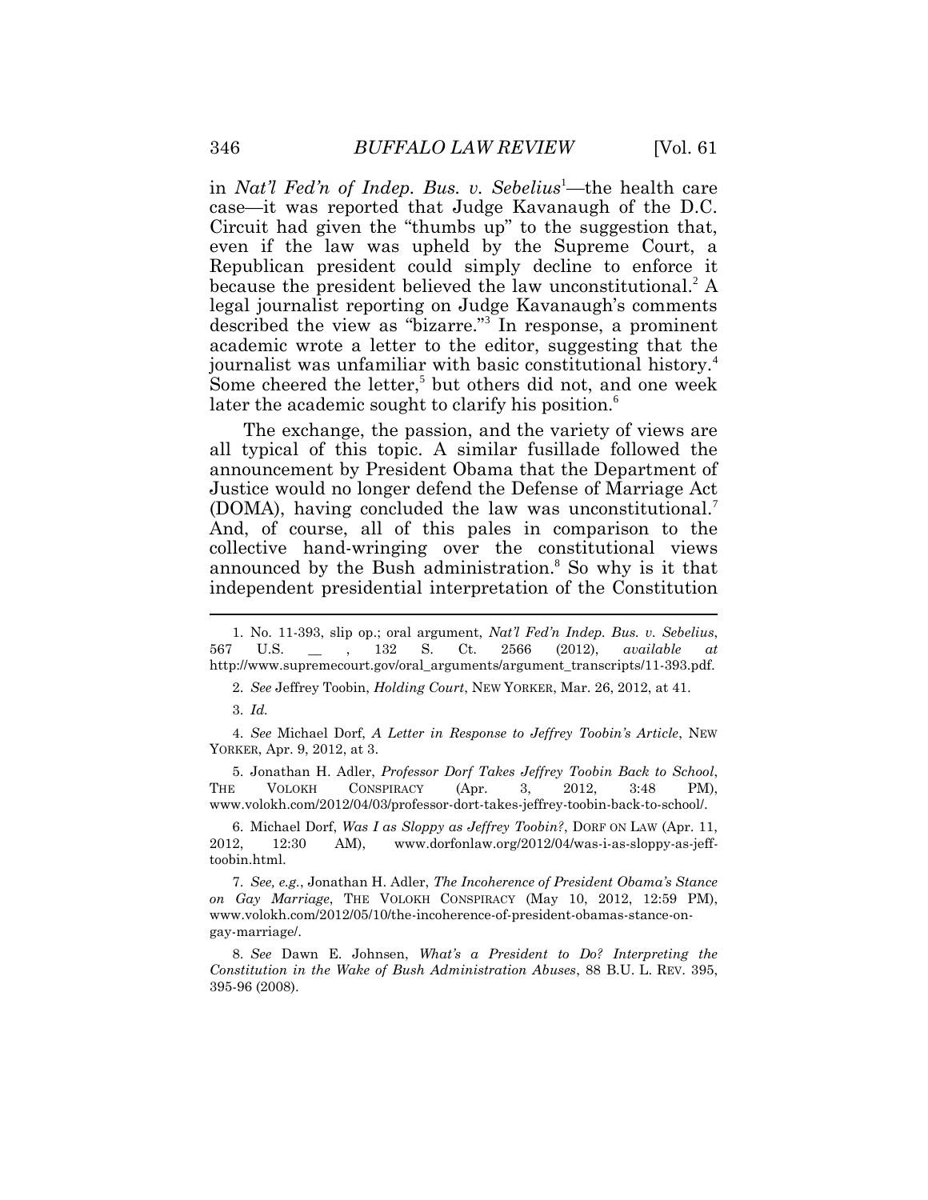in *Nat'l Fed'n of Indep. Bus. v. Sebelius*[1]—the health care case—it was reported that Judge Kavanaugh of the D.C. Circuit had given the "thumbs up" to the suggestion that, even if the law was upheld by the Supreme Court, a Republican president could simply decline to enforce it because the president believed the law unconstitutional.[2] A legal journalist reporting on Judge Kavanaugh's comments described the view as "bizarre."[3] In response, a prominent academic wrote a letter to the editor, suggesting that the journalist was unfamiliar with basic constitutional history.[4] Some cheered the letter,[5] but others did not, and one week later the academic sought to clarify his position.[6]

The exchange, the passion, and the variety of views are all typical of this topic. A similar fusillade followed the announcement by President Obama that the Department of Justice would no longer defend the Defense of Marriage Act (DOMA), having concluded the law was unconstitutional.[7] And, of course, all of this pales in comparison to the collective hand-wringing over the constitutional views announced by the Bush administration.[8] So why is it that independent presidential interpretation of the Constitution

---

1. No. 11-393, slip op.; oral argument, *Nat'l Fed'n Indep. Bus. v. Sebelius*, 567 U.S. __ , 132 S. Ct. 2566 (2012), *available at* http://www.supremecourt.gov/oral_arguments/argument_transcripts/11-393.pdf.

2. *See* Jeffrey Toobin, *Holding Court*, NEW YORKER, Mar. 26, 2012, at 41.

3. *Id.*

4. *See* Michael Dorf, *A Letter in Response to Jeffrey Toobin's Article*, NEW YORKER, Apr. 9, 2012, at 3.

5. Jonathan H. Adler, *Professor Dorf Takes Jeffrey Toobin Back to School*, THE VOLOKH CONSPIRACY (Apr. 3, 2012, 3:48 PM), www.volokh.com/2012/04/03/professor-dort-takes-jeffrey-toobin-back-to-school/.

6. Michael Dorf, *Was I as Sloppy as Jeffrey Toobin?*, DORF ON LAW (Apr. 11, 2012, 12:30 AM), www.dorfonlaw.org/2012/04/was-i-as-sloppy-as-jeff-toobin.html.

7. *See, e.g.*, Jonathan H. Adler, *The Incoherence of President Obama's Stance on Gay Marriage*, THE VOLOKH CONSPIRACY (May 10, 2012, 12:59 PM), www.volokh.com/2012/05/10/the-incoherence-of-president-obamas-stance-on-gay-marriage/.

8. *See* Dawn E. Johnsen, *What's a President to Do? Interpreting the Constitution in the Wake of Bush Administration Abuses*, 88 B.U. L. REV. 395, 395-96 (2008).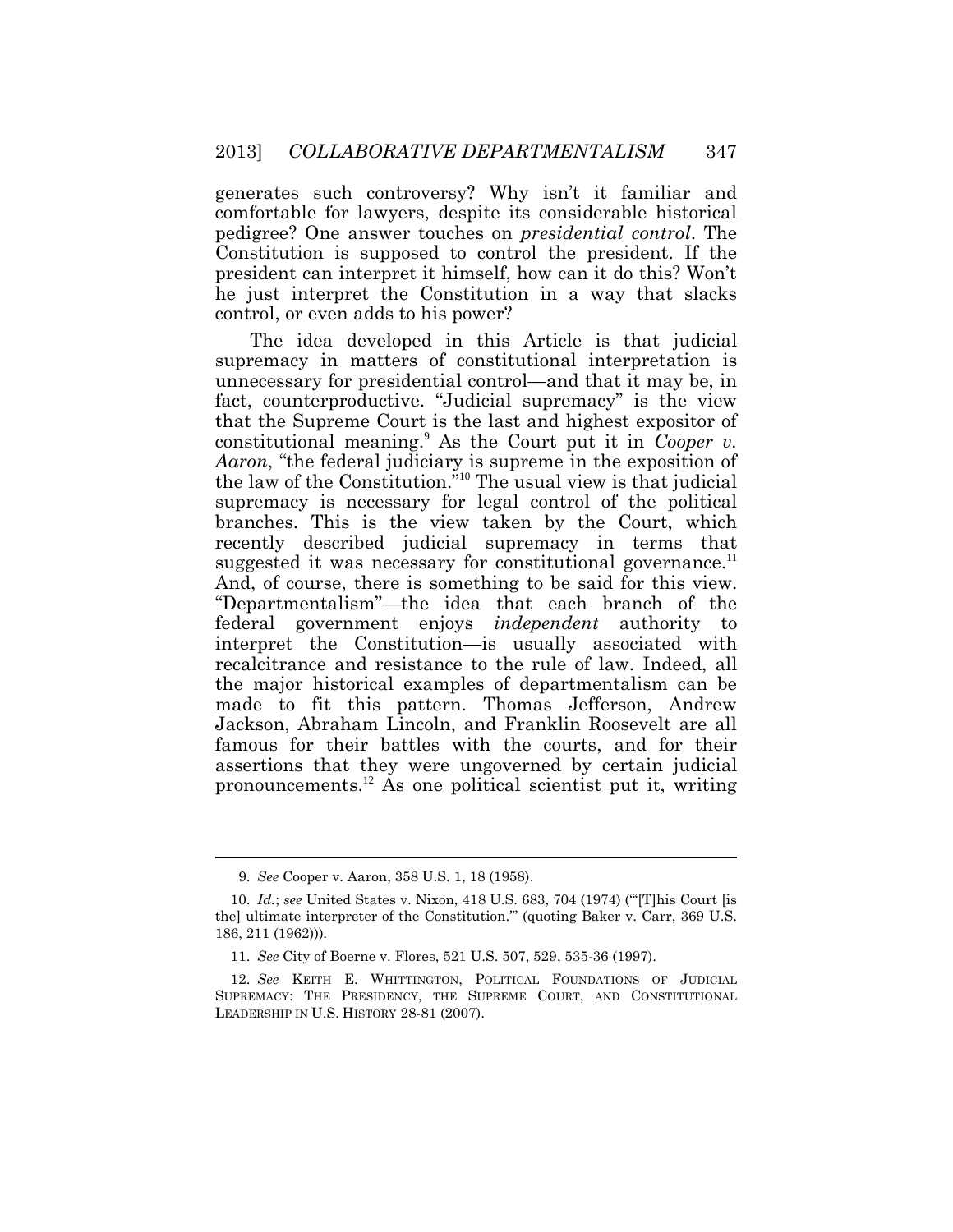generates such controversy? Why isn't it familiar and comfortable for lawyers, despite its considerable historical pedigree? One answer touches on *presidential control*. The Constitution is supposed to control the president. If the president can interpret it himself, how can it do this? Won't he just interpret the Constitution in a way that slacks control, or even adds to his power?

The idea developed in this Article is that judicial supremacy in matters of constitutional interpretation is unnecessary for presidential control—and that it may be, in fact, counterproductive. "Judicial supremacy" is the view that the Supreme Court is the last and highest expositor of constitutional meaning.[9] As the Court put it in *Cooper v. Aaron*, "the federal judiciary is supreme in the exposition of the law of the Constitution."[10] The usual view is that judicial supremacy is necessary for legal control of the political branches. This is the view taken by the Court, which recently described judicial supremacy in terms that suggested it was necessary for constitutional governance.[11] And, of course, there is something to be said for this view. "Departmentalism"—the idea that each branch of the federal government enjoys *independent* authority to interpret the Constitution—is usually associated with recalcitrance and resistance to the rule of law. Indeed, all the major historical examples of departmentalism can be made to fit this pattern. Thomas Jefferson, Andrew Jackson, Abraham Lincoln, and Franklin Roosevelt are all famous for their battles with the courts, and for their assertions that they were ungoverned by certain judicial pronouncements.[12] As one political scientist put it, writing

---

9. *See* Cooper v. Aaron, 358 U.S. 1, 18 (1958).

10. *Id.*; *see* United States v. Nixon, 418 U.S. 683, 704 (1974) ("'[T]his Court [is the] ultimate interpreter of the Constitution.'" (quoting Baker v. Carr, 369 U.S. 186, 211 (1962))).

11. *See* City of Boerne v. Flores, 521 U.S. 507, 529, 535-36 (1997).

12. *See* KEITH E. WHITTINGTON, POLITICAL FOUNDATIONS OF JUDICIAL SUPREMACY: THE PRESIDENCY, THE SUPREME COURT, AND CONSTITUTIONAL LEADERSHIP IN U.S. HISTORY 28-81 (2007).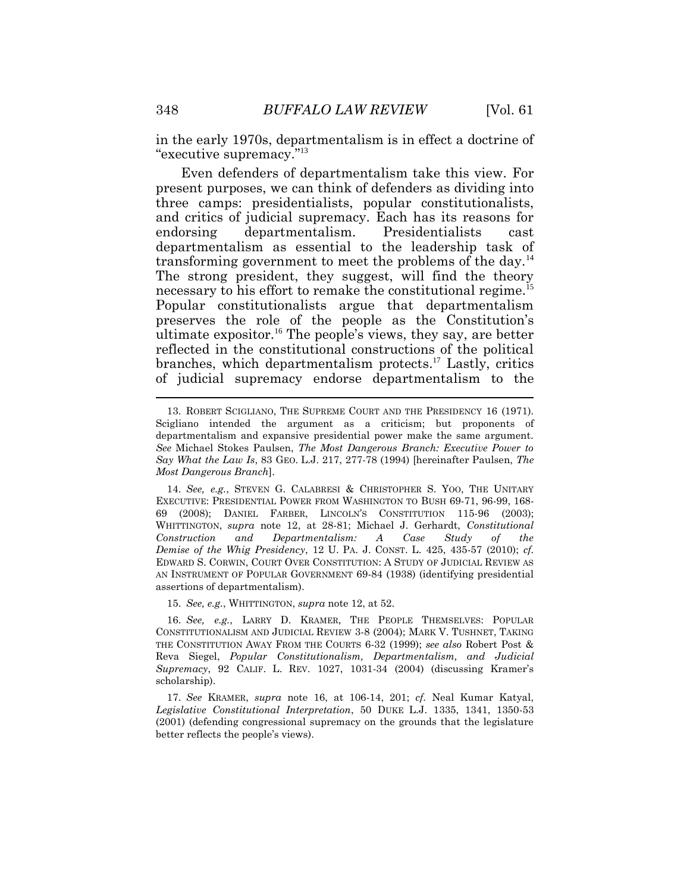in the early 1970s, departmentalism is in effect a doctrine of "executive supremacy."[13]

Even defenders of departmentalism take this view. For present purposes, we can think of defenders as dividing into three camps: presidentialists, popular constitutionalists, and critics of judicial supremacy. Each has its reasons for endorsing departmentalism. Presidentialists cast departmentalism as essential to the leadership task of transforming government to meet the problems of the day.[14] The strong president, they suggest, will find the theory necessary to his effort to remake the constitutional regime.[15] Popular constitutionalists argue that departmentalism preserves the role of the people as the Constitution's ultimate expositor.[16] The people's views, they say, are better reflected in the constitutional constructions of the political branches, which departmentalism protects.[17] Lastly, critics of judicial supremacy endorse departmentalism to the

---

13. ROBERT SCIGLIANO, THE SUPREME COURT AND THE PRESIDENCY 16 (1971). Scigliano intended the argument as a criticism; but proponents of departmentalism and expansive presidential power make the same argument. *See* Michael Stokes Paulsen, *The Most Dangerous Branch: Executive Power to Say What the Law Is*, 83 GEO. L.J. 217, 277-78 (1994) [hereinafter Paulsen, *The Most Dangerous Branch*].

14. *See, e.g.*, STEVEN G. CALABRESI & CHRISTOPHER S. YOO, THE UNITARY EXECUTIVE: PRESIDENTIAL POWER FROM WASHINGTON TO BUSH 69-71, 96-99, 168-69 (2008); DANIEL FARBER, LINCOLN'S CONSTITUTION 115-96 (2003); WHITTINGTON, *supra* note 12, at 28-81; Michael J. Gerhardt, *Constitutional Construction and Departmentalism: A Case Study of the Demise of the Whig Presidency*, 12 U. PA. J. CONST. L. 425, 435-57 (2010); *cf.* EDWARD S. CORWIN, COURT OVER CONSTITUTION: A STUDY OF JUDICIAL REVIEW AS AN INSTRUMENT OF POPULAR GOVERNMENT 69-84 (1938) (identifying presidential assertions of departmentalism).

15. *See, e.g.*, WHITTINGTON, *supra* note 12, at 52.

16. *See, e.g.*, LARRY D. KRAMER, THE PEOPLE THEMSELVES: POPULAR CONSTITUTIONALISM AND JUDICIAL REVIEW 3-8 (2004); MARK V. TUSHNET, TAKING THE CONSTITUTION AWAY FROM THE COURTS 6-32 (1999); *see also* Robert Post & Reva Siegel, *Popular Constitutionalism, Departmentalism, and Judicial Supremacy*, 92 CALIF. L. REV. 1027, 1031-34 (2004) (discussing Kramer's scholarship).

17. *See* KRAMER, *supra* note 16, at 106-14, 201; *cf.* Neal Kumar Katyal, *Legislative Constitutional Interpretation*, 50 DUKE L.J. 1335, 1341, 1350-53 (2001) (defending congressional supremacy on the grounds that the legislature better reflects the people's views).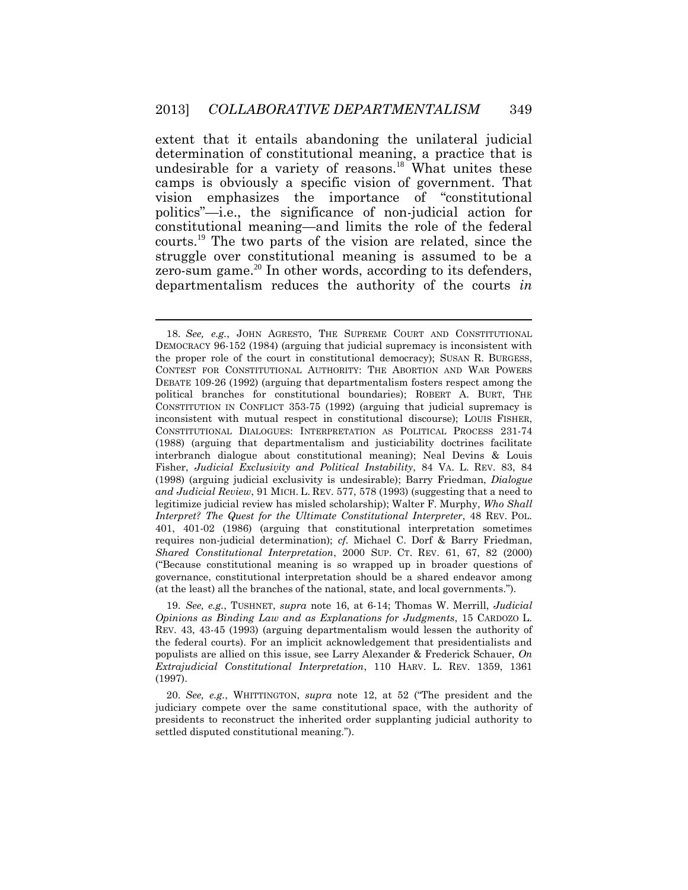extent that it entails abandoning the unilateral judicial determination of constitutional meaning, a practice that is undesirable for a variety of reasons.[18] What unites these camps is obviously a specific vision of government. That vision emphasizes the importance of "constitutional politics"—i.e., the significance of non-judicial action for constitutional meaning—and limits the role of the federal courts.[19] The two parts of the vision are related, since the struggle over constitutional meaning is assumed to be a zero-sum game.[20] In other words, according to its defenders, departmentalism reduces the authority of the courts *in*

---

18. *See, e.g.*, JOHN AGRESTO, THE SUPREME COURT AND CONSTITUTIONAL DEMOCRACY 96-152 (1984) (arguing that judicial supremacy is inconsistent with the proper role of the court in constitutional democracy); SUSAN R. BURGESS, CONTEST FOR CONSTITUTIONAL AUTHORITY: THE ABORTION AND WAR POWERS DEBATE 109-26 (1992) (arguing that departmentalism fosters respect among the political branches for constitutional boundaries); ROBERT A. BURT, THE CONSTITUTION IN CONFLICT 353-75 (1992) (arguing that judicial supremacy is inconsistent with mutual respect in constitutional discourse); LOUIS FISHER, CONSTITUTIONAL DIALOGUES: INTERPRETATION AS POLITICAL PROCESS 231-74 (1988) (arguing that departmentalism and justiciability doctrines facilitate interbranch dialogue about constitutional meaning); Neal Devins & Louis Fisher, *Judicial Exclusivity and Political Instability*, 84 VA. L. REV. 83, 84 (1998) (arguing judicial exclusivity is undesirable); Barry Friedman, *Dialogue and Judicial Review*, 91 MICH. L. REV. 577, 578 (1993) (suggesting that a need to legitimize judicial review has misled scholarship); Walter F. Murphy, *Who Shall Interpret? The Quest for the Ultimate Constitutional Interpreter*, 48 REV. POL. 401, 401-02 (1986) (arguing that constitutional interpretation sometimes requires non-judicial determination); *cf.* Michael C. Dorf & Barry Friedman, *Shared Constitutional Interpretation*, 2000 SUP. CT. REV. 61, 67, 82 (2000) ("Because constitutional meaning is so wrapped up in broader questions of governance, constitutional interpretation should be a shared endeavor among (at the least) all the branches of the national, state, and local governments.").

19. *See, e.g.*, TUSHNET, *supra* note 16, at 6-14; Thomas W. Merrill, *Judicial Opinions as Binding Law and as Explanations for Judgments*, 15 CARDOZO L. REV. 43, 43-45 (1993) (arguing departmentalism would lessen the authority of the federal courts). For an implicit acknowledgement that presidentialists and populists are allied on this issue, see Larry Alexander & Frederick Schauer, *On Extrajudicial Constitutional Interpretation*, 110 HARV. L. REV. 1359, 1361 (1997).

20. *See, e.g.*, WHITTINGTON, *supra* note 12, at 52 ("The president and the judiciary compete over the same constitutional space, with the authority of presidents to reconstruct the inherited order supplanting judicial authority to settled disputed constitutional meaning.").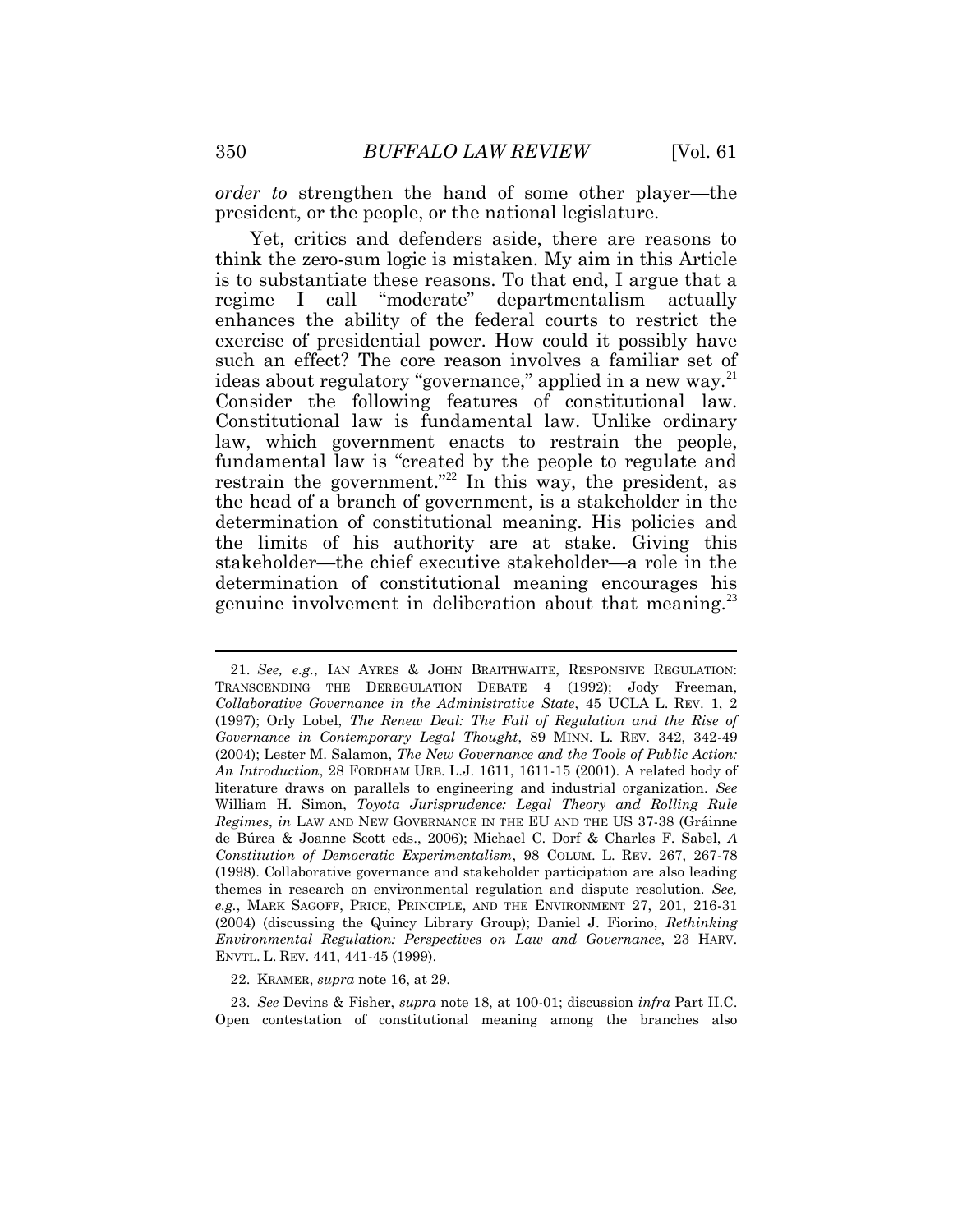*order to* strengthen the hand of some other player—the president, or the people, or the national legislature.

Yet, critics and defenders aside, there are reasons to think the zero-sum logic is mistaken. My aim in this Article is to substantiate these reasons. To that end, I argue that a regime I call "moderate" departmentalism actually enhances the ability of the federal courts to restrict the exercise of presidential power. How could it possibly have such an effect? The core reason involves a familiar set of ideas about regulatory "governance," applied in a new way.[21] Consider the following features of constitutional law. Constitutional law is fundamental law. Unlike ordinary law, which government enacts to restrain the people, fundamental law is "created by the people to regulate and restrain the government."[22] In this way, the president, as the head of a branch of government, is a stakeholder in the determination of constitutional meaning. His policies and the limits of his authority are at stake. Giving this stakeholder—the chief executive stakeholder—a role in the determination of constitutional meaning encourages his genuine involvement in deliberation about that meaning.[23]

---

21. *See, e.g.*, IAN AYRES & JOHN BRAITHWAITE, RESPONSIVE REGULATION: TRANSCENDING THE DEREGULATION DEBATE 4 (1992); Jody Freeman, *Collaborative Governance in the Administrative State*, 45 UCLA L. REV. 1, 2 (1997); Orly Lobel, *The Renew Deal: The Fall of Regulation and the Rise of Governance in Contemporary Legal Thought*, 89 MINN. L. REV. 342, 342-49 (2004); Lester M. Salamon, *The New Governance and the Tools of Public Action: An Introduction*, 28 FORDHAM URB. L.J. 1611, 1611-15 (2001). A related body of literature draws on parallels to engineering and industrial organization. *See* William H. Simon, *Toyota Jurisprudence: Legal Theory and Rolling Rule Regimes*, *in* LAW AND NEW GOVERNANCE IN THE EU AND THE US 37-38 (Gráinne de Búrca & Joanne Scott eds., 2006); Michael C. Dorf & Charles F. Sabel, *A Constitution of Democratic Experimentalism*, 98 COLUM. L. REV. 267, 267-78 (1998). Collaborative governance and stakeholder participation are also leading themes in research on environmental regulation and dispute resolution. *See, e.g.*, MARK SAGOFF, PRICE, PRINCIPLE, AND THE ENVIRONMENT 27, 201, 216-31 (2004) (discussing the Quincy Library Group); Daniel J. Fiorino, *Rethinking Environmental Regulation: Perspectives on Law and Governance*, 23 HARV. ENVTL. L. REV. 441, 441-45 (1999).

22. KRAMER, *supra* note 16, at 29.

23. *See* Devins & Fisher, *supra* note 18, at 100-01; discussion *infra* Part II.C. Open contestation of constitutional meaning among the branches also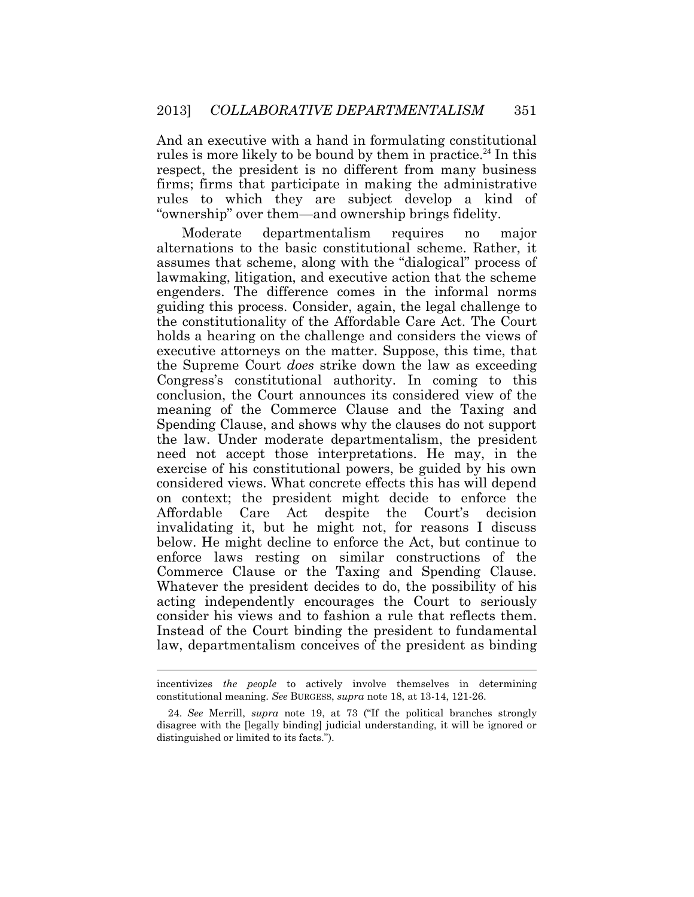And an executive with a hand in formulating constitutional rules is more likely to be bound by them in practice.[24] In this respect, the president is no different from many business firms; firms that participate in making the administrative rules to which they are subject develop a kind of "ownership" over them—and ownership brings fidelity.

Moderate departmentalism requires no major alternations to the basic constitutional scheme. Rather, it assumes that scheme, along with the "dialogical" process of lawmaking, litigation, and executive action that the scheme engenders. The difference comes in the informal norms guiding this process. Consider, again, the legal challenge to the constitutionality of the Affordable Care Act. The Court holds a hearing on the challenge and considers the views of executive attorneys on the matter. Suppose, this time, that the Supreme Court *does* strike down the law as exceeding Congress's constitutional authority. In coming to this conclusion, the Court announces its considered view of the meaning of the Commerce Clause and the Taxing and Spending Clause, and shows why the clauses do not support the law. Under moderate departmentalism, the president need not accept those interpretations. He may, in the exercise of his constitutional powers, be guided by his own considered views. What concrete effects this has will depend on context; the president might decide to enforce the Affordable Care Act despite the Court's decision invalidating it, but he might not, for reasons I discuss below. He might decline to enforce the Act, but continue to enforce laws resting on similar constructions of the Commerce Clause or the Taxing and Spending Clause. Whatever the president decides to do, the possibility of his acting independently encourages the Court to seriously consider his views and to fashion a rule that reflects them. Instead of the Court binding the president to fundamental law, departmentalism conceives of the president as binding

---

incentivizes *the people* to actively involve themselves in determining constitutional meaning. *See* BURGESS, *supra* note 18, at 13-14, 121-26.

24. *See* Merrill, *supra* note 19, at 73 ("If the political branches strongly disagree with the [legally binding] judicial understanding, it will be ignored or distinguished or limited to its facts.").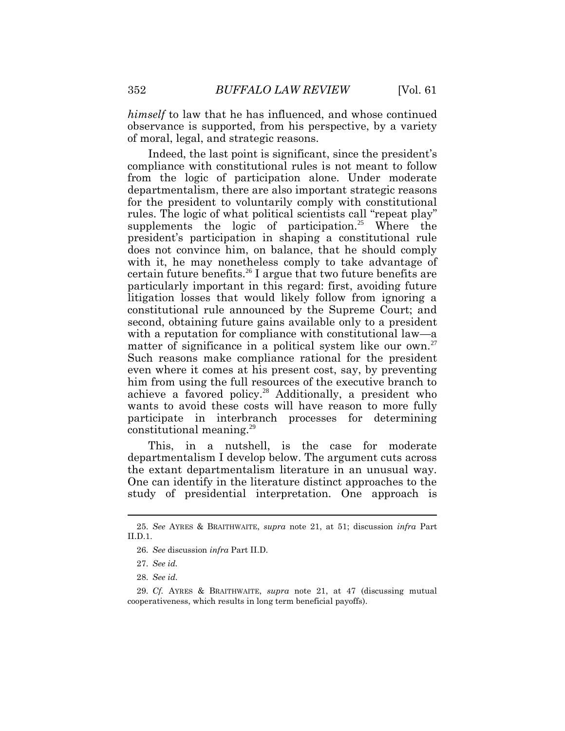*himself* to law that he has influenced, and whose continued observance is supported, from his perspective, by a variety of moral, legal, and strategic reasons.

Indeed, the last point is significant, since the president's compliance with constitutional rules is not meant to follow from the logic of participation alone. Under moderate departmentalism, there are also important strategic reasons for the president to voluntarily comply with constitutional rules. The logic of what political scientists call "repeat play" supplements the logic of participation.[25] Where the president's participation in shaping a constitutional rule does not convince him, on balance, that he should comply with it, he may nonetheless comply to take advantage of certain future benefits.[26] I argue that two future benefits are particularly important in this regard: first, avoiding future litigation losses that would likely follow from ignoring a constitutional rule announced by the Supreme Court; and second, obtaining future gains available only to a president with a reputation for compliance with constitutional law—a matter of significance in a political system like our own.[27] Such reasons make compliance rational for the president even where it comes at his present cost, say, by preventing him from using the full resources of the executive branch to achieve a favored policy.[28] Additionally, a president who wants to avoid these costs will have reason to more fully participate in interbranch processes for determining constitutional meaning.[29]

This, in a nutshell, is the case for moderate departmentalism I develop below. The argument cuts across the extant departmentalism literature in an unusual way. One can identify in the literature distinct approaches to the study of presidential interpretation. One approach is

---

25. *See* AYRES & BRAITHWAITE, *supra* note 21, at 51; discussion *infra* Part II.D.1.

26. *See* discussion *infra* Part II.D.

27. *See id.*

28. *See id.*

29. *Cf.* AYRES & BRAITHWAITE, *supra* note 21, at 47 (discussing mutual cooperativeness, which results in long term beneficial payoffs).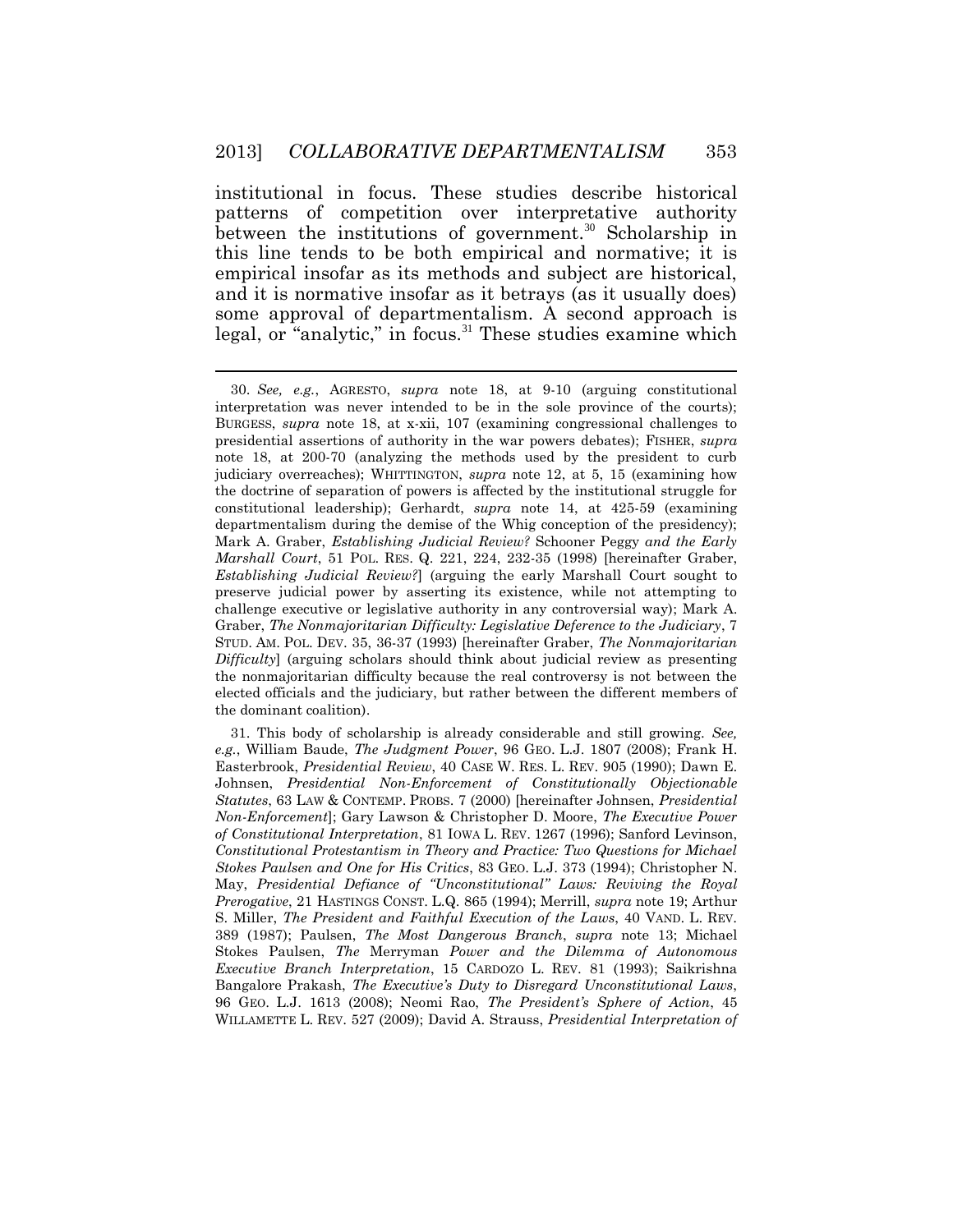institutional in focus. These studies describe historical patterns of competition over interpretative authority between the institutions of government.[30] Scholarship in this line tends to be both empirical and normative; it is empirical insofar as its methods and subject are historical, and it is normative insofar as it betrays (as it usually does) some approval of departmentalism. A second approach is legal, or "analytic," in focus.[31] These studies examine which

---

30. *See, e.g.*, AGRESTO, *supra* note 18, at 9-10 (arguing constitutional interpretation was never intended to be in the sole province of the courts); BURGESS, *supra* note 18, at x-xii, 107 (examining congressional challenges to presidential assertions of authority in the war powers debates); FISHER, *supra* note 18, at 200-70 (analyzing the methods used by the president to curb judiciary overreaches); WHITTINGTON, *supra* note 12, at 5, 15 (examining how the doctrine of separation of powers is affected by the institutional struggle for constitutional leadership); Gerhardt, *supra* note 14, at 425-59 (examining departmentalism during the demise of the Whig conception of the presidency); Mark A. Graber, *Establishing Judicial Review?* Schooner Peggy *and the Early Marshall Court*, 51 POL. RES. Q. 221, 224, 232-35 (1998) [hereinafter Graber, *Establishing Judicial Review?*] (arguing the early Marshall Court sought to preserve judicial power by asserting its existence, while not attempting to challenge executive or legislative authority in any controversial way); Mark A. Graber, *The Nonmajoritarian Difficulty: Legislative Deference to the Judiciary*, 7 STUD. AM. POL. DEV. 35, 36-37 (1993) [hereinafter Graber, *The Nonmajoritarian Difficulty*] (arguing scholars should think about judicial review as presenting the nonmajoritarian difficulty because the real controversy is not between the elected officials and the judiciary, but rather between the different members of the dominant coalition).

31. This body of scholarship is already considerable and still growing. *See, e.g.*, William Baude, *The Judgment Power*, 96 GEO. L.J. 1807 (2008); Frank H. Easterbrook, *Presidential Review*, 40 CASE W. RES. L. REV. 905 (1990); Dawn E. Johnsen, *Presidential Non-Enforcement of Constitutionally Objectionable Statutes*, 63 LAW & CONTEMP. PROBS. 7 (2000) [hereinafter Johnsen, *Presidential Non-Enforcement*]; Gary Lawson & Christopher D. Moore, *The Executive Power of Constitutional Interpretation*, 81 IOWA L. REV. 1267 (1996); Sanford Levinson, *Constitutional Protestantism in Theory and Practice: Two Questions for Michael Stokes Paulsen and One for His Critics*, 83 GEO. L.J. 373 (1994); Christopher N. May, *Presidential Defiance of "Unconstitutional" Laws: Reviving the Royal Prerogative*, 21 HASTINGS CONST. L.Q. 865 (1994); Merrill, *supra* note 19; Arthur S. Miller, *The President and Faithful Execution of the Laws*, 40 VAND. L. REV. 389 (1987); Paulsen, *The Most Dangerous Branch*, *supra* note 13; Michael Stokes Paulsen, *The* Merryman *Power and the Dilemma of Autonomous Executive Branch Interpretation*, 15 CARDOZO L. REV. 81 (1993); Saikrishna Bangalore Prakash, *The Executive's Duty to Disregard Unconstitutional Laws*, 96 GEO. L.J. 1613 (2008); Neomi Rao, *The President's Sphere of Action*, 45 WILLAMETTE L. REV. 527 (2009); David A. Strauss, *Presidential Interpretation of*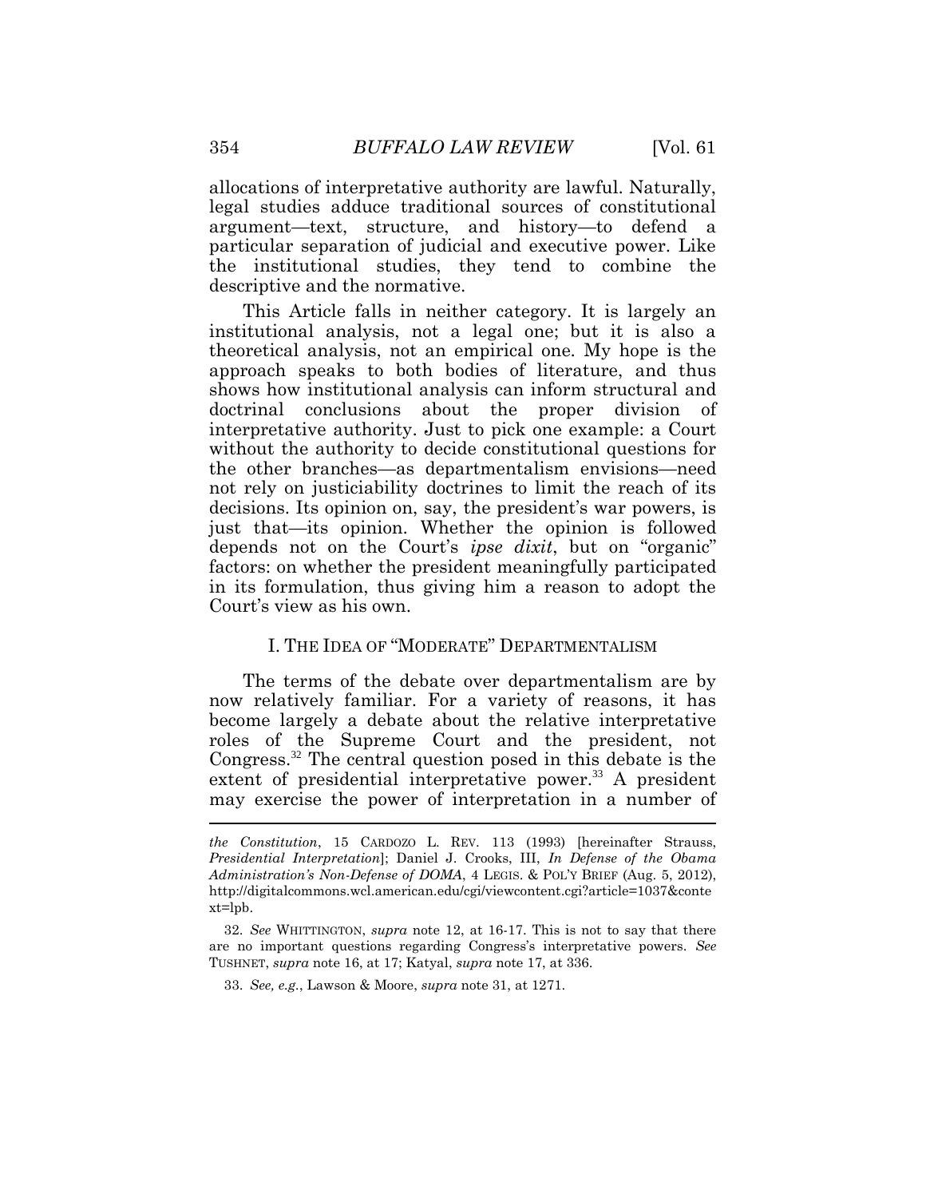allocations of interpretative authority are lawful. Naturally, legal studies adduce traditional sources of constitutional argument—text, structure, and history—to defend a particular separation of judicial and executive power. Like the institutional studies, they tend to combine the descriptive and the normative.

This Article falls in neither category. It is largely an institutional analysis, not a legal one; but it is also a theoretical analysis, not an empirical one. My hope is the approach speaks to both bodies of literature, and thus shows how institutional analysis can inform structural and doctrinal conclusions about the proper division of interpretative authority. Just to pick one example: a Court without the authority to decide constitutional questions for the other branches—as departmentalism envisions—need not rely on justiciability doctrines to limit the reach of its decisions. Its opinion on, say, the president's war powers, is just that—its opinion. Whether the opinion is followed depends not on the Court's *ipse dixit*, but on "organic" factors: on whether the president meaningfully participated in its formulation, thus giving him a reason to adopt the Court's view as his own.

## I. THE IDEA OF "MODERATE" DEPARTMENTALISM

The terms of the debate over departmentalism are by now relatively familiar. For a variety of reasons, it has become largely a debate about the relative interpretative roles of the Supreme Court and the president, not Congress.[32] The central question posed in this debate is the extent of presidential interpretative power.[33] A president may exercise the power of interpretation in a number of

---

*the Constitution*, 15 CARDOZO L. REV. 113 (1993) [hereinafter Strauss, *Presidential Interpretation*]; Daniel J. Crooks, III, *In Defense of the Obama Administration's Non-Defense of DOMA*, 4 LEGIS. & POL'Y BRIEF (Aug. 5, 2012), http://digitalcommons.wcl.american.edu/cgi/viewcontent.cgi?article=1037&context=lpb.

32. *See* WHITTINGTON, *supra* note 12, at 16-17. This is not to say that there are no important questions regarding Congress's interpretative powers. *See* TUSHNET, *supra* note 16, at 17; Katyal, *supra* note 17, at 336.

33. *See, e.g.*, Lawson & Moore, *supra* note 31, at 1271.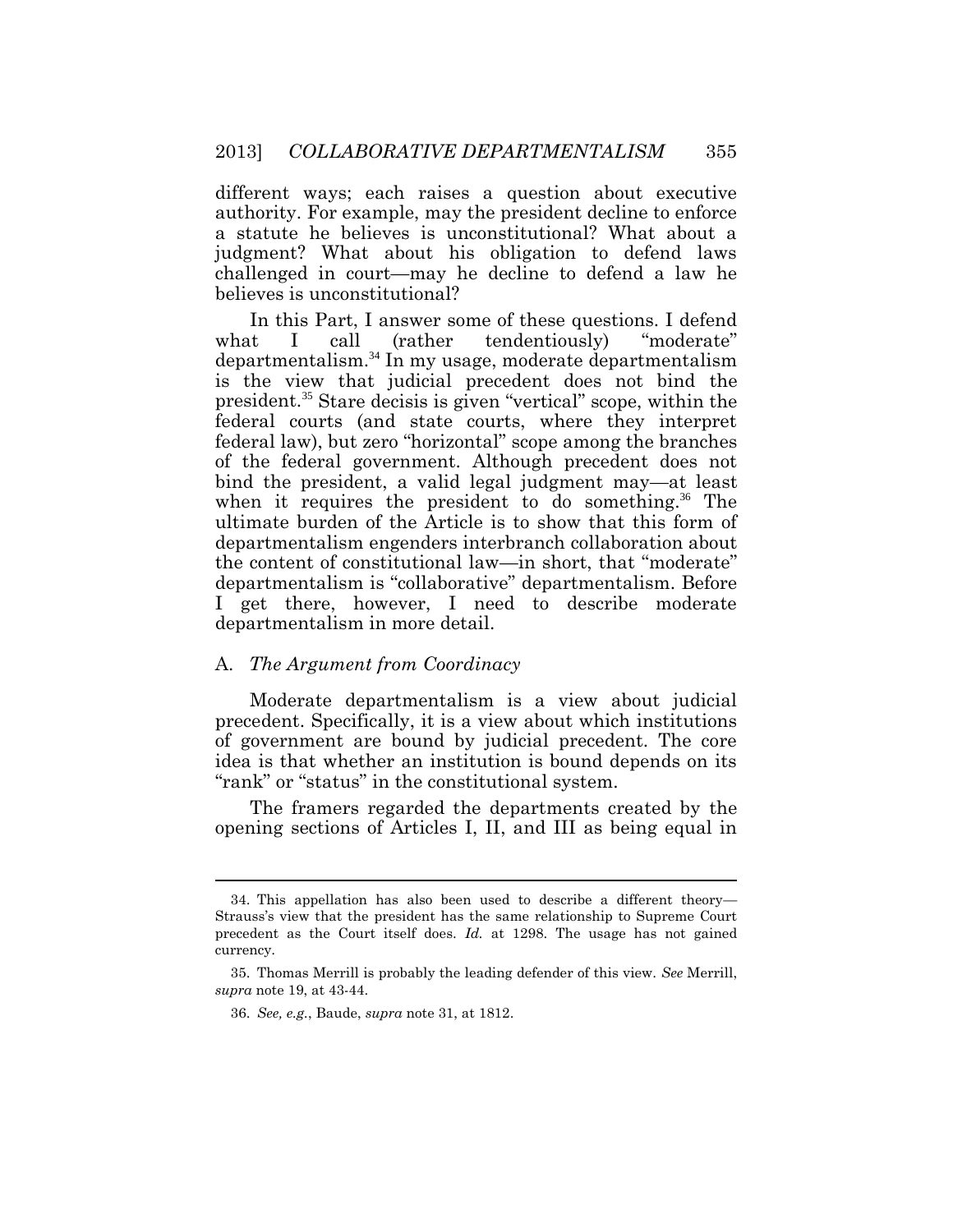different ways; each raises a question about executive authority. For example, may the president decline to enforce a statute he believes is unconstitutional? What about a judgment? What about his obligation to defend laws challenged in court—may he decline to defend a law he believes is unconstitutional?

In this Part, I answer some of these questions. I defend what I call (rather tendentiously) "moderate" departmentalism.[34] In my usage, moderate departmentalism is the view that judicial precedent does not bind the president.[35] Stare decisis is given "vertical" scope, within the federal courts (and state courts, where they interpret federal law), but zero "horizontal" scope among the branches of the federal government. Although precedent does not bind the president, a valid legal judgment may—at least when it requires the president to do something.[36] The ultimate burden of the Article is to show that this form of departmentalism engenders interbranch collaboration about the content of constitutional law—in short, that "moderate" departmentalism is "collaborative" departmentalism. Before I get there, however, I need to describe moderate departmentalism in more detail.

## A. *The Argument from Coordinacy*

Moderate departmentalism is a view about judicial precedent. Specifically, it is a view about which institutions of government are bound by judicial precedent. The core idea is that whether an institution is bound depends on its "rank" or "status" in the constitutional system.

The framers regarded the departments created by the opening sections of Articles I, II, and III as being equal in

---

34. This appellation has also been used to describe a different theory—Strauss's view that the president has the same relationship to Supreme Court precedent as the Court itself does. *Id.* at 1298. The usage has not gained currency.

35. Thomas Merrill is probably the leading defender of this view. *See* Merrill, *supra* note 19, at 43-44.

36. *See, e.g.*, Baude, *supra* note 31, at 1812.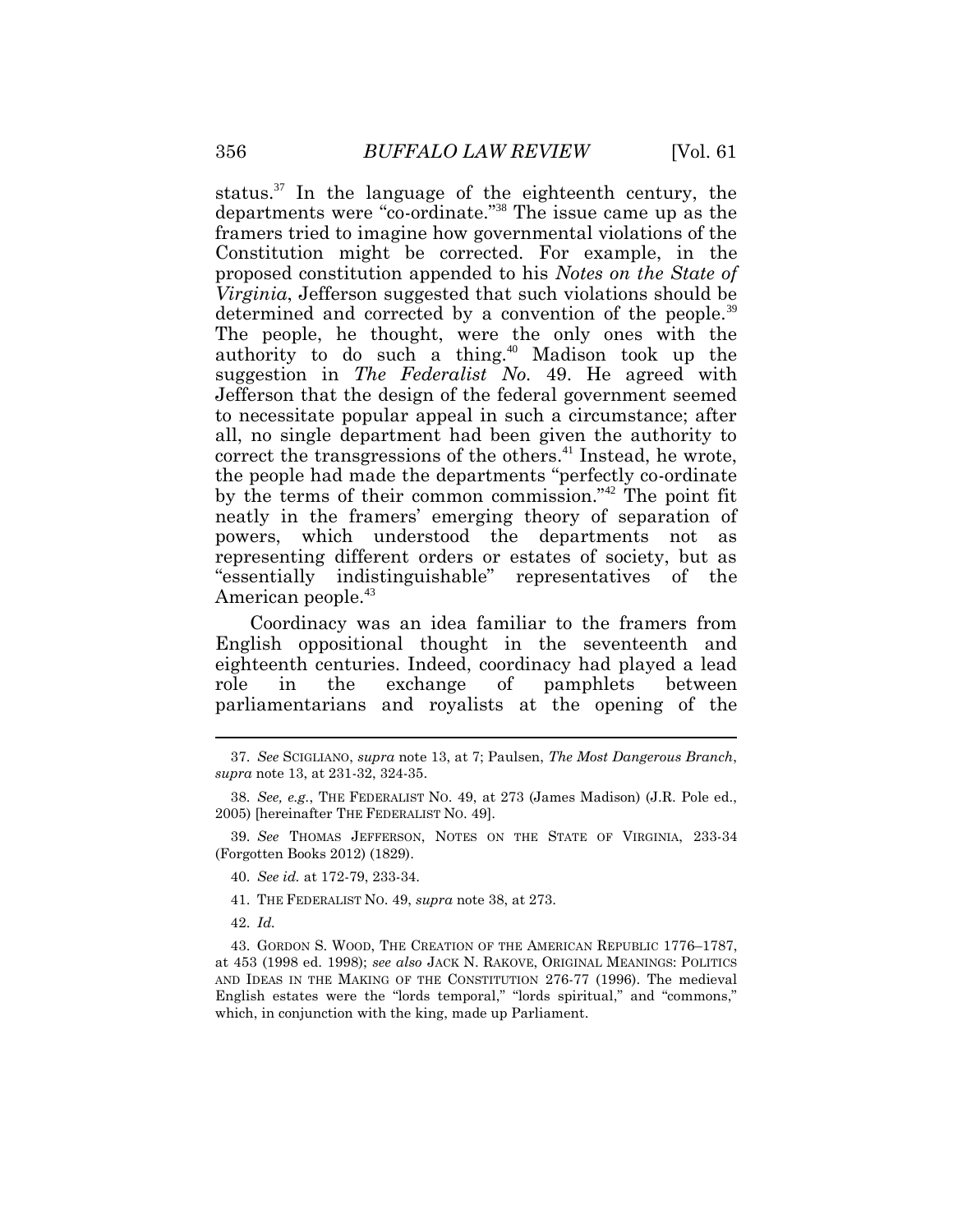status.[37] In the language of the eighteenth century, the departments were "co-ordinate."[38] The issue came up as the framers tried to imagine how governmental violations of the Constitution might be corrected. For example, in the proposed constitution appended to his *Notes on the State of Virginia*, Jefferson suggested that such violations should be determined and corrected by a convention of the people.[39] The people, he thought, were the only ones with the authority to do such a thing.[40] Madison took up the suggestion in *The Federalist No.* 49. He agreed with Jefferson that the design of the federal government seemed to necessitate popular appeal in such a circumstance; after all, no single department had been given the authority to correct the transgressions of the others.[41] Instead, he wrote, the people had made the departments "perfectly co-ordinate by the terms of their common commission."[42] The point fit neatly in the framers' emerging theory of separation of powers, which understood the departments not as representing different orders or estates of society, but as "essentially indistinguishable" representatives of the American people.[43]

Coordinacy was an idea familiar to the framers from English oppositional thought in the seventeenth and eighteenth centuries. Indeed, coordinacy had played a lead role in the exchange of pamphlets between parliamentarians and royalists at the opening of the

---

37. *See* SCIGLIANO, *supra* note 13, at 7; Paulsen, *The Most Dangerous Branch*, *supra* note 13, at 231-32, 324-35.

38. *See, e.g.*, THE FEDERALIST NO. 49, at 273 (James Madison) (J.R. Pole ed., 2005) [hereinafter THE FEDERALIST NO. 49].

39. *See* THOMAS JEFFERSON, NOTES ON THE STATE OF VIRGINIA, 233-34 (Forgotten Books 2012) (1829).

40. *See id.* at 172-79, 233-34.

41. THE FEDERALIST NO. 49, *supra* note 38, at 273.

42. *Id.*

43. GORDON S. WOOD, THE CREATION OF THE AMERICAN REPUBLIC 1776–1787, at 453 (1998 ed. 1998); *see also* JACK N. RAKOVE, ORIGINAL MEANINGS: POLITICS AND IDEAS IN THE MAKING OF THE CONSTITUTION 276-77 (1996). The medieval English estates were the "lords temporal," "lords spiritual," and "commons," which, in conjunction with the king, made up Parliament.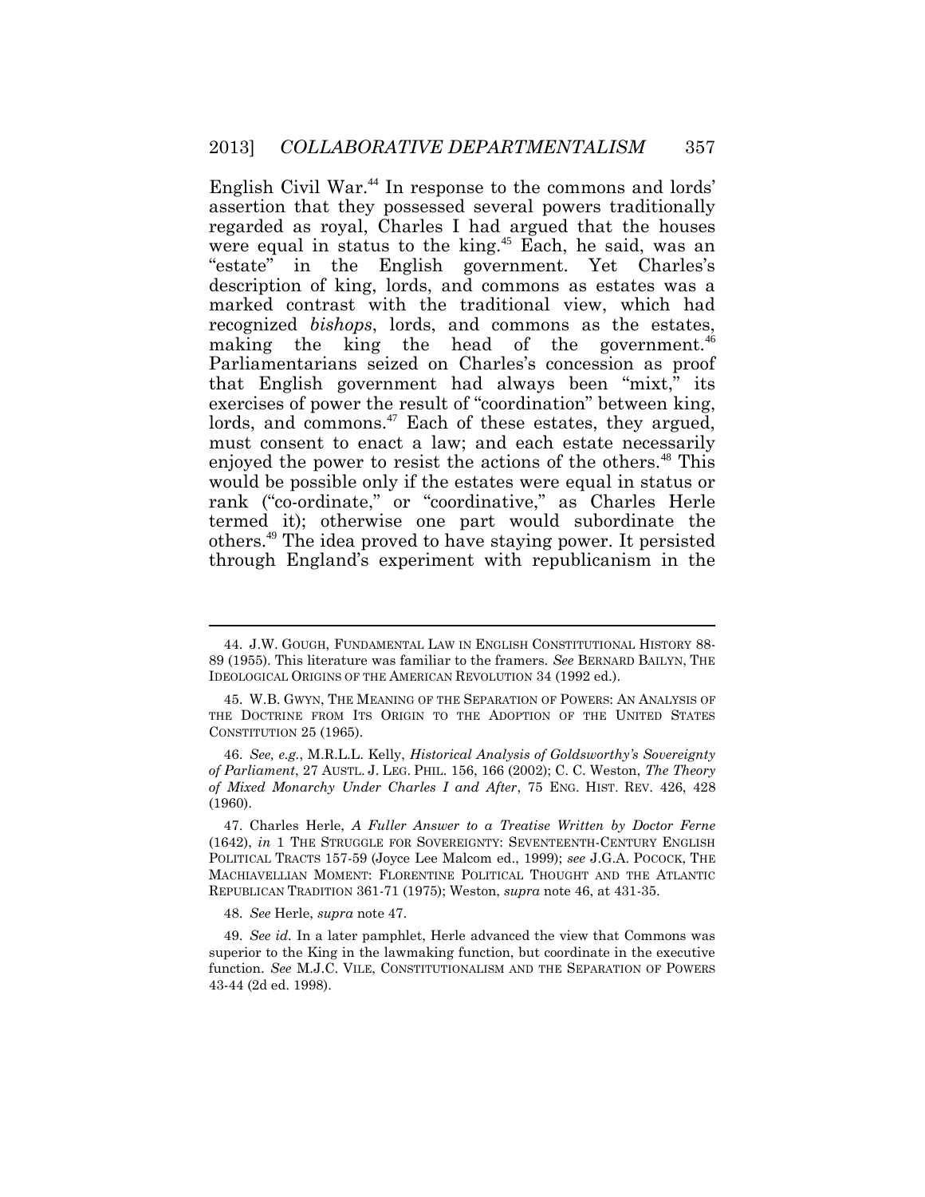English Civil War.[44] In response to the commons and lords' assertion that they possessed several powers traditionally regarded as royal, Charles I had argued that the houses were equal in status to the king.[45] Each, he said, was an "estate" in the English government. Yet Charles's description of king, lords, and commons as estates was a marked contrast with the traditional view, which had recognized *bishops*, lords, and commons as the estates, making the king the head of the government.[46] Parliamentarians seized on Charles's concession as proof that English government had always been "mixt," its exercises of power the result of "coordination" between king, lords, and commons.[47] Each of these estates, they argued, must consent to enact a law; and each estate necessarily enjoyed the power to resist the actions of the others.[48] This would be possible only if the estates were equal in status or rank ("co-ordinate," or "coordinative," as Charles Herle termed it); otherwise one part would subordinate the others.[49] The idea proved to have staying power. It persisted through England's experiment with republicanism in the

---

44. J.W. GOUGH, FUNDAMENTAL LAW IN ENGLISH CONSTITUTIONAL HISTORY 88-89 (1955). This literature was familiar to the framers. *See* BERNARD BAILYN, THE IDEOLOGICAL ORIGINS OF THE AMERICAN REVOLUTION 34 (1992 ed.).

45. W.B. GWYN, THE MEANING OF THE SEPARATION OF POWERS: AN ANALYSIS OF THE DOCTRINE FROM ITS ORIGIN TO THE ADOPTION OF THE UNITED STATES CONSTITUTION 25 (1965).

46. *See, e.g.*, M.R.L.L. Kelly, *Historical Analysis of Goldsworthy's Sovereignty of Parliament*, 27 AUSTL. J. LEG. PHIL. 156, 166 (2002); C. C. Weston, *The Theory of Mixed Monarchy Under Charles I and After*, 75 ENG. HIST. REV. 426, 428 (1960).

47. Charles Herle, *A Fuller Answer to a Treatise Written by Doctor Ferne* (1642), *in* 1 THE STRUGGLE FOR SOVEREIGNTY: SEVENTEENTH-CENTURY ENGLISH POLITICAL TRACTS 157-59 (Joyce Lee Malcom ed., 1999); *see* J.G.A. POCOCK, THE MACHIAVELLIAN MOMENT: FLORENTINE POLITICAL THOUGHT AND THE ATLANTIC REPUBLICAN TRADITION 361-71 (1975); Weston, *supra* note 46, at 431-35.

48. *See* Herle, *supra* note 47.

49. *See id.* In a later pamphlet, Herle advanced the view that Commons was superior to the King in the lawmaking function, but coordinate in the executive function. *See* M.J.C. VILE, CONSTITUTIONALISM AND THE SEPARATION OF POWERS 43-44 (2d ed. 1998).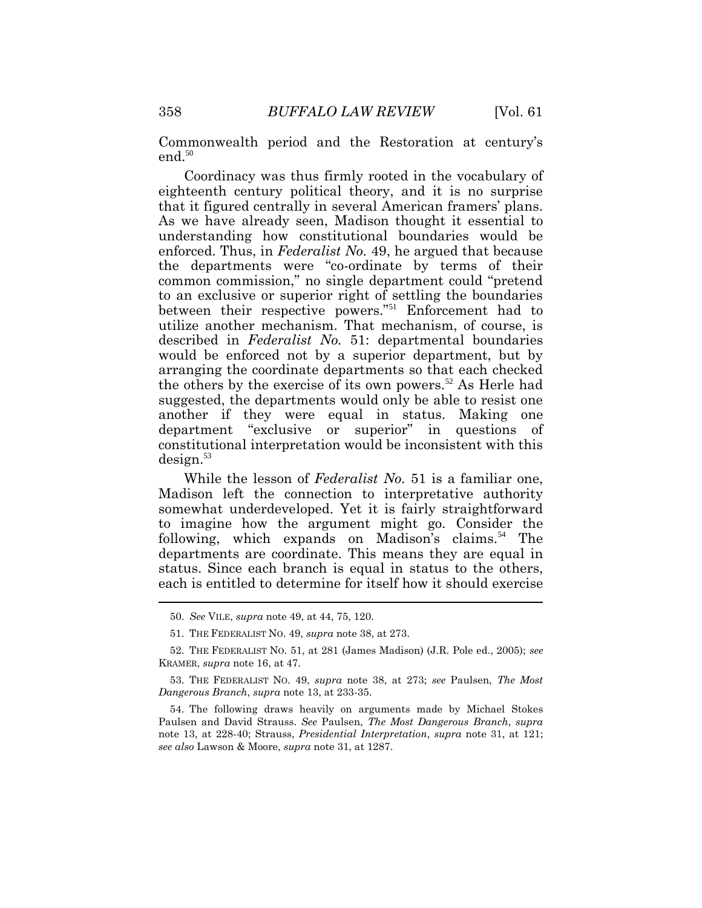Commonwealth period and the Restoration at century's end.[50]

Coordinacy was thus firmly rooted in the vocabulary of eighteenth century political theory, and it is no surprise that it figured centrally in several American framers' plans. As we have already seen, Madison thought it essential to understanding how constitutional boundaries would be enforced. Thus, in *Federalist No.* 49, he argued that because the departments were "co-ordinate by terms of their common commission," no single department could "pretend to an exclusive or superior right of settling the boundaries between their respective powers."[51] Enforcement had to utilize another mechanism. That mechanism, of course, is described in *Federalist No.* 51: departmental boundaries would be enforced not by a superior department, but by arranging the coordinate departments so that each checked the others by the exercise of its own powers.[52] As Herle had suggested, the departments would only be able to resist one another if they were equal in status. Making one department "exclusive or superior" in questions of constitutional interpretation would be inconsistent with this design.[53]

While the lesson of *Federalist No.* 51 is a familiar one, Madison left the connection to interpretative authority somewhat underdeveloped. Yet it is fairly straightforward to imagine how the argument might go. Consider the following, which expands on Madison's claims.[54] The departments are coordinate. This means they are equal in status. Since each branch is equal in status to the others, each is entitled to determine for itself how it should exercise

---

50. *See* VILE, *supra* note 49, at 44, 75, 120.

51. THE FEDERALIST NO. 49, *supra* note 38, at 273.

52. THE FEDERALIST NO. 51, at 281 (James Madison) (J.R. Pole ed., 2005); *see* KRAMER, *supra* note 16, at 47.

53. THE FEDERALIST NO. 49, *supra* note 38, at 273; *see* Paulsen, *The Most Dangerous Branch*, *supra* note 13, at 233-35.

54. The following draws heavily on arguments made by Michael Stokes Paulsen and David Strauss. *See* Paulsen, *The Most Dangerous Branch*, *supra* note 13, at 228-40; Strauss, *Presidential Interpretation*, *supra* note 31, at 121; *see also* Lawson & Moore, *supra* note 31, at 1287.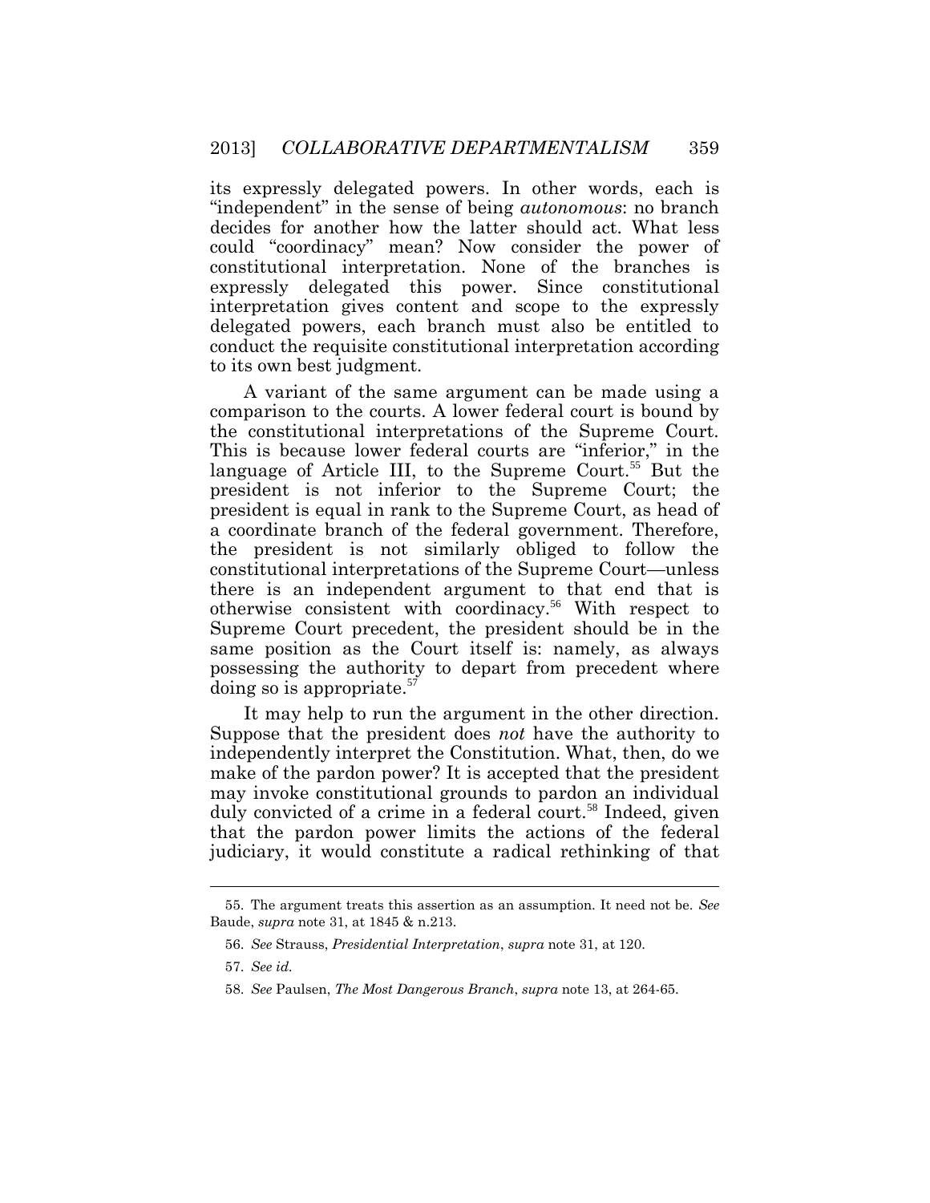its expressly delegated powers. In other words, each is "independent" in the sense of being *autonomous*: no branch decides for another how the latter should act. What less could "coordinacy" mean? Now consider the power of constitutional interpretation. None of the branches is expressly delegated this power. Since constitutional interpretation gives content and scope to the expressly delegated powers, each branch must also be entitled to conduct the requisite constitutional interpretation according to its own best judgment.

A variant of the same argument can be made using a comparison to the courts. A lower federal court is bound by the constitutional interpretations of the Supreme Court. This is because lower federal courts are "inferior," in the language of Article III, to the Supreme Court.[55] But the president is not inferior to the Supreme Court; the president is equal in rank to the Supreme Court, as head of a coordinate branch of the federal government. Therefore, the president is not similarly obliged to follow the constitutional interpretations of the Supreme Court—unless there is an independent argument to that end that is otherwise consistent with coordinacy.[56] With respect to Supreme Court precedent, the president should be in the same position as the Court itself is: namely, as always possessing the authority to depart from precedent where doing so is appropriate.[57]

It may help to run the argument in the other direction. Suppose that the president does *not* have the authority to independently interpret the Constitution. What, then, do we make of the pardon power? It is accepted that the president may invoke constitutional grounds to pardon an individual duly convicted of a crime in a federal court.[58] Indeed, given that the pardon power limits the actions of the federal judiciary, it would constitute a radical rethinking of that

55. The argument treats this assertion as an assumption. It need not be. *See* Baude, *supra* note 31, at 1845 & n.213.

56. *See* Strauss, *Presidential Interpretation*, *supra* note 31, at 120.

57. *See id.*

58. *See* Paulsen, *The Most Dangerous Branch*, *supra* note 13, at 264-65.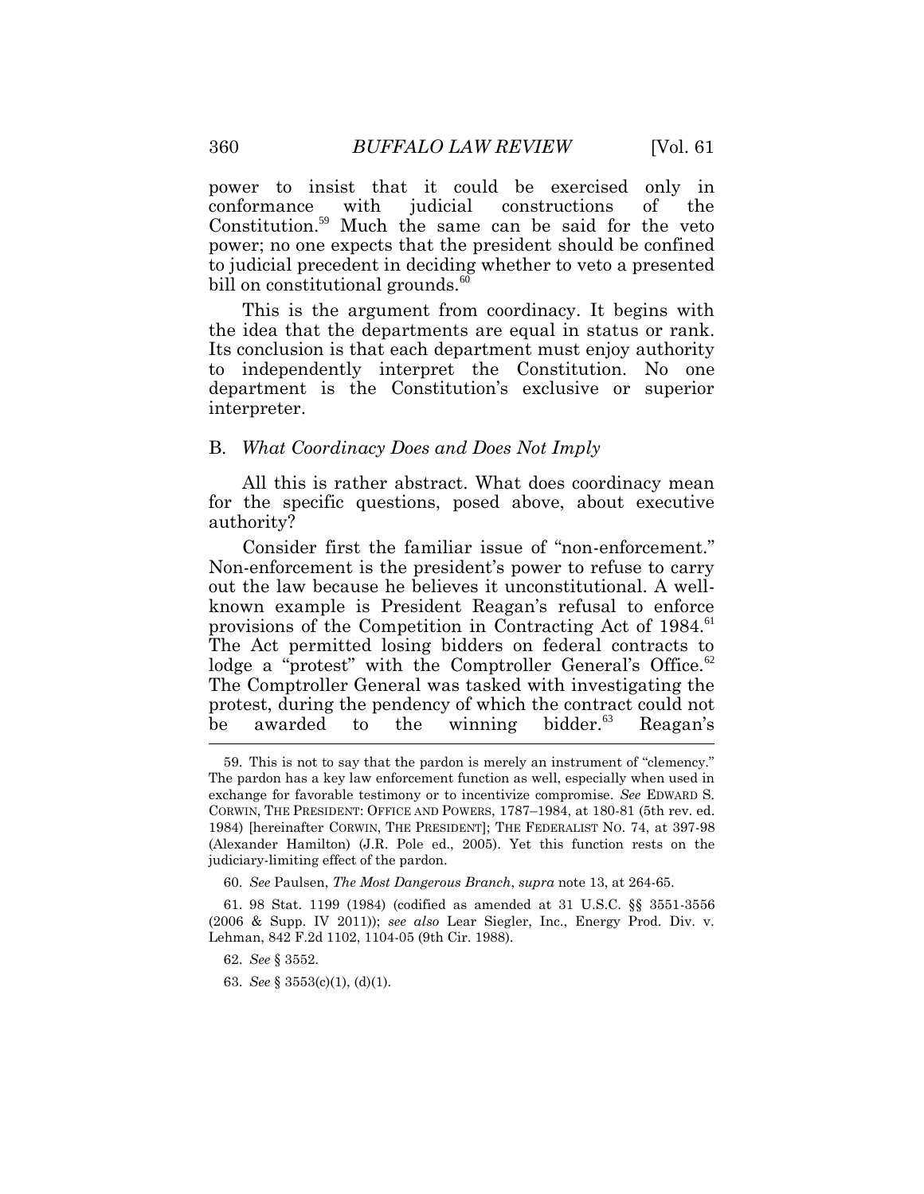power to insist that it could be exercised only in conformance with judicial constructions of the Constitution.[59] Much the same can be said for the veto power; no one expects that the president should be confined to judicial precedent in deciding whether to veto a presented bill on constitutional grounds.[60]

This is the argument from coordinacy. It begins with the idea that the departments are equal in status or rank. Its conclusion is that each department must enjoy authority to independently interpret the Constitution. No one department is the Constitution's exclusive or superior interpreter.

## B. *What Coordinacy Does and Does Not Imply*

All this is rather abstract. What does coordinacy mean for the specific questions, posed above, about executive authority?

Consider first the familiar issue of "non-enforcement." Non-enforcement is the president's power to refuse to carry out the law because he believes it unconstitutional. A well-known example is President Reagan's refusal to enforce provisions of the Competition in Contracting Act of 1984.[61] The Act permitted losing bidders on federal contracts to lodge a "protest" with the Comptroller General's Office.[62] The Comptroller General was tasked with investigating the protest, during the pendency of which the contract could not be awarded to the winning bidder.[63] Reagan's

---

59. This is not to say that the pardon is merely an instrument of "clemency." The pardon has a key law enforcement function as well, especially when used in exchange for favorable testimony or to incentivize compromise. *See* EDWARD S. CORWIN, THE PRESIDENT: OFFICE AND POWERS, 1787–1984, at 180-81 (5th rev. ed. 1984) [hereinafter CORWIN, THE PRESIDENT]; THE FEDERALIST NO. 74, at 397-98 (Alexander Hamilton) (J.R. Pole ed., 2005). Yet this function rests on the judiciary-limiting effect of the pardon.

60. *See* Paulsen, *The Most Dangerous Branch*, *supra* note 13, at 264-65.

61. 98 Stat. 1199 (1984) (codified as amended at 31 U.S.C. §§ 3551-3556 (2006 & Supp. IV 2011)); *see also* Lear Siegler, Inc., Energy Prod. Div. v. Lehman, 842 F.2d 1102, 1104-05 (9th Cir. 1988).

62. *See* § 3552.

63. *See* § 3553(c)(1), (d)(1).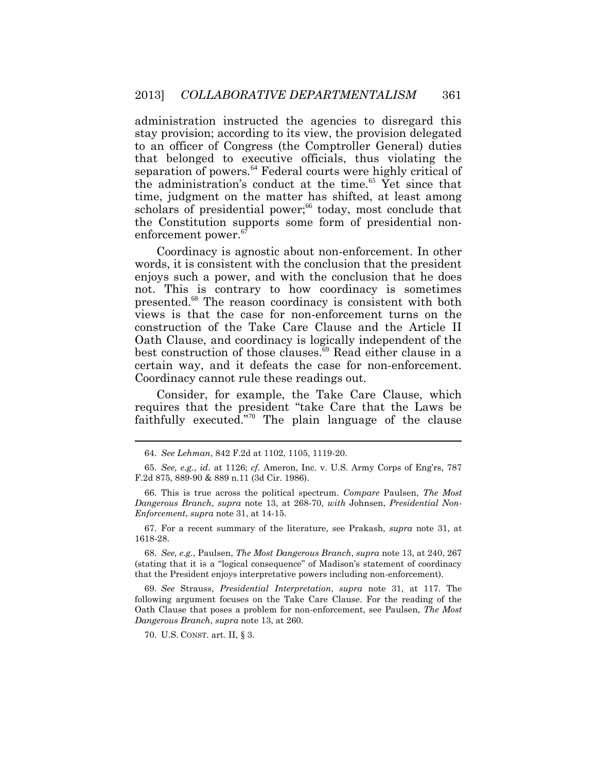administration instructed the agencies to disregard this stay provision; according to its view, the provision delegated to an officer of Congress (the Comptroller General) duties that belonged to executive officials, thus violating the separation of powers.[64] Federal courts were highly critical of the administration's conduct at the time.[65] Yet since that time, judgment on the matter has shifted, at least among scholars of presidential power;[66] today, most conclude that the Constitution supports some form of presidential non-enforcement power.[67]

Coordinacy is agnostic about non-enforcement. In other words, it is consistent with the conclusion that the president enjoys such a power, and with the conclusion that he does not. This is contrary to how coordinacy is sometimes presented.[68] The reason coordinacy is consistent with both views is that the case for non-enforcement turns on the construction of the Take Care Clause and the Article II Oath Clause, and coordinacy is logically independent of the best construction of those clauses.[69] Read either clause in a certain way, and it defeats the case for non-enforcement. Coordinacy cannot rule these readings out.

Consider, for example, the Take Care Clause, which requires that the president "take Care that the Laws be faithfully executed."[70] The plain language of the clause

---

64. *See Lehman*, 842 F.2d at 1102, 1105, 1119-20.

65. *See, e.g.*, *id*. at 1126; *cf.* Ameron, Inc. v. U.S. Army Corps of Eng'rs, 787 F.2d 875, 889-90 & 889 n.11 (3d Cir. 1986).

66. This is true across the political spectrum. *Compare* Paulsen, *The Most Dangerous Branch*, *supra* note 13, at 268-70, *with* Johnsen, *Presidential Non-Enforcement*, *supra* note 31, at 14-15.

67. For a recent summary of the literature, see Prakash, *supra* note 31, at 1618-28.

68. *See, e.g.*, Paulsen, *The Most Dangerous Branch*, *supra* note 13, at 240, 267 (stating that it is a "logical consequence" of Madison's statement of coordinacy that the President enjoys interpretative powers including non-enforcement).

69. *See* Strauss, *Presidential Interpretation*, *supra* note 31, at 117. The following argument focuses on the Take Care Clause. For the reading of the Oath Clause that poses a problem for non-enforcement, see Paulsen, *The Most Dangerous Branch*, *supra* note 13, at 260.

70. U.S. CONST. art. II, § 3.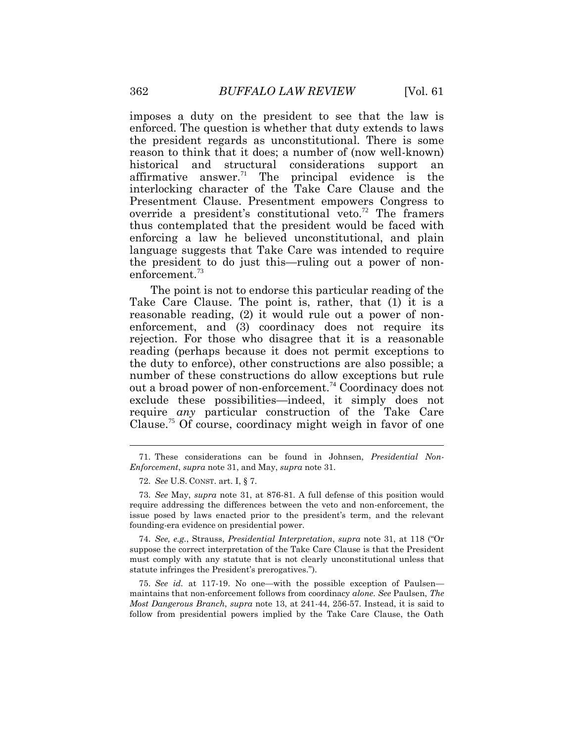imposes a duty on the president to see that the law is enforced. The question is whether that duty extends to laws the president regards as unconstitutional. There is some reason to think that it does; a number of (now well-known) historical and structural considerations support an affirmative answer.[71] The principal evidence is the interlocking character of the Take Care Clause and the Presentment Clause. Presentment empowers Congress to override a president's constitutional veto.[72] The framers thus contemplated that the president would be faced with enforcing a law he believed unconstitutional, and plain language suggests that Take Care was intended to require the president to do just this—ruling out a power of non-enforcement.[73]

The point is not to endorse this particular reading of the Take Care Clause. The point is, rather, that (1) it is a reasonable reading, (2) it would rule out a power of non-enforcement, and (3) coordinacy does not require its rejection. For those who disagree that it is a reasonable reading (perhaps because it does not permit exceptions to the duty to enforce), other constructions are also possible; a number of these constructions do allow exceptions but rule out a broad power of non-enforcement.[74] Coordinacy does not exclude these possibilities—indeed, it simply does not require *any* particular construction of the Take Care Clause.[75] Of course, coordinacy might weigh in favor of one

---

71. These considerations can be found in Johnsen, *Presidential Non-Enforcement*, *supra* note 31, and May, *supra* note 31.

72. *See* U.S. CONST. art. I, § 7.

73. *See* May, *supra* note 31, at 876-81. A full defense of this position would require addressing the differences between the veto and non-enforcement, the issue posed by laws enacted prior to the president's term, and the relevant founding-era evidence on presidential power.

74. *See, e.g.*, Strauss, *Presidential Interpretation*, *supra* note 31, at 118 ("Or suppose the correct interpretation of the Take Care Clause is that the President must comply with any statute that is not clearly unconstitutional unless that statute infringes the President's prerogatives.").

75. *See id.* at 117-19. No one—with the possible exception of Paulsen—maintains that non-enforcement follows from coordinacy *alone*. *See* Paulsen, *The Most Dangerous Branch*, *supra* note 13, at 241-44, 256-57. Instead, it is said to follow from presidential powers implied by the Take Care Clause, the Oath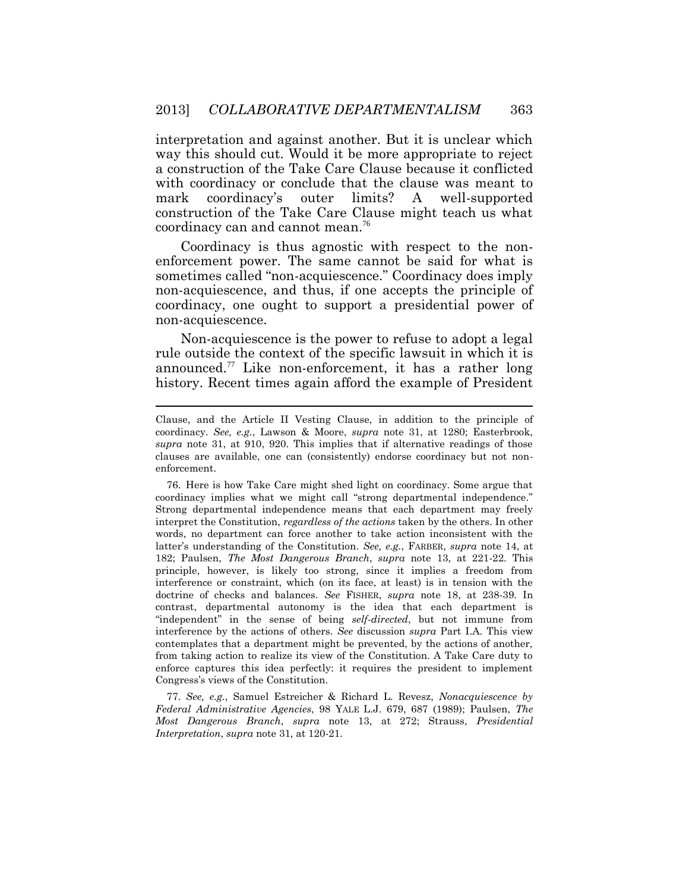interpretation and against another. But it is unclear which way this should cut. Would it be more appropriate to reject a construction of the Take Care Clause because it conflicted with coordinacy or conclude that the clause was meant to mark coordinacy's outer limits? A well-supported construction of the Take Care Clause might teach us what coordinacy can and cannot mean.[76]

Coordinacy is thus agnostic with respect to the non-enforcement power. The same cannot be said for what is sometimes called "non-acquiescence." Coordinacy does imply non-acquiescence, and thus, if one accepts the principle of coordinacy, one ought to support a presidential power of non-acquiescence.

Non-acquiescence is the power to refuse to adopt a legal rule outside the context of the specific lawsuit in which it is announced.[77] Like non-enforcement, it has a rather long history. Recent times again afford the example of President

---

Clause, and the Article II Vesting Clause, in addition to the principle of coordinacy. *See, e.g.*, Lawson & Moore, *supra* note 31, at 1280; Easterbrook, *supra* note 31, at 910, 920. This implies that if alternative readings of those clauses are available, one can (consistently) endorse coordinacy but not non-enforcement.

76. Here is how Take Care might shed light on coordinacy. Some argue that coordinacy implies what we might call "strong departmental independence." Strong departmental independence means that each department may freely interpret the Constitution, *regardless of the actions* taken by the others. In other words, no department can force another to take action inconsistent with the latter's understanding of the Constitution. *See, e.g.*, FARBER, *supra* note 14, at 182; Paulsen, *The Most Dangerous Branch*, *supra* note 13, at 221-22. This principle, however, is likely too strong, since it implies a freedom from interference or constraint, which (on its face, at least) is in tension with the doctrine of checks and balances. *See* FISHER, *supra* note 18, at 238-39. In contrast, departmental autonomy is the idea that each department is "independent" in the sense of being *self-directed*, but not immune from interference by the actions of others. *See* discussion *supra* Part I.A. This view contemplates that a department might be prevented, by the actions of another, from taking action to realize its view of the Constitution. A Take Care duty to enforce captures this idea perfectly: it requires the president to implement Congress's views of the Constitution.

77. *See, e.g.*, Samuel Estreicher & Richard L. Revesz, *Nonacquiescence by Federal Administrative Agencies*, 98 YALE L.J. 679, 687 (1989); Paulsen, *The Most Dangerous Branch*, *supra* note 13, at 272; Strauss, *Presidential Interpretation*, *supra* note 31, at 120-21.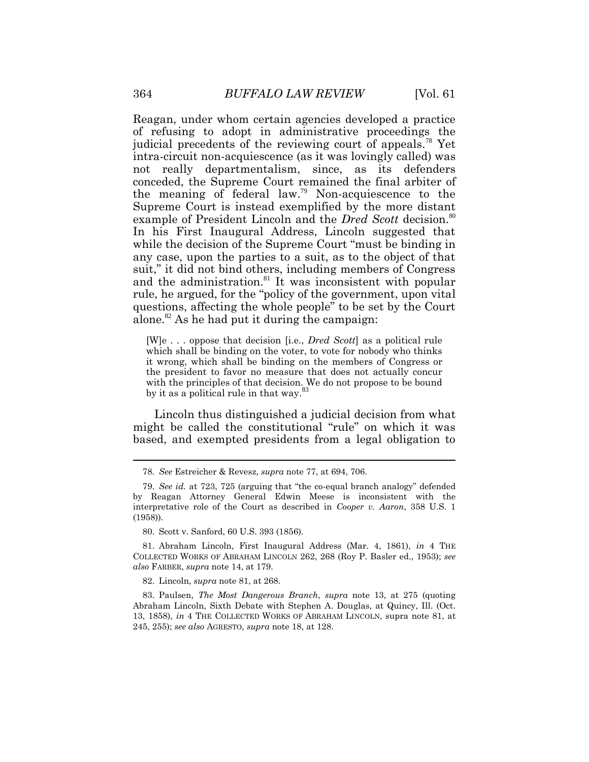Reagan, under whom certain agencies developed a practice of refusing to adopt in administrative proceedings the judicial precedents of the reviewing court of appeals.[78] Yet intra-circuit non-acquiescence (as it was lovingly called) was not really departmentalism, since, as its defenders conceded, the Supreme Court remained the final arbiter of the meaning of federal law.[79] Non-acquiescence to the Supreme Court is instead exemplified by the more distant example of President Lincoln and the *Dred Scott* decision.[80] In his First Inaugural Address, Lincoln suggested that while the decision of the Supreme Court "must be binding in any case, upon the parties to a suit, as to the object of that suit," it did not bind others, including members of Congress and the administration.[81] It was inconsistent with popular rule, he argued, for the "policy of the government, upon vital questions, affecting the whole people" to be set by the Court alone.[82] As he had put it during the campaign:

> [W]e . . . oppose that decision [i.e., *Dred Scott*] as a political rule which shall be binding on the voter, to vote for nobody who thinks it wrong, which shall be binding on the members of Congress or the president to favor no measure that does not actually concur with the principles of that decision. We do not propose to be bound by it as a political rule in that way.[83]

Lincoln thus distinguished a judicial decision from what might be called the constitutional "rule" on which it was based, and exempted presidents from a legal obligation to

---

78. *See* Estreicher & Revesz, *supra* note 77, at 694, 706.

79. *See id.* at 723, 725 (arguing that "the co-equal branch analogy" defended by Reagan Attorney General Edwin Meese is inconsistent with the interpretative role of the Court as described in *Cooper v. Aaron*, 358 U.S. 1 (1958)).

80. Scott v. Sanford, 60 U.S. 393 (1856).

81. Abraham Lincoln, First Inaugural Address (Mar. 4, 1861), *in* 4 THE COLLECTED WORKS OF ABRAHAM LINCOLN 262, 268 (Roy P. Basler ed., 1953); *see also* FARBER, *supra* note 14, at 179.

82. Lincoln, *supra* note 81, at 268.

83. Paulsen, *The Most Dangerous Branch*, *supra* note 13, at 275 (quoting Abraham Lincoln, Sixth Debate with Stephen A. Douglas, at Quincy, Ill. (Oct. 13, 1858), *in* 4 THE COLLECTED WORKS OF ABRAHAM LINCOLN, supra note 81, at 245, 255); *see also* AGRESTO, *supra* note 18, at 128.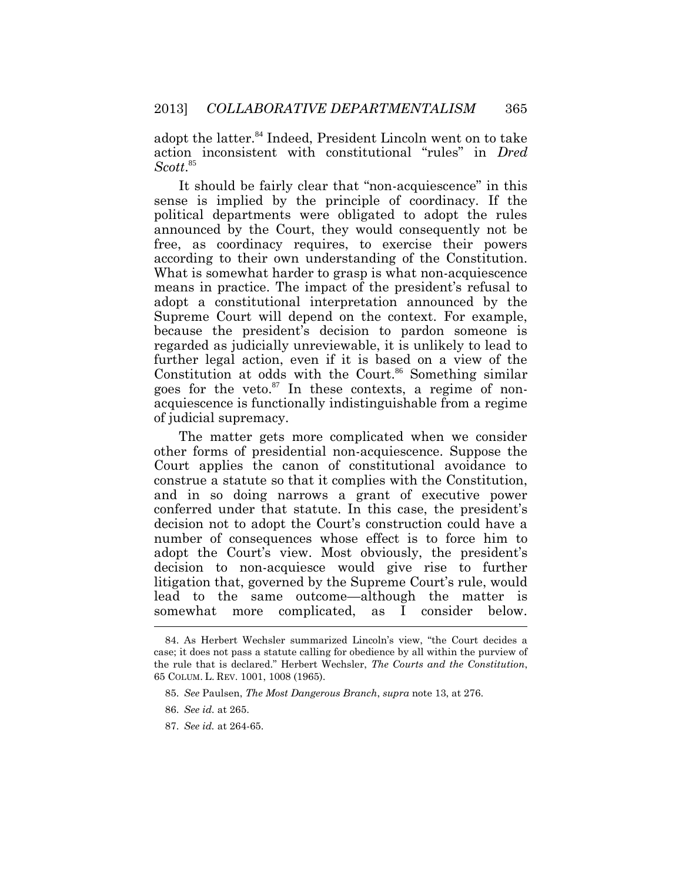adopt the latter.[84] Indeed, President Lincoln went on to take action inconsistent with constitutional "rules" in *Dred Scott*.[85]

It should be fairly clear that "non-acquiescence" in this sense is implied by the principle of coordinacy. If the political departments were obligated to adopt the rules announced by the Court, they would consequently not be free, as coordinacy requires, to exercise their powers according to their own understanding of the Constitution. What is somewhat harder to grasp is what non-acquiescence means in practice. The impact of the president's refusal to adopt a constitutional interpretation announced by the Supreme Court will depend on the context. For example, because the president's decision to pardon someone is regarded as judicially unreviewable, it is unlikely to lead to further legal action, even if it is based on a view of the Constitution at odds with the Court.[86] Something similar goes for the veto.[87] In these contexts, a regime of non-acquiescence is functionally indistinguishable from a regime of judicial supremacy.

The matter gets more complicated when we consider other forms of presidential non-acquiescence. Suppose the Court applies the canon of constitutional avoidance to construe a statute so that it complies with the Constitution, and in so doing narrows a grant of executive power conferred under that statute. In this case, the president's decision not to adopt the Court's construction could have a number of consequences whose effect is to force him to adopt the Court's view. Most obviously, the president's decision to non-acquiesce would give rise to further litigation that, governed by the Supreme Court's rule, would lead to the same outcome—although the matter is somewhat more complicated, as I consider below.

---

84. As Herbert Wechsler summarized Lincoln's view, "the Court decides a case; it does not pass a statute calling for obedience by all within the purview of the rule that is declared." Herbert Wechsler, *The Courts and the Constitution*, 65 COLUM. L. REV. 1001, 1008 (1965).

85. *See* Paulsen, *The Most Dangerous Branch*, *supra* note 13, at 276.

86. *See id.* at 265.

87. *See id.* at 264-65.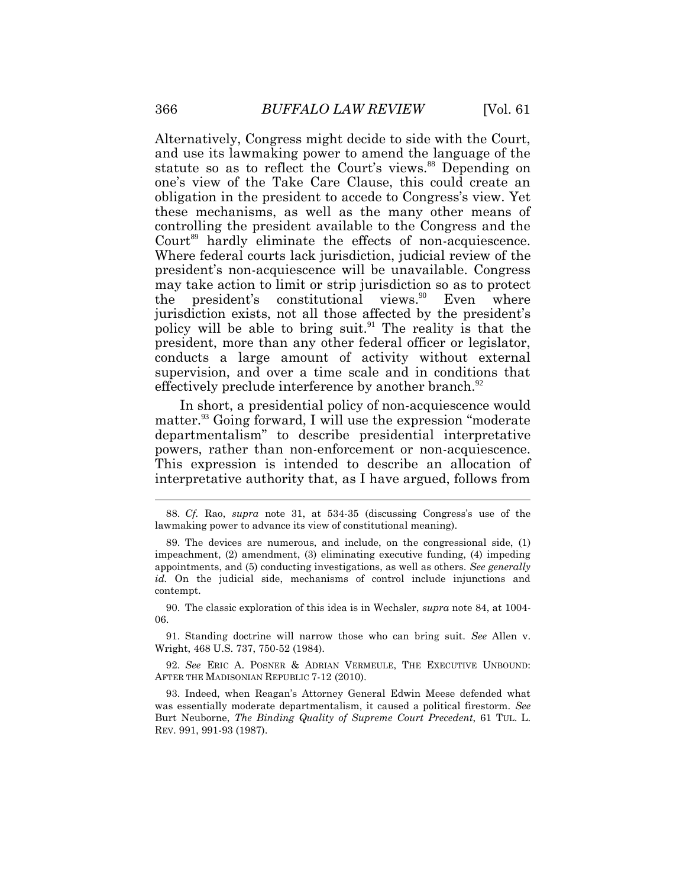Alternatively, Congress might decide to side with the Court, and use its lawmaking power to amend the language of the statute so as to reflect the Court's views.[88] Depending on one's view of the Take Care Clause, this could create an obligation in the president to accede to Congress's view. Yet these mechanisms, as well as the many other means of controlling the president available to the Congress and the Court[89] hardly eliminate the effects of non-acquiescence. Where federal courts lack jurisdiction, judicial review of the president's non-acquiescence will be unavailable. Congress may take action to limit or strip jurisdiction so as to protect the president's constitutional views.[90] Even where jurisdiction exists, not all those affected by the president's policy will be able to bring suit.[91] The reality is that the president, more than any other federal officer or legislator, conducts a large amount of activity without external supervision, and over a time scale and in conditions that effectively preclude interference by another branch.[92]

In short, a presidential policy of non-acquiescence would matter.[93] Going forward, I will use the expression "moderate departmentalism" to describe presidential interpretative powers, rather than non-enforcement or non-acquiescence. This expression is intended to describe an allocation of interpretative authority that, as I have argued, follows from

---

88. *Cf.* Rao, *supra* note 31, at 534-35 (discussing Congress's use of the lawmaking power to advance its view of constitutional meaning).

89. The devices are numerous, and include, on the congressional side, (1) impeachment, (2) amendment, (3) eliminating executive funding, (4) impeding appointments, and (5) conducting investigations, as well as others. *See generally id.* On the judicial side, mechanisms of control include injunctions and contempt.

90. The classic exploration of this idea is in Wechsler, *supra* note 84, at 1004-06.

91. Standing doctrine will narrow those who can bring suit. *See* Allen v. Wright, 468 U.S. 737, 750-52 (1984).

92. *See* ERIC A. POSNER & ADRIAN VERMEULE, THE EXECUTIVE UNBOUND: AFTER THE MADISONIAN REPUBLIC 7-12 (2010).

93. Indeed, when Reagan's Attorney General Edwin Meese defended what was essentially moderate departmentalism, it caused a political firestorm. *See* Burt Neuborne, *The Binding Quality of Supreme Court Precedent*, 61 TUL. L. REV. 991, 991-93 (1987).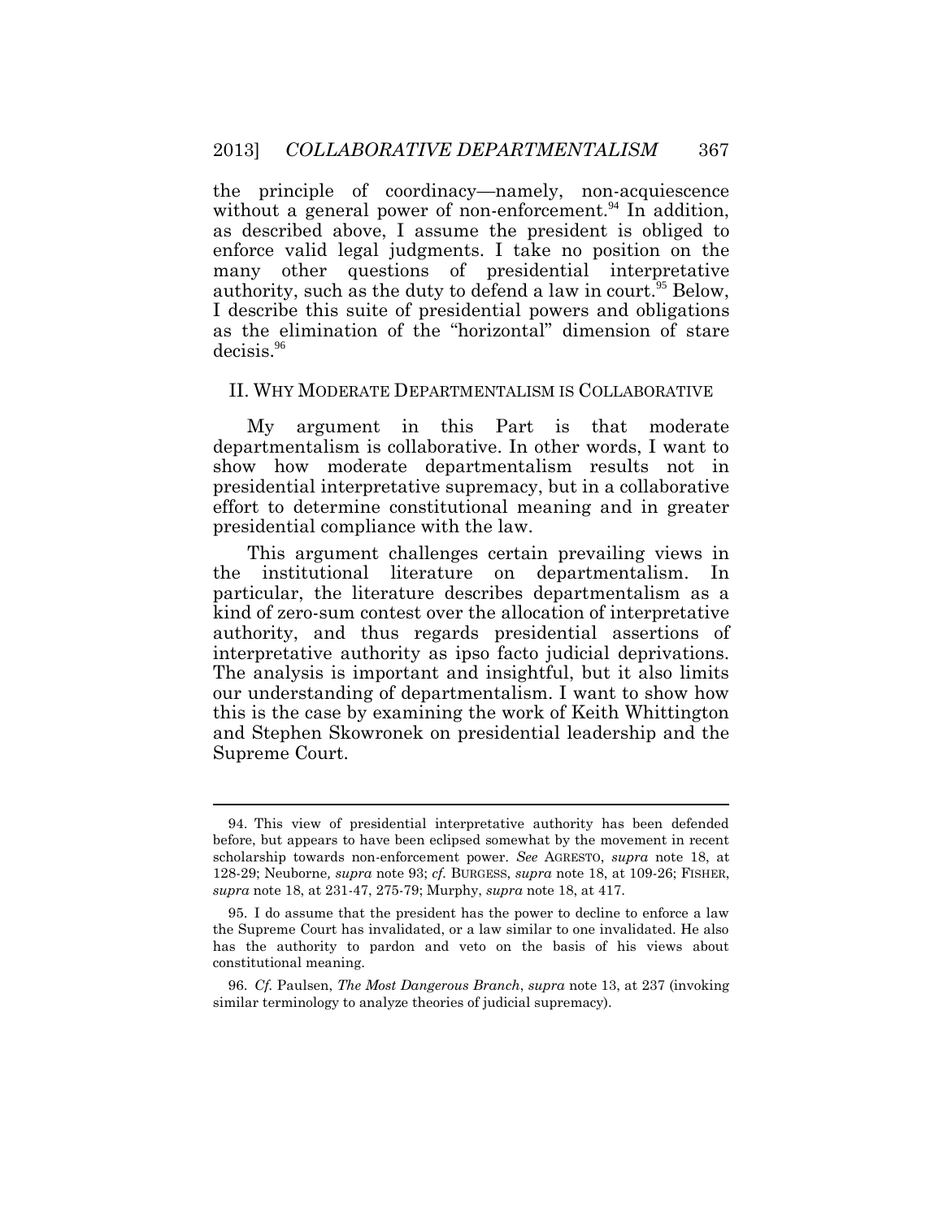the principle of coordinacy—namely, non-acquiescence without a general power of non-enforcement.[94] In addition, as described above, I assume the president is obliged to enforce valid legal judgments. I take no position on the many other questions of presidential interpretative authority, such as the duty to defend a law in court.[95] Below, I describe this suite of presidential powers and obligations as the elimination of the "horizontal" dimension of stare decisis.[96]

## II. WHY MODERATE DEPARTMENTALISM IS COLLABORATIVE

My argument in this Part is that moderate departmentalism is collaborative. In other words, I want to show how moderate departmentalism results not in presidential interpretative supremacy, but in a collaborative effort to determine constitutional meaning and in greater presidential compliance with the law.

This argument challenges certain prevailing views in the institutional literature on departmentalism. In particular, the literature describes departmentalism as a kind of zero-sum contest over the allocation of interpretative authority, and thus regards presidential assertions of interpretative authority as ipso facto judicial deprivations. The analysis is important and insightful, but it also limits our understanding of departmentalism. I want to show how this is the case by examining the work of Keith Whittington and Stephen Skowronek on presidential leadership and the Supreme Court.

---

94. This view of presidential interpretative authority has been defended before, but appears to have been eclipsed somewhat by the movement in recent scholarship towards non-enforcement power. *See* AGRESTO, *supra* note 18, at 128-29; Neuborne, *supra* note 93; *cf.* BURGESS, *supra* note 18, at 109-26; FISHER, *supra* note 18, at 231-47, 275-79; Murphy, *supra* note 18, at 417.

95. I do assume that the president has the power to decline to enforce a law the Supreme Court has invalidated, or a law similar to one invalidated. He also has the authority to pardon and veto on the basis of his views about constitutional meaning.

96. *Cf.* Paulsen, *The Most Dangerous Branch*, *supra* note 13, at 237 (invoking similar terminology to analyze theories of judicial supremacy).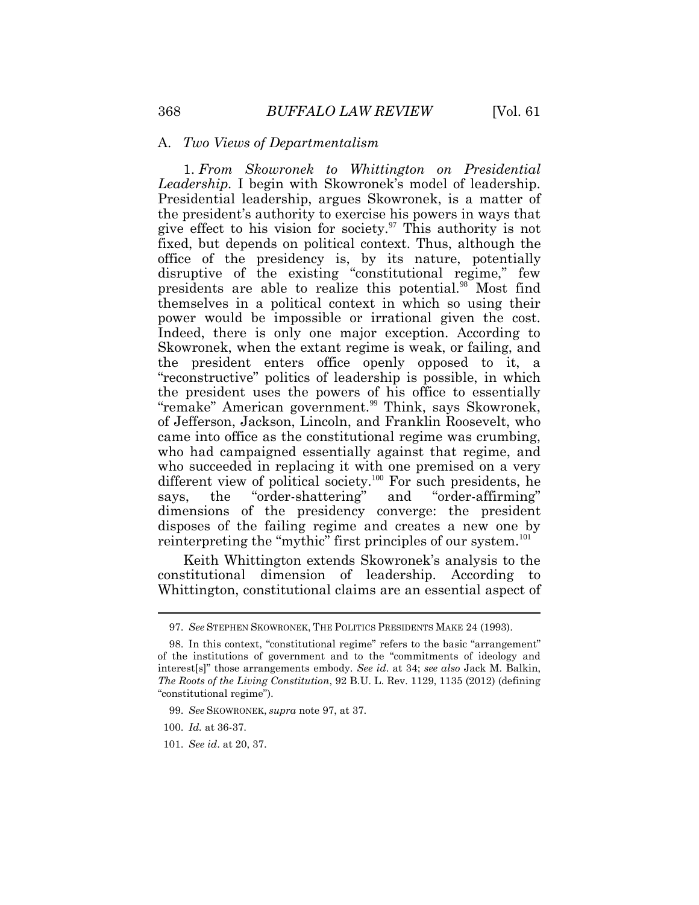### A. *Two Views of Departmentalism*

1. *From Skowronek to Whittington on Presidential Leadership.* I begin with Skowronek's model of leadership. Presidential leadership, argues Skowronek, is a matter of the president's authority to exercise his powers in ways that give effect to his vision for society.[97] This authority is not fixed, but depends on political context. Thus, although the office of the presidency is, by its nature, potentially disruptive of the existing "constitutional regime," few presidents are able to realize this potential.[98] Most find themselves in a political context in which so using their power would be impossible or irrational given the cost. Indeed, there is only one major exception. According to Skowronek, when the extant regime is weak, or failing, and the president enters office openly opposed to it, a "reconstructive" politics of leadership is possible, in which the president uses the powers of his office to essentially "remake" American government.[99] Think, says Skowronek, of Jefferson, Jackson, Lincoln, and Franklin Roosevelt, who came into office as the constitutional regime was crumbing, who had campaigned essentially against that regime, and who succeeded in replacing it with one premised on a very different view of political society.[100] For such presidents, he says, the "order-shattering" and "order-affirming" dimensions of the presidency converge: the president disposes of the failing regime and creates a new one by reinterpreting the "mythic" first principles of our system.[101]

Keith Whittington extends Skowronek's analysis to the constitutional dimension of leadership. According to Whittington, constitutional claims are an essential aspect of

---

97. *See* STEPHEN SKOWRONEK, THE POLITICS PRESIDENTS MAKE 24 (1993).

98. In this context, "constitutional regime" refers to the basic "arrangement" of the institutions of government and to the "commitments of ideology and interest[s]" those arrangements embody. *See id*. at 34; *see also* Jack M. Balkin, *The Roots of the Living Constitution*, 92 B.U. L. Rev. 1129, 1135 (2012) (defining "constitutional regime").

99. *See* SKOWRONEK, *supra* note 97, at 37.

100. *Id.* at 36-37.

101. *See id*. at 20, 37.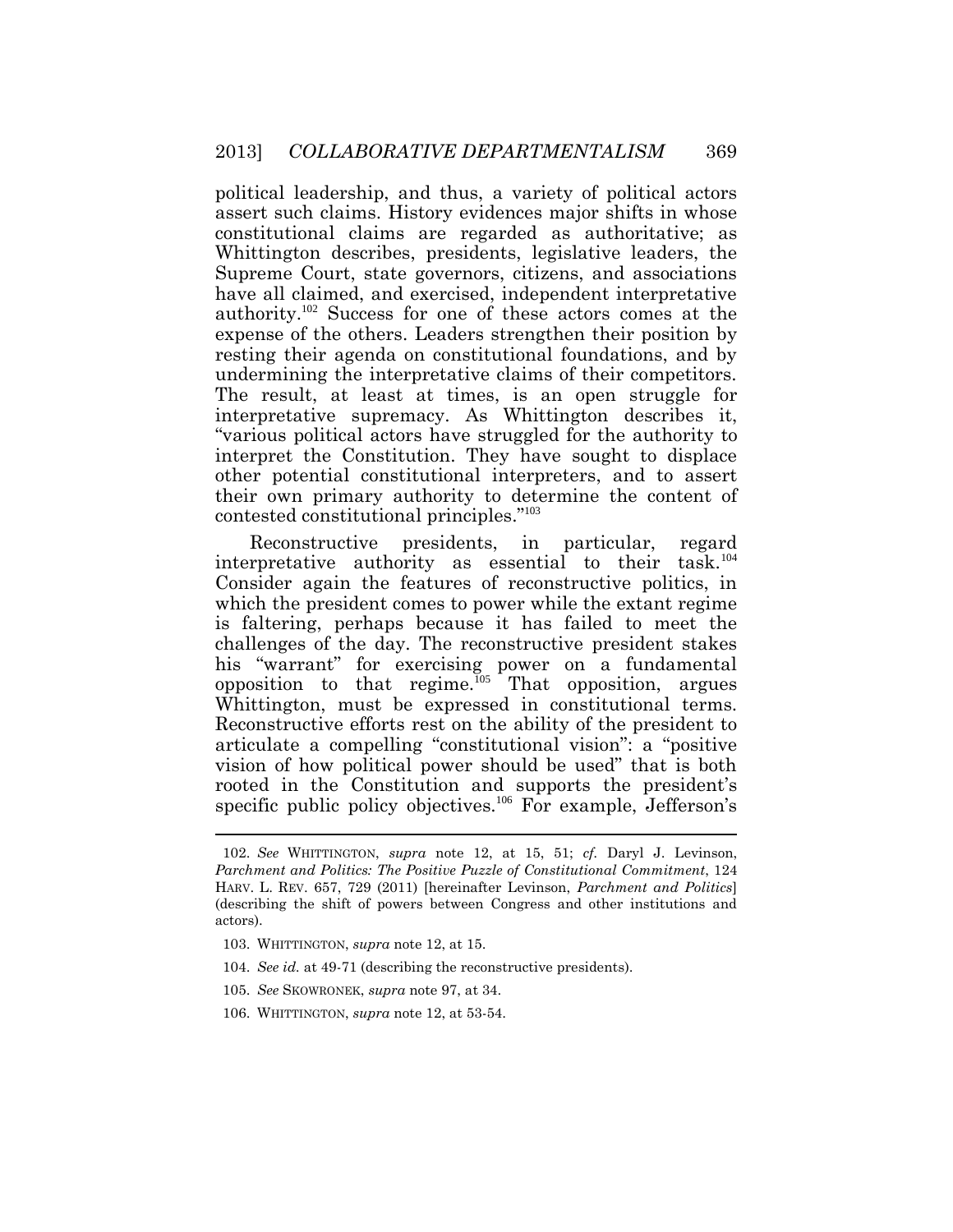political leadership, and thus, a variety of political actors assert such claims. History evidences major shifts in whose constitutional claims are regarded as authoritative; as Whittington describes, presidents, legislative leaders, the Supreme Court, state governors, citizens, and associations have all claimed, and exercised, independent interpretative authority.[102] Success for one of these actors comes at the expense of the others. Leaders strengthen their position by resting their agenda on constitutional foundations, and by undermining the interpretative claims of their competitors. The result, at least at times, is an open struggle for interpretative supremacy. As Whittington describes it, "various political actors have struggled for the authority to interpret the Constitution. They have sought to displace other potential constitutional interpreters, and to assert their own primary authority to determine the content of contested constitutional principles."[103]

Reconstructive presidents, in particular, regard interpretative authority as essential to their task.[104] Consider again the features of reconstructive politics, in which the president comes to power while the extant regime is faltering, perhaps because it has failed to meet the challenges of the day. The reconstructive president stakes his "warrant" for exercising power on a fundamental opposition to that regime.[105] That opposition, argues Whittington, must be expressed in constitutional terms. Reconstructive efforts rest on the ability of the president to articulate a compelling "constitutional vision": a "positive vision of how political power should be used" that is both rooted in the Constitution and supports the president's specific public policy objectives.[106] For example, Jefferson's

---

102. *See* WHITTINGTON, *supra* note 12, at 15, 51; *cf.* Daryl J. Levinson, *Parchment and Politics: The Positive Puzzle of Constitutional Commitment*, 124 HARV. L. REV. 657, 729 (2011) [hereinafter Levinson, *Parchment and Politics*] (describing the shift of powers between Congress and other institutions and actors).

103. WHITTINGTON, *supra* note 12, at 15.

104. *See id.* at 49-71 (describing the reconstructive presidents).

105. *See* SKOWRONEK, *supra* note 97, at 34.

106. WHITTINGTON, *supra* note 12, at 53-54.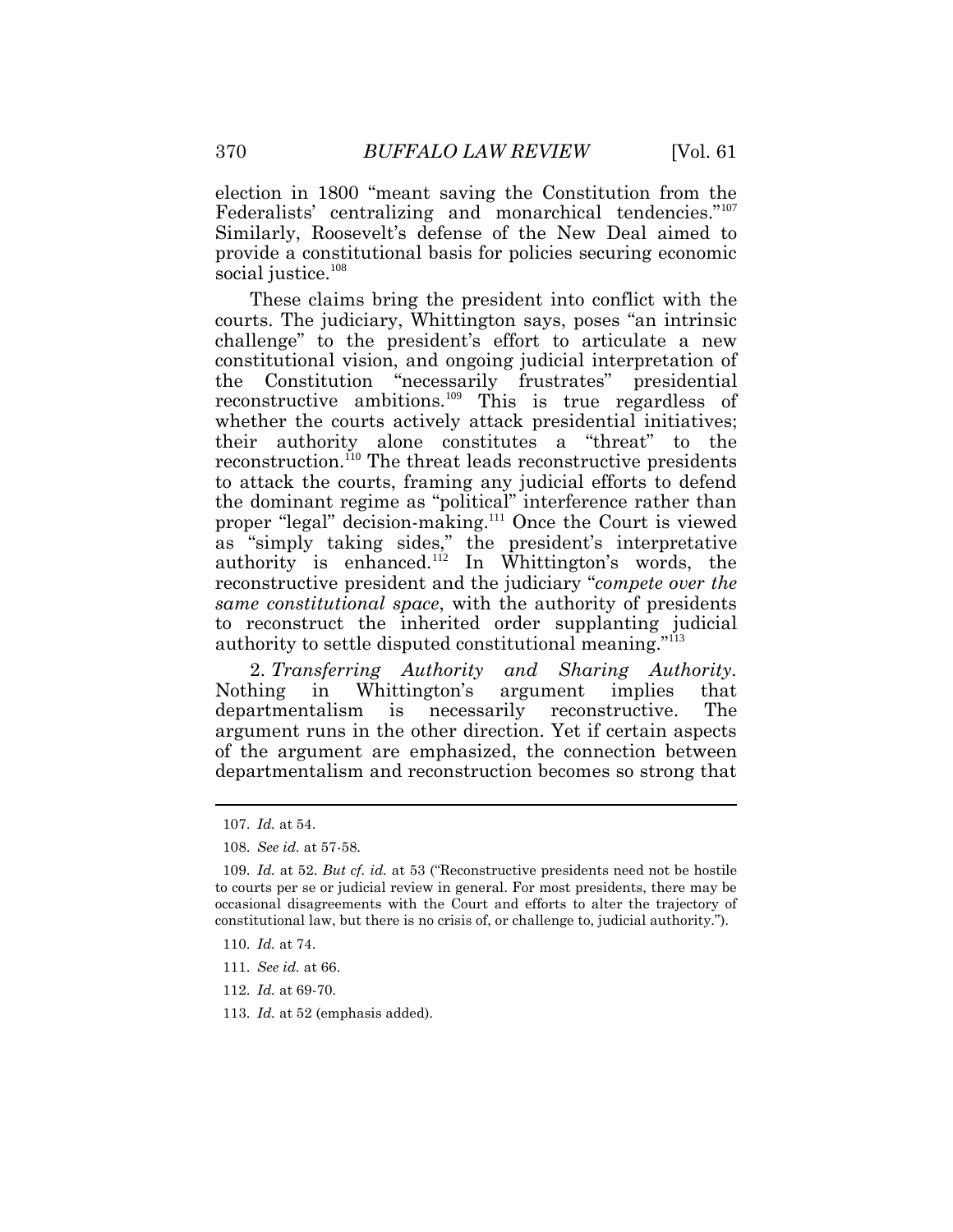election in 1800 "meant saving the Constitution from the Federalists' centralizing and monarchical tendencies."[107] Similarly, Roosevelt's defense of the New Deal aimed to provide a constitutional basis for policies securing economic social justice.[108]

These claims bring the president into conflict with the courts. The judiciary, Whittington says, poses "an intrinsic challenge" to the president's effort to articulate a new constitutional vision, and ongoing judicial interpretation of the Constitution "necessarily frustrates" presidential reconstructive ambitions.[109] This is true regardless of whether the courts actively attack presidential initiatives; their authority alone constitutes a "threat" to the reconstruction.[110] The threat leads reconstructive presidents to attack the courts, framing any judicial efforts to defend the dominant regime as "political" interference rather than proper "legal" decision-making.[111] Once the Court is viewed as "simply taking sides," the president's interpretative authority is enhanced.[112] In Whittington's words, the reconstructive president and the judiciary "*compete over the same constitutional space*, with the authority of presidents to reconstruct the inherited order supplanting judicial authority to settle disputed constitutional meaning."[113]

2. *Transferring Authority and Sharing Authority*. Nothing in Whittington's argument implies that departmentalism is necessarily reconstructive. The argument runs in the other direction. Yet if certain aspects of the argument are emphasized, the connection between departmentalism and reconstruction becomes so strong that

---

107. *Id.* at 54.

108. *See id.* at 57-58.

109. *Id.* at 52. *But cf. id.* at 53 ("Reconstructive presidents need not be hostile to courts per se or judicial review in general. For most presidents, there may be occasional disagreements with the Court and efforts to alter the trajectory of constitutional law, but there is no crisis of, or challenge to, judicial authority.").

110. *Id.* at 74.

111. *See id.* at 66.

112. *Id.* at 69-70.

113. *Id.* at 52 (emphasis added).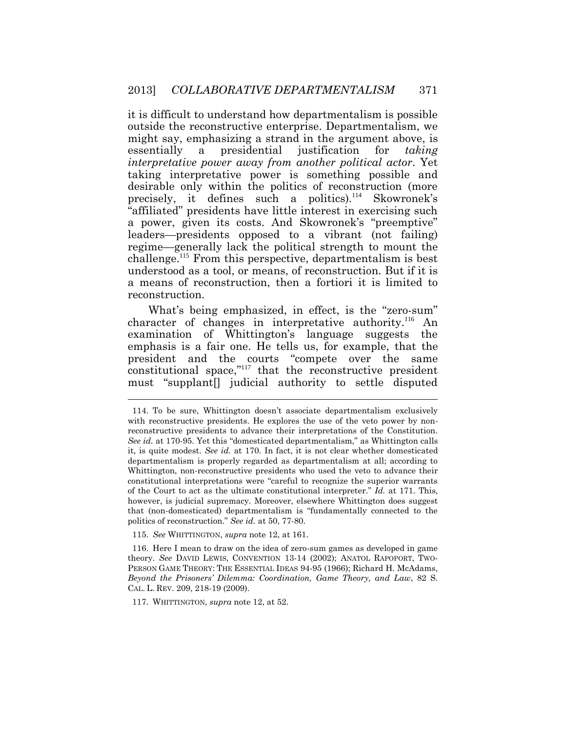it is difficult to understand how departmentalism is possible outside the reconstructive enterprise. Departmentalism, we might say, emphasizing a strand in the argument above, is essentially a presidential justification for *taking interpretative power away from another political actor*. Yet taking interpretative power is something possible and desirable only within the politics of reconstruction (more precisely, it defines such a politics).[114] Skowronek's "affiliated" presidents have little interest in exercising such a power, given its costs. And Skowronek's "preemptive" leaders—presidents opposed to a vibrant (not failing) regime—generally lack the political strength to mount the challenge.[115] From this perspective, departmentalism is best understood as a tool, or means, of reconstruction. But if it is a means of reconstruction, then a fortiori it is limited to reconstruction.

What's being emphasized, in effect, is the "zero-sum" character of changes in interpretative authority.[116] An examination of Whittington's language suggests the emphasis is a fair one. He tells us, for example, that the president and the courts "compete over the same constitutional space,"[117] that the reconstructive president must "supplant[] judicial authority to settle disputed

114. To be sure, Whittington doesn't associate departmentalism exclusively with reconstructive presidents. He explores the use of the veto power by non-reconstructive presidents to advance their interpretations of the Constitution. *See id.* at 170-95. Yet this "domesticated departmentalism," as Whittington calls it, is quite modest. *See id.* at 170. In fact, it is not clear whether domesticated departmentalism is properly regarded as departmentalism at all; according to Whittington, non-reconstructive presidents who used the veto to advance their constitutional interpretations were "careful to recognize the superior warrants of the Court to act as the ultimate constitutional interpreter." *Id.* at 171. This, however, is judicial supremacy. Moreover, elsewhere Whittington does suggest that (non-domesticated) departmentalism is "fundamentally connected to the politics of reconstruction." *See id.* at 50, 77-80.

115. *See* WHITTINGTON, *supra* note 12, at 161.

116. Here I mean to draw on the idea of zero-sum games as developed in game theory. *See* DAVID LEWIS, CONVENTION 13-14 (2002); ANATOL RAPOPORT, TWO-PERSON GAME THEORY: THE ESSENTIAL IDEAS 94-95 (1966); Richard H. McAdams, *Beyond the Prisoners' Dilemma: Coordination, Game Theory, and Law*, 82 S. CAL. L. REV. 209, 218-19 (2009).

117. WHITTINGTON, *supra* note 12, at 52.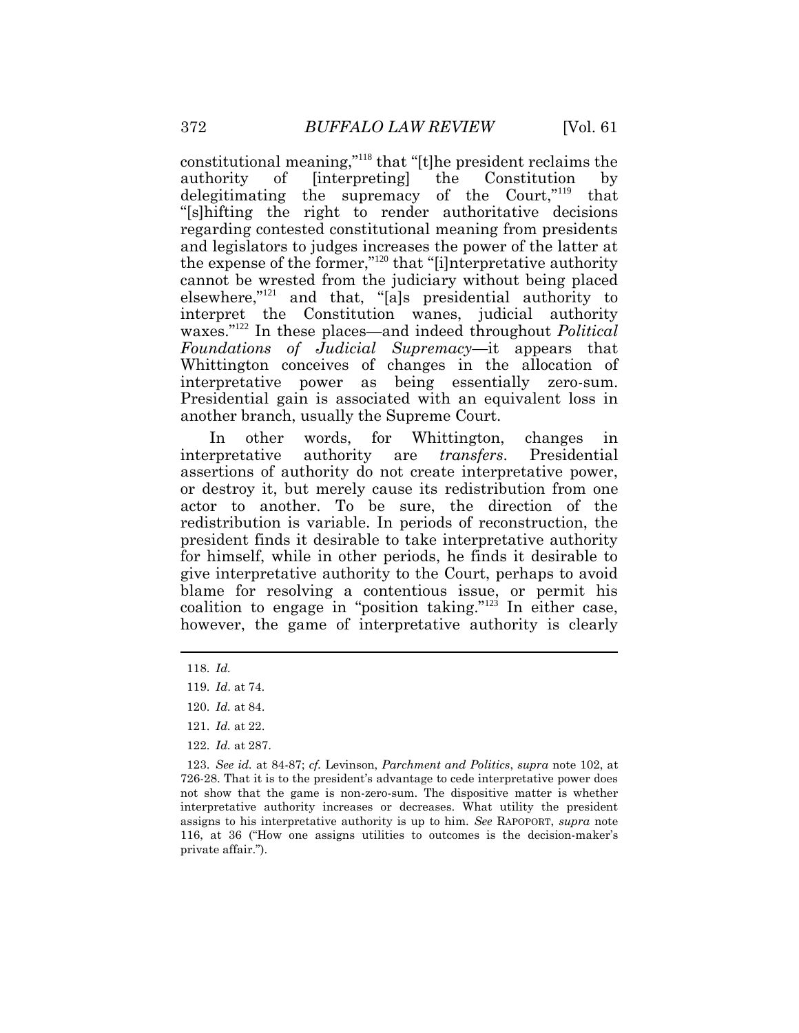constitutional meaning,"[118] that "[t]he president reclaims the authority of [interpreting] the Constitution by delegitimating the supremacy of the Court,"[119] that "[s]hifting the right to render authoritative decisions regarding contested constitutional meaning from presidents and legislators to judges increases the power of the latter at the expense of the former,"[120] that "[i]nterpretative authority cannot be wrested from the judiciary without being placed elsewhere,"[121] and that, "[a]s presidential authority to interpret the Constitution wanes, judicial authority waxes."[122] In these places—and indeed throughout *Political Foundations of Judicial Supremacy*—it appears that Whittington conceives of changes in the allocation of interpretative power as being essentially zero-sum. Presidential gain is associated with an equivalent loss in another branch, usually the Supreme Court.

In other words, for Whittington, changes in interpretative authority are *transfers*. Presidential assertions of authority do not create interpretative power, or destroy it, but merely cause its redistribution from one actor to another. To be sure, the direction of the redistribution is variable. In periods of reconstruction, the president finds it desirable to take interpretative authority for himself, while in other periods, he finds it desirable to give interpretative authority to the Court, perhaps to avoid blame for resolving a contentious issue, or permit his coalition to engage in "position taking."[123] In either case, however, the game of interpretative authority is clearly

---

118. *Id.*

119. *Id.* at 74.

120. *Id.* at 84.

121. *Id.* at 22.

122. *Id.* at 287.

123. *See id.* at 84-87; *cf.* Levinson, *Parchment and Politics*, *supra* note 102, at 726-28. That it is to the president's advantage to cede interpretative power does not show that the game is non-zero-sum. The dispositive matter is whether interpretative authority increases or decreases. What utility the president assigns to his interpretative authority is up to him. *See* RAPOPORT, *supra* note 116, at 36 ("How one assigns utilities to outcomes is the decision-maker's private affair.").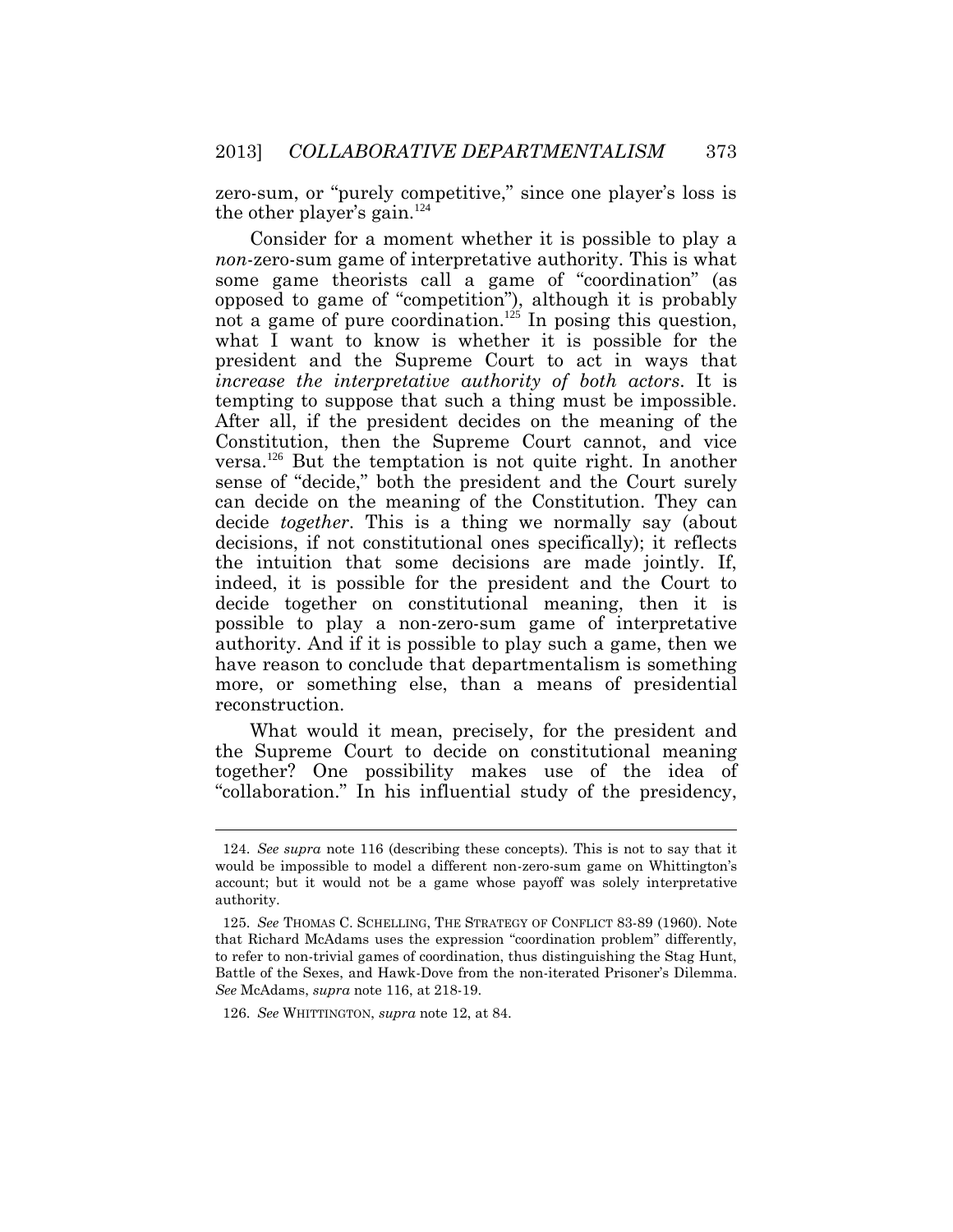zero-sum, or "purely competitive," since one player's loss is the other player's gain.[124]

Consider for a moment whether it is possible to play a *non*-zero-sum game of interpretative authority. This is what some game theorists call a game of "coordination" (as opposed to game of "competition"), although it is probably not a game of pure coordination.[125] In posing this question, what I want to know is whether it is possible for the president and the Supreme Court to act in ways that *increase the interpretative authority of both actors*. It is tempting to suppose that such a thing must be impossible. After all, if the president decides on the meaning of the Constitution, then the Supreme Court cannot, and vice versa.[126] But the temptation is not quite right. In another sense of "decide," both the president and the Court surely can decide on the meaning of the Constitution. They can decide *together*. This is a thing we normally say (about decisions, if not constitutional ones specifically); it reflects the intuition that some decisions are made jointly. If, indeed, it is possible for the president and the Court to decide together on constitutional meaning, then it is possible to play a non-zero-sum game of interpretative authority. And if it is possible to play such a game, then we have reason to conclude that departmentalism is something more, or something else, than a means of presidential reconstruction.

What would it mean, precisely, for the president and the Supreme Court to decide on constitutional meaning together? One possibility makes use of the idea of "collaboration." In his influential study of the presidency,

---

124. *See supra* note 116 (describing these concepts). This is not to say that it would be impossible to model a different non-zero-sum game on Whittington's account; but it would not be a game whose payoff was solely interpretative authority.

125. *See* THOMAS C. SCHELLING, THE STRATEGY OF CONFLICT 83-89 (1960). Note that Richard McAdams uses the expression "coordination problem" differently, to refer to non-trivial games of coordination, thus distinguishing the Stag Hunt, Battle of the Sexes, and Hawk-Dove from the non-iterated Prisoner's Dilemma. *See* McAdams, *supra* note 116, at 218-19.

126. *See* WHITTINGTON, *supra* note 12, at 84.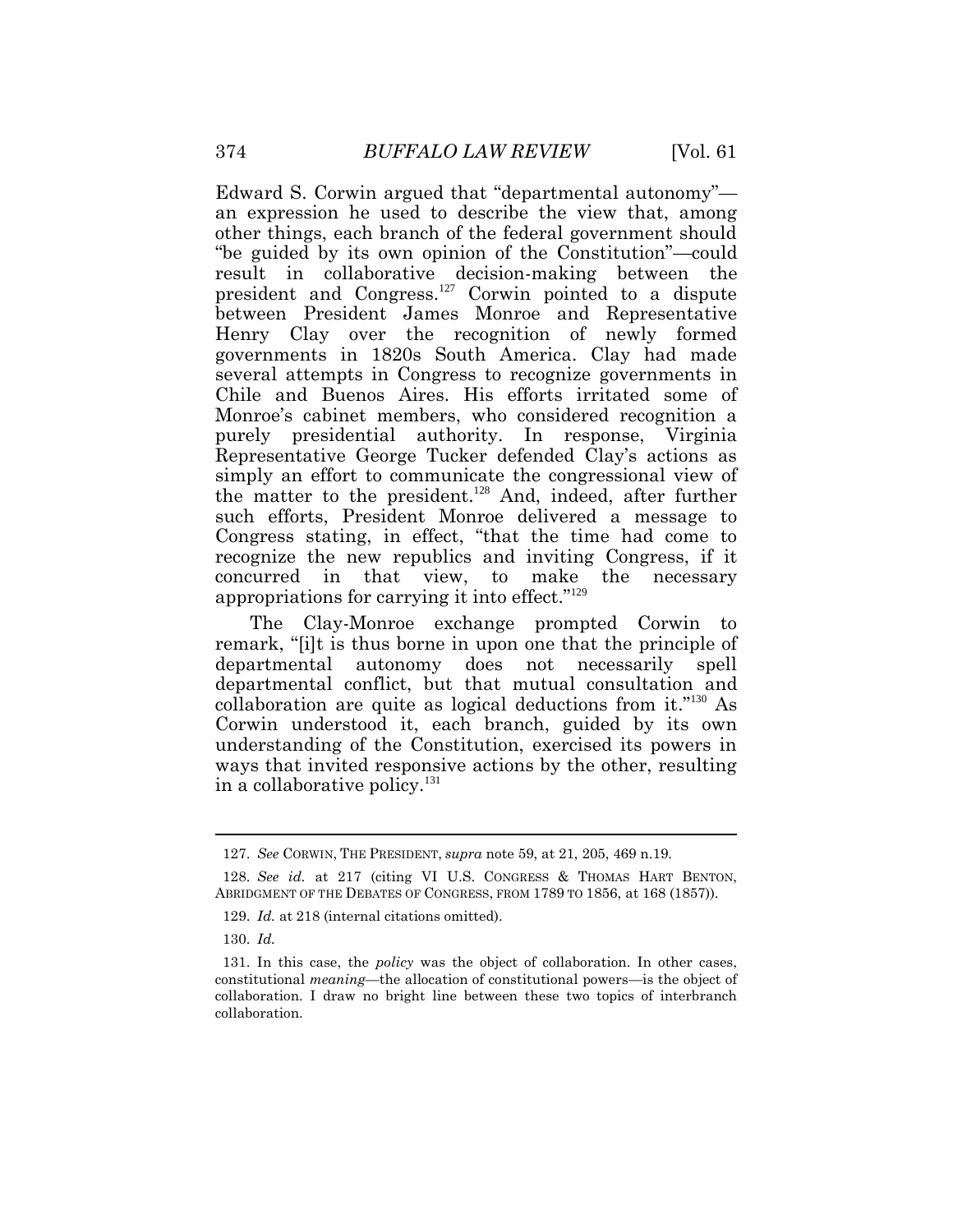Edward S. Corwin argued that "departmental autonomy"—an expression he used to describe the view that, among other things, each branch of the federal government should "be guided by its own opinion of the Constitution"—could result in collaborative decision-making between the president and Congress.[127] Corwin pointed to a dispute between President James Monroe and Representative Henry Clay over the recognition of newly formed governments in 1820s South America. Clay had made several attempts in Congress to recognize governments in Chile and Buenos Aires. His efforts irritated some of Monroe's cabinet members, who considered recognition a purely presidential authority. In response, Virginia Representative George Tucker defended Clay's actions as simply an effort to communicate the congressional view of the matter to the president.[128] And, indeed, after further such efforts, President Monroe delivered a message to Congress stating, in effect, "that the time had come to recognize the new republics and inviting Congress, if it concurred in that view, to make the necessary appropriations for carrying it into effect."[129]

The Clay-Monroe exchange prompted Corwin to remark, "[i]t is thus borne in upon one that the principle of departmental autonomy does not necessarily spell departmental conflict, but that mutual consultation and collaboration are quite as logical deductions from it."[130] As Corwin understood it, each branch, guided by its own understanding of the Constitution, exercised its powers in ways that invited responsive actions by the other, resulting in a collaborative policy.[131]

---

127. *See* CORWIN, THE PRESIDENT, *supra* note 59, at 21, 205, 469 n.19.

128. *See id.* at 217 (citing VI U.S. CONGRESS & THOMAS HART BENTON, ABRIDGMENT OF THE DEBATES OF CONGRESS, FROM 1789 TO 1856, at 168 (1857)).

129. *Id.* at 218 (internal citations omitted).

130. *Id.*

131. In this case, the *policy* was the object of collaboration. In other cases, constitutional *meaning*—the allocation of constitutional powers—is the object of collaboration. I draw no bright line between these two topics of interbranch collaboration.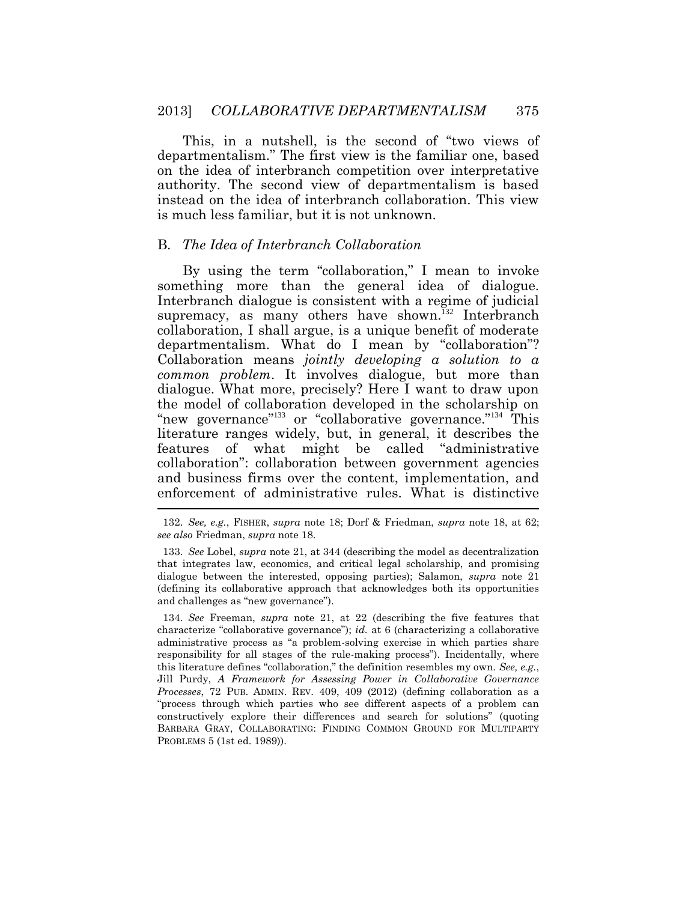This, in a nutshell, is the second of "two views of departmentalism." The first view is the familiar one, based on the idea of interbranch competition over interpretative authority. The second view of departmentalism is based instead on the idea of interbranch collaboration. This view is much less familiar, but it is not unknown.

## B. *The Idea of Interbranch Collaboration*

By using the term "collaboration," I mean to invoke something more than the general idea of dialogue. Interbranch dialogue is consistent with a regime of judicial supremacy, as many others have shown.[132] Interbranch collaboration, I shall argue, is a unique benefit of moderate departmentalism. What do I mean by "collaboration"? Collaboration means *jointly developing a solution to a common problem*. It involves dialogue, but more than dialogue. What more, precisely? Here I want to draw upon the model of collaboration developed in the scholarship on "new governance"[133] or "collaborative governance."[134] This literature ranges widely, but, in general, it describes the features of what might be called "administrative collaboration": collaboration between government agencies and business firms over the content, implementation, and enforcement of administrative rules. What is distinctive

---

132. *See, e.g.*, FISHER, *supra* note 18; Dorf & Friedman, *supra* note 18, at 62; *see also* Friedman, *supra* note 18.

133. *See* Lobel, *supra* note 21, at 344 (describing the model as decentralization that integrates law, economics, and critical legal scholarship, and promising dialogue between the interested, opposing parties); Salamon, *supra* note 21 (defining its collaborative approach that acknowledges both its opportunities and challenges as "new governance").

134. *See* Freeman, *supra* note 21, at 22 (describing the five features that characterize "collaborative governance"); *id.* at 6 (characterizing a collaborative administrative process as "a problem-solving exercise in which parties share responsibility for all stages of the rule-making process"). Incidentally, where this literature defines "collaboration," the definition resembles my own. *See, e.g.*, Jill Purdy, *A Framework for Assessing Power in Collaborative Governance Processes*, 72 PUB. ADMIN. REV. 409, 409 (2012) (defining collaboration as a "process through which parties who see different aspects of a problem can constructively explore their differences and search for solutions" (quoting BARBARA GRAY, COLLABORATING: FINDING COMMON GROUND FOR MULTIPARTY PROBLEMS 5 (1st ed. 1989)).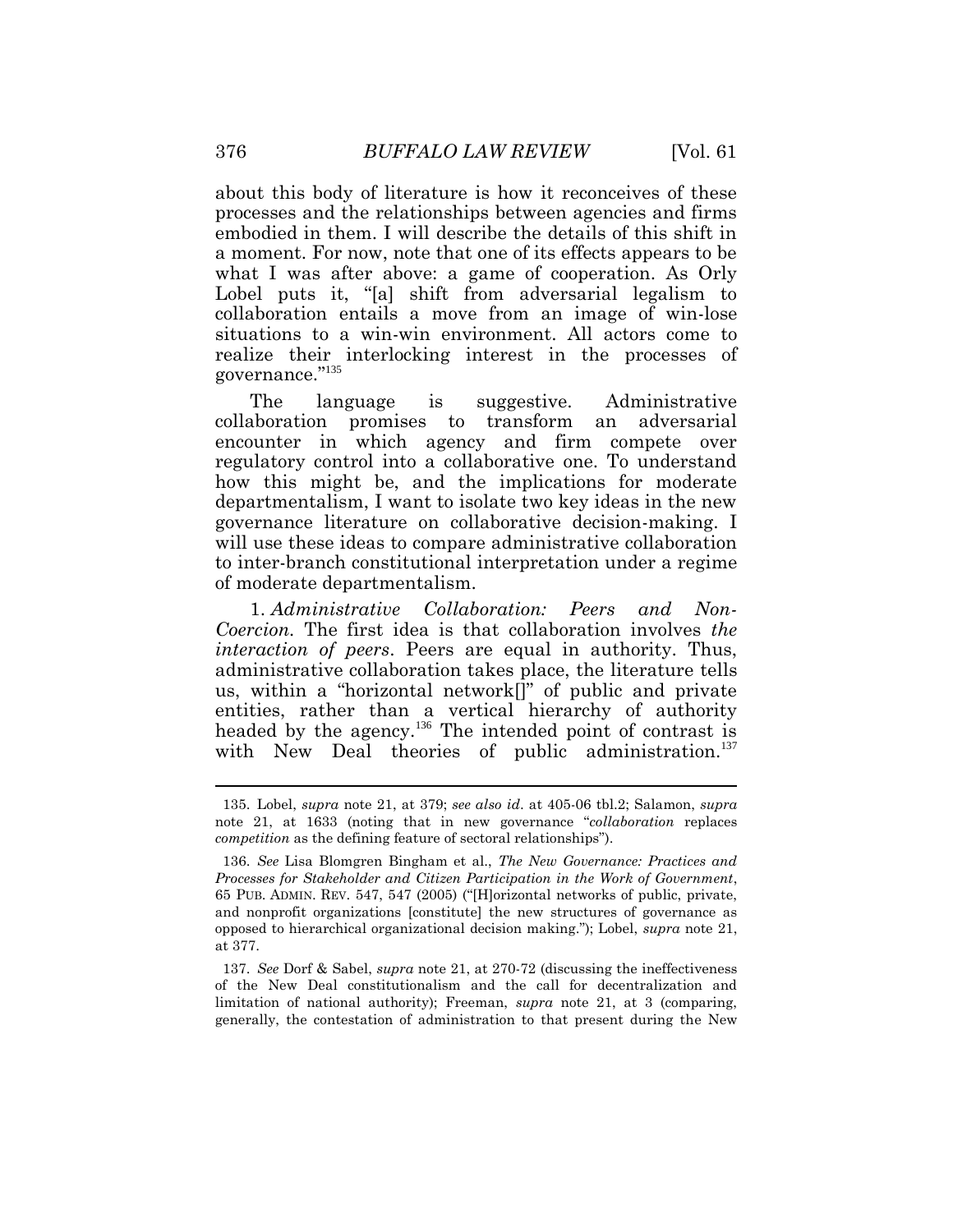about this body of literature is how it reconceives of these processes and the relationships between agencies and firms embodied in them. I will describe the details of this shift in a moment. For now, note that one of its effects appears to be what I was after above: a game of cooperation. As Orly Lobel puts it, "[a] shift from adversarial legalism to collaboration entails a move from an image of win-lose situations to a win-win environment. All actors come to realize their interlocking interest in the processes of governance."[135]

The language is suggestive. Administrative collaboration promises to transform an adversarial encounter in which agency and firm compete over regulatory control into a collaborative one. To understand how this might be, and the implications for moderate departmentalism, I want to isolate two key ideas in the new governance literature on collaborative decision-making. I will use these ideas to compare administrative collaboration to inter-branch constitutional interpretation under a regime of moderate departmentalism.

1. *Administrative Collaboration: Peers and Non-Coercion.* The first idea is that collaboration involves *the interaction of peers*. Peers are equal in authority. Thus, administrative collaboration takes place, the literature tells us, within a "horizontal network[]" of public and private entities, rather than a vertical hierarchy of authority headed by the agency.[136] The intended point of contrast is with New Deal theories of public administration.[137]

---

135. Lobel, *supra* note 21, at 379; *see also id*. at 405-06 tbl.2; Salamon, *supra* note 21, at 1633 (noting that in new governance "*collaboration* replaces *competition* as the defining feature of sectoral relationships").

136. *See* Lisa Blomgren Bingham et al., *The New Governance: Practices and Processes for Stakeholder and Citizen Participation in the Work of Government*, 65 PUB. ADMIN. REV. 547, 547 (2005) ("[H]orizontal networks of public, private, and nonprofit organizations [constitute] the new structures of governance as opposed to hierarchical organizational decision making."); Lobel, *supra* note 21, at 377.

137. *See* Dorf & Sabel, *supra* note 21, at 270-72 (discussing the ineffectiveness of the New Deal constitutionalism and the call for decentralization and limitation of national authority); Freeman, *supra* note 21, at 3 (comparing, generally, the contestation of administration to that present during the New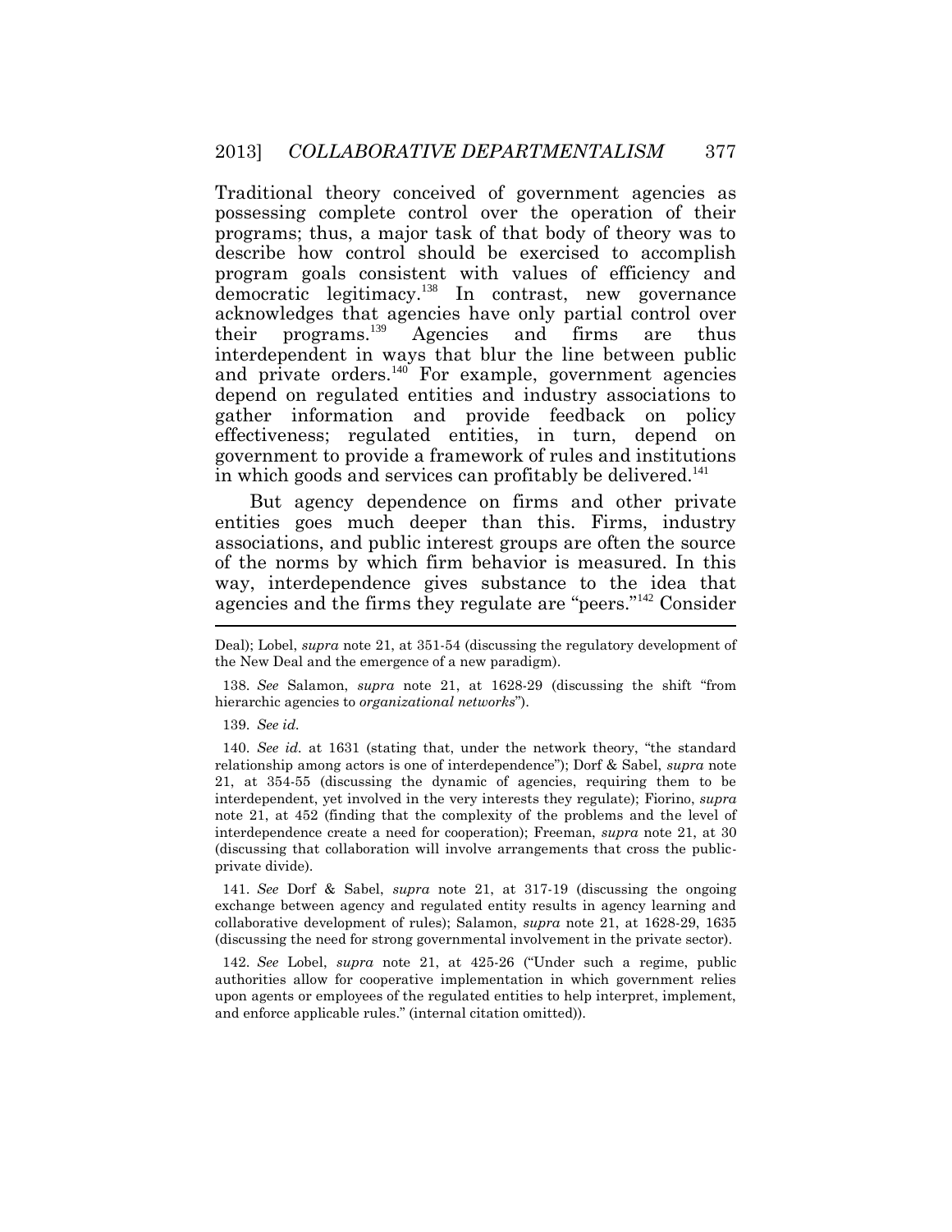Traditional theory conceived of government agencies as possessing complete control over the operation of their programs; thus, a major task of that body of theory was to describe how control should be exercised to accomplish program goals consistent with values of efficiency and democratic legitimacy.[138] In contrast, new governance acknowledges that agencies have only partial control over their programs.[139] Agencies and firms are thus interdependent in ways that blur the line between public and private orders.[140] For example, government agencies depend on regulated entities and industry associations to gather information and provide feedback on policy effectiveness; regulated entities, in turn, depend on government to provide a framework of rules and institutions in which goods and services can profitably be delivered.[141]

But agency dependence on firms and other private entities goes much deeper than this. Firms, industry associations, and public interest groups are often the source of the norms by which firm behavior is measured. In this way, interdependence gives substance to the idea that agencies and the firms they regulate are "peers."[142] Consider

---

Deal); Lobel, *supra* note 21, at 351-54 (discussing the regulatory development of the New Deal and the emergence of a new paradigm).

138. *See* Salamon, *supra* note 21, at 1628-29 (discussing the shift "from hierarchic agencies to *organizational networks*").

139. *See id.*

140. *See id.* at 1631 (stating that, under the network theory, "the standard relationship among actors is one of interdependence"); Dorf & Sabel, *supra* note 21, at 354-55 (discussing the dynamic of agencies, requiring them to be interdependent, yet involved in the very interests they regulate); Fiorino, *supra* note 21, at 452 (finding that the complexity of the problems and the level of interdependence create a need for cooperation); Freeman, *supra* note 21, at 30 (discussing that collaboration will involve arrangements that cross the public-private divide).

141. *See* Dorf & Sabel, *supra* note 21, at 317-19 (discussing the ongoing exchange between agency and regulated entity results in agency learning and collaborative development of rules); Salamon, *supra* note 21, at 1628-29, 1635 (discussing the need for strong governmental involvement in the private sector).

142. *See* Lobel, *supra* note 21, at 425-26 ("Under such a regime, public authorities allow for cooperative implementation in which government relies upon agents or employees of the regulated entities to help interpret, implement, and enforce applicable rules." (internal citation omitted)).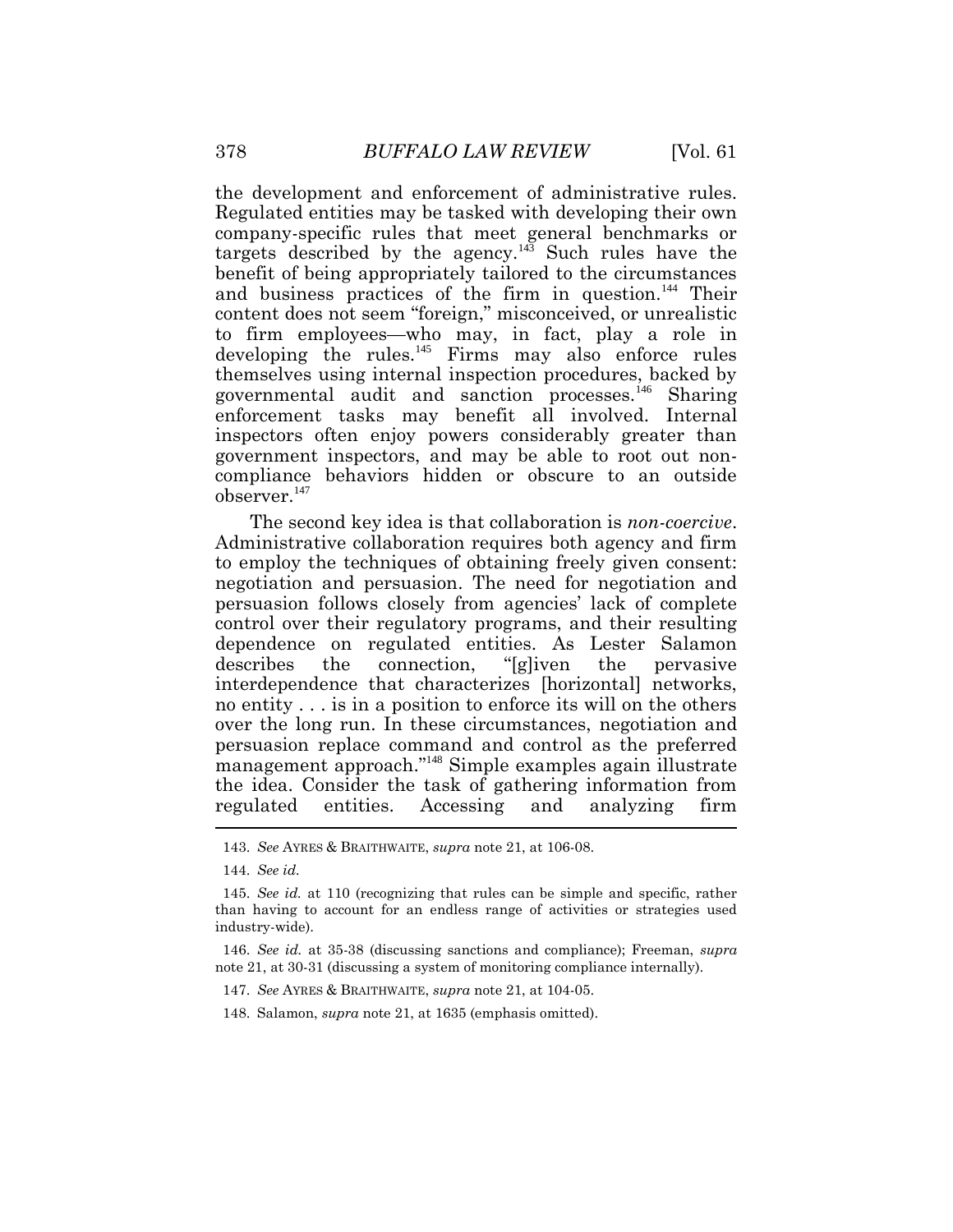the development and enforcement of administrative rules. Regulated entities may be tasked with developing their own company-specific rules that meet general benchmarks or targets described by the agency.[143] Such rules have the benefit of being appropriately tailored to the circumstances and business practices of the firm in question.[144] Their content does not seem "foreign," misconceived, or unrealistic to firm employees—who may, in fact, play a role in developing the rules.[145] Firms may also enforce rules themselves using internal inspection procedures, backed by governmental audit and sanction processes.[146] Sharing enforcement tasks may benefit all involved. Internal inspectors often enjoy powers considerably greater than government inspectors, and may be able to root out non-compliance behaviors hidden or obscure to an outside observer.[147]

The second key idea is that collaboration is *non-coercive*. Administrative collaboration requires both agency and firm to employ the techniques of obtaining freely given consent: negotiation and persuasion. The need for negotiation and persuasion follows closely from agencies' lack of complete control over their regulatory programs, and their resulting dependence on regulated entities. As Lester Salamon describes the connection, "[g]iven the pervasive interdependence that characterizes [horizontal] networks, no entity . . . is in a position to enforce its will on the others over the long run. In these circumstances, negotiation and persuasion replace command and control as the preferred management approach."[148] Simple examples again illustrate the idea. Consider the task of gathering information from regulated entities. Accessing and analyzing firm

---

143. *See* AYRES & BRAITHWAITE, *supra* note 21, at 106-08.

144. *See id.*

145. *See id.* at 110 (recognizing that rules can be simple and specific, rather than having to account for an endless range of activities or strategies used industry-wide).

146. *See id.* at 35-38 (discussing sanctions and compliance); Freeman, *supra* note 21, at 30-31 (discussing a system of monitoring compliance internally).

147. *See* AYRES & BRAITHWAITE, *supra* note 21, at 104-05.

148. Salamon, *supra* note 21, at 1635 (emphasis omitted).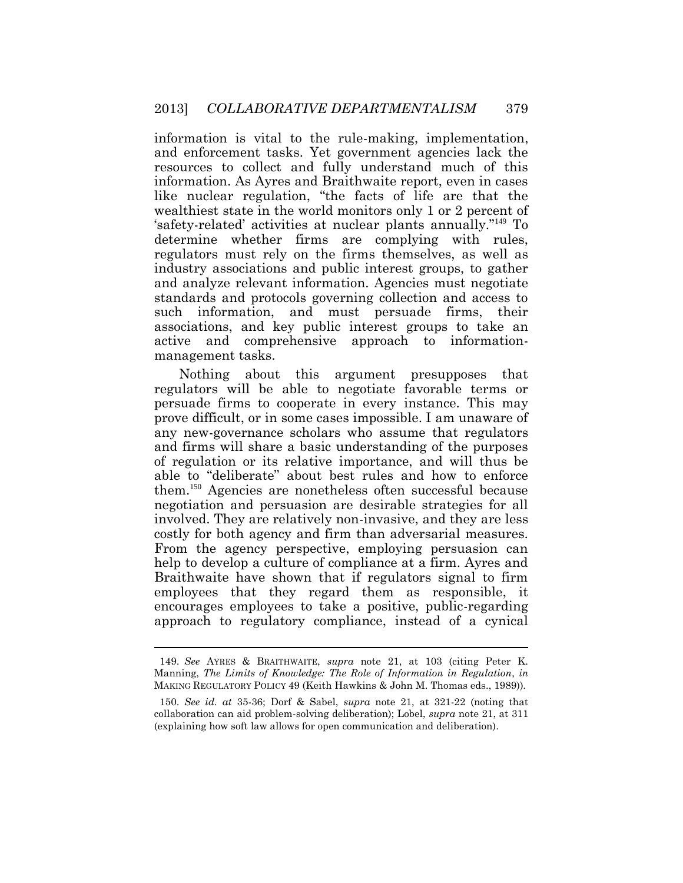information is vital to the rule-making, implementation, and enforcement tasks. Yet government agencies lack the resources to collect and fully understand much of this information. As Ayres and Braithwaite report, even in cases like nuclear regulation, "the facts of life are that the wealthiest state in the world monitors only 1 or 2 percent of 'safety-related' activities at nuclear plants annually."[149] To determine whether firms are complying with rules, regulators must rely on the firms themselves, as well as industry associations and public interest groups, to gather and analyze relevant information. Agencies must negotiate standards and protocols governing collection and access to such information, and must persuade firms, their associations, and key public interest groups to take an active and comprehensive approach to information-management tasks.

Nothing about this argument presupposes that regulators will be able to negotiate favorable terms or persuade firms to cooperate in every instance. This may prove difficult, or in some cases impossible. I am unaware of any new-governance scholars who assume that regulators and firms will share a basic understanding of the purposes of regulation or its relative importance, and will thus be able to "deliberate" about best rules and how to enforce them.[150] Agencies are nonetheless often successful because negotiation and persuasion are desirable strategies for all involved. They are relatively non-invasive, and they are less costly for both agency and firm than adversarial measures. From the agency perspective, employing persuasion can help to develop a culture of compliance at a firm. Ayres and Braithwaite have shown that if regulators signal to firm employees that they regard them as responsible, it encourages employees to take a positive, public-regarding approach to regulatory compliance, instead of a cynical

149. *See* AYRES & BRAITHWAITE, *supra* note 21, at 103 (citing Peter K. Manning, *The Limits of Knowledge: The Role of Information in Regulation*, *in* MAKING REGULATORY POLICY 49 (Keith Hawkins & John M. Thomas eds., 1989)).

150. *See id. at* 35-36; Dorf & Sabel, *supra* note 21, at 321-22 (noting that collaboration can aid problem-solving deliberation); Lobel, *supra* note 21, at 311 (explaining how soft law allows for open communication and deliberation).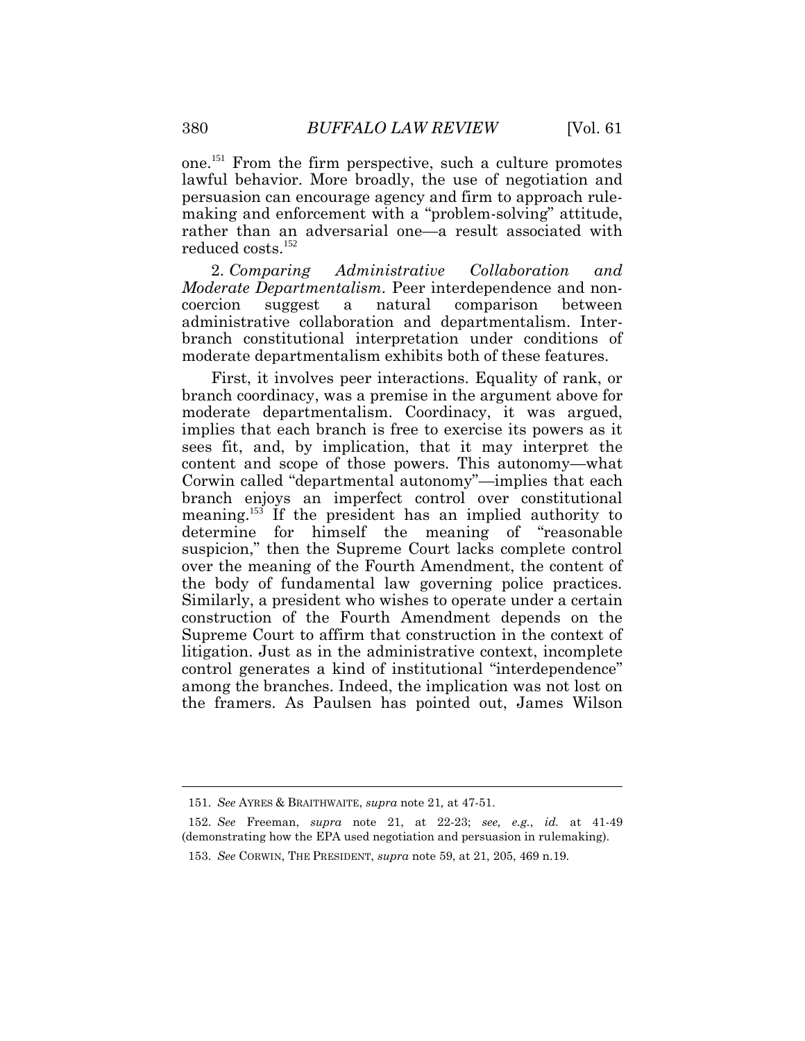one.[151] From the firm perspective, such a culture promotes lawful behavior. More broadly, the use of negotiation and persuasion can encourage agency and firm to approach rule-making and enforcement with a "problem-solving" attitude, rather than an adversarial one—a result associated with reduced costs.[152]

2. *Comparing Administrative Collaboration and Moderate Departmentalism*. Peer interdependence and non-coercion suggest a natural comparison between administrative collaboration and departmentalism. Inter-branch constitutional interpretation under conditions of moderate departmentalism exhibits both of these features.

First, it involves peer interactions. Equality of rank, or branch coordinacy, was a premise in the argument above for moderate departmentalism. Coordinacy, it was argued, implies that each branch is free to exercise its powers as it sees fit, and, by implication, that it may interpret the content and scope of those powers. This autonomy—what Corwin called "departmental autonomy"—implies that each branch enjoys an imperfect control over constitutional meaning.[153] If the president has an implied authority to determine for himself the meaning of "reasonable suspicion," then the Supreme Court lacks complete control over the meaning of the Fourth Amendment, the content of the body of fundamental law governing police practices. Similarly, a president who wishes to operate under a certain construction of the Fourth Amendment depends on the Supreme Court to affirm that construction in the context of litigation. Just as in the administrative context, incomplete control generates a kind of institutional "interdependence" among the branches. Indeed, the implication was not lost on the framers. As Paulsen has pointed out, James Wilson

---

151. *See* AYRES & BRAITHWAITE, *supra* note 21, at 47-51.

152. *See* Freeman, *supra* note 21, at 22-23; *see, e.g.*, *id.* at 41-49 (demonstrating how the EPA used negotiation and persuasion in rulemaking).

153. *See* CORWIN, THE PRESIDENT, *supra* note 59, at 21, 205, 469 n.19.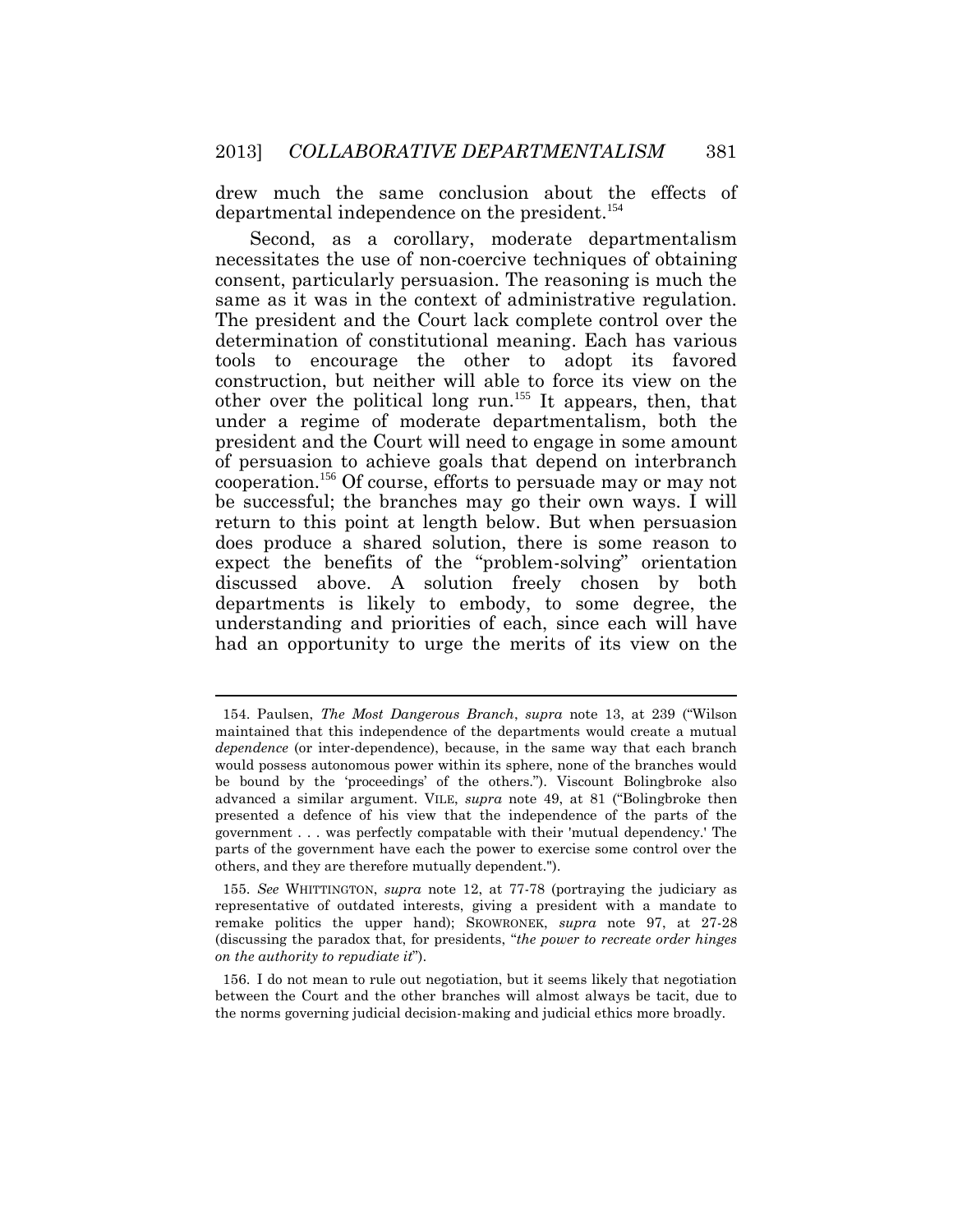drew much the same conclusion about the effects of departmental independence on the president.[154]

Second, as a corollary, moderate departmentalism necessitates the use of non-coercive techniques of obtaining consent, particularly persuasion. The reasoning is much the same as it was in the context of administrative regulation. The president and the Court lack complete control over the determination of constitutional meaning. Each has various tools to encourage the other to adopt its favored construction, but neither will able to force its view on the other over the political long run.[155] It appears, then, that under a regime of moderate departmentalism, both the president and the Court will need to engage in some amount of persuasion to achieve goals that depend on interbranch cooperation.[156] Of course, efforts to persuade may or may not be successful; the branches may go their own ways. I will return to this point at length below. But when persuasion does produce a shared solution, there is some reason to expect the benefits of the "problem-solving" orientation discussed above. A solution freely chosen by both departments is likely to embody, to some degree, the understanding and priorities of each, since each will have had an opportunity to urge the merits of its view on the

---

154. Paulsen, *The Most Dangerous Branch*, *supra* note 13, at 239 ("Wilson maintained that this independence of the departments would create a mutual *dependence* (or inter-dependence), because, in the same way that each branch would possess autonomous power within its sphere, none of the branches would be bound by the 'proceedings' of the others."). Viscount Bolingbroke also advanced a similar argument. VILE, *supra* note 49, at 81 ("Bolingbroke then presented a defence of his view that the independence of the parts of the government . . . was perfectly compatable with their 'mutual dependency.' The parts of the government have each the power to exercise some control over the others, and they are therefore mutually dependent.").

155. *See* WHITTINGTON, *supra* note 12, at 77-78 (portraying the judiciary as representative of outdated interests, giving a president with a mandate to remake politics the upper hand); SKOWRONEK, *supra* note 97, at 27-28 (discussing the paradox that, for presidents, "*the power to recreate order hinges on the authority to repudiate it*").

156. I do not mean to rule out negotiation, but it seems likely that negotiation between the Court and the other branches will almost always be tacit, due to the norms governing judicial decision-making and judicial ethics more broadly.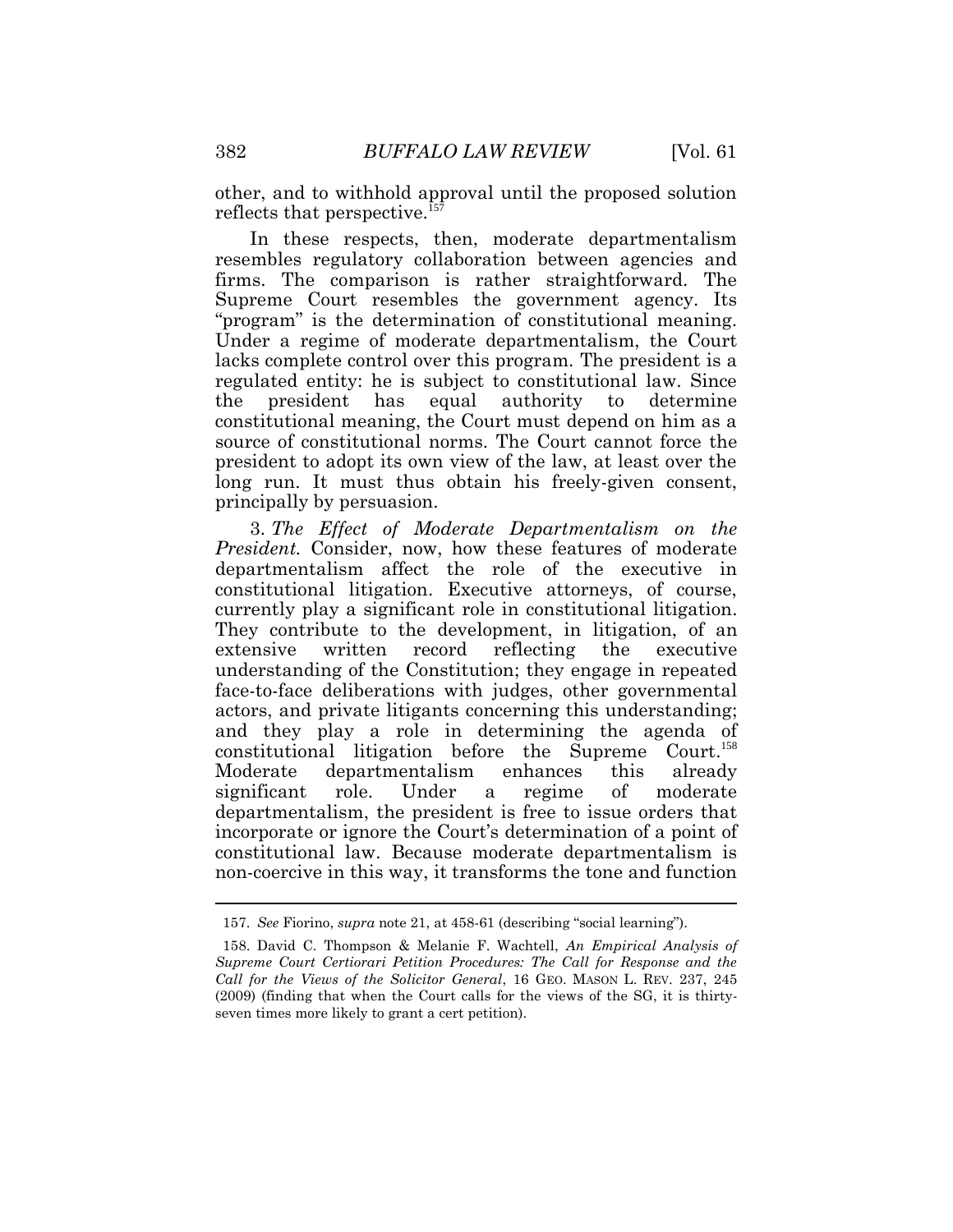other, and to withhold approval until the proposed solution reflects that perspective.[157]

In these respects, then, moderate departmentalism resembles regulatory collaboration between agencies and firms. The comparison is rather straightforward. The Supreme Court resembles the government agency. Its "program" is the determination of constitutional meaning. Under a regime of moderate departmentalism, the Court lacks complete control over this program. The president is a regulated entity: he is subject to constitutional law. Since the president has equal authority to determine constitutional meaning, the Court must depend on him as a source of constitutional norms. The Court cannot force the president to adopt its own view of the law, at least over the long run. It must thus obtain his freely-given consent, principally by persuasion.

3. *The Effect of Moderate Departmentalism on the President.* Consider, now, how these features of moderate departmentalism affect the role of the executive in constitutional litigation. Executive attorneys, of course, currently play a significant role in constitutional litigation. They contribute to the development, in litigation, of an extensive written record reflecting the executive understanding of the Constitution; they engage in repeated face-to-face deliberations with judges, other governmental actors, and private litigants concerning this understanding; and they play a role in determining the agenda of constitutional litigation before the Supreme Court.[158] Moderate departmentalism enhances this already significant role. Under a regime of moderate departmentalism, the president is free to issue orders that incorporate or ignore the Court's determination of a point of constitutional law. Because moderate departmentalism is non-coercive in this way, it transforms the tone and function

---

157. *See* Fiorino, *supra* note 21, at 458-61 (describing "social learning").

158. David C. Thompson & Melanie F. Wachtell, *An Empirical Analysis of Supreme Court Certiorari Petition Procedures: The Call for Response and the Call for the Views of the Solicitor General*, 16 GEO. MASON L. REV. 237, 245 (2009) (finding that when the Court calls for the views of the SG, it is thirty-seven times more likely to grant a cert petition).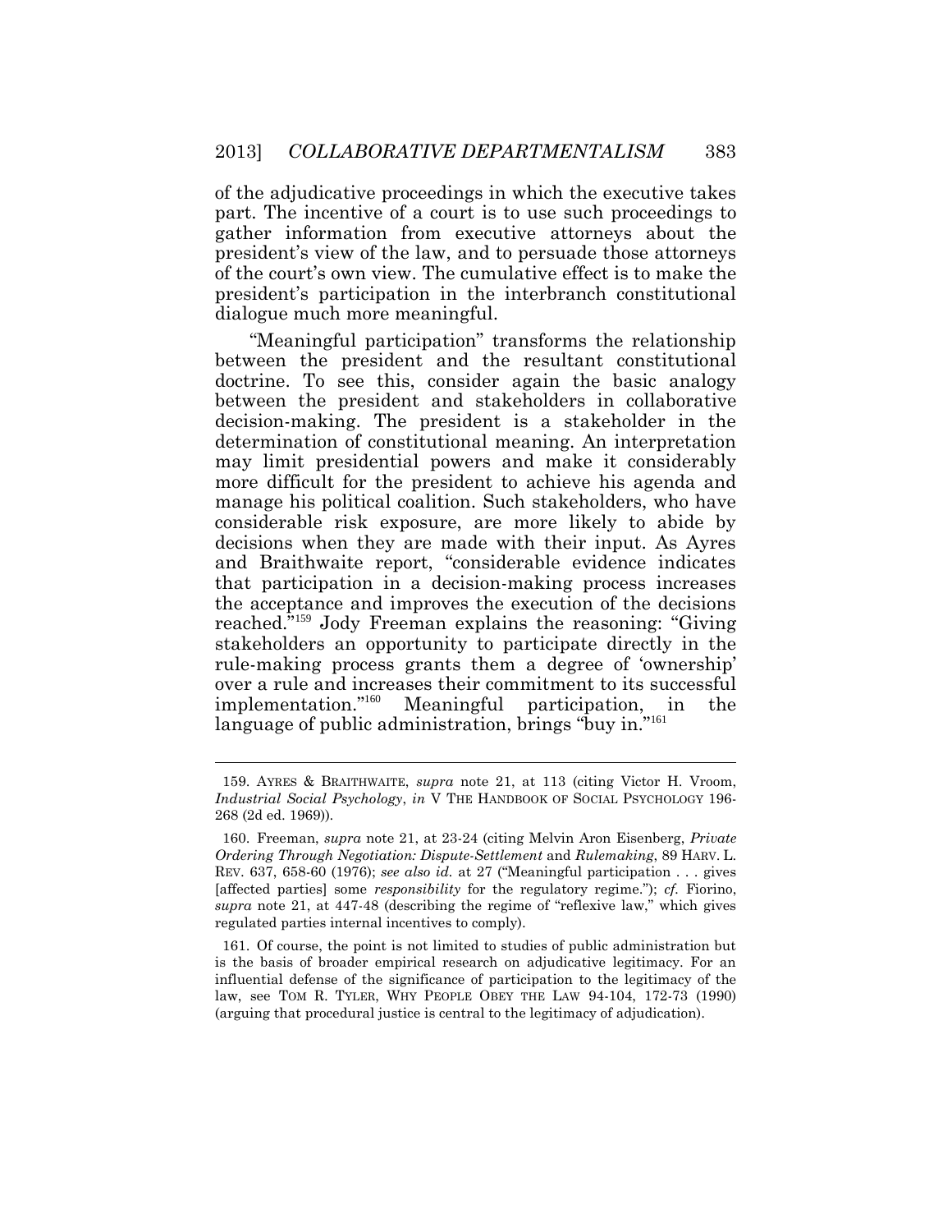of the adjudicative proceedings in which the executive takes part. The incentive of a court is to use such proceedings to gather information from executive attorneys about the president's view of the law, and to persuade those attorneys of the court's own view. The cumulative effect is to make the president's participation in the interbranch constitutional dialogue much more meaningful.

"Meaningful participation" transforms the relationship between the president and the resultant constitutional doctrine. To see this, consider again the basic analogy between the president and stakeholders in collaborative decision-making. The president is a stakeholder in the determination of constitutional meaning. An interpretation may limit presidential powers and make it considerably more difficult for the president to achieve his agenda and manage his political coalition. Such stakeholders, who have considerable risk exposure, are more likely to abide by decisions when they are made with their input. As Ayres and Braithwaite report, "considerable evidence indicates that participation in a decision-making process increases the acceptance and improves the execution of the decisions reached."[159] Jody Freeman explains the reasoning: "Giving stakeholders an opportunity to participate directly in the rule-making process grants them a degree of 'ownership' over a rule and increases their commitment to its successful implementation."[160] Meaningful participation, in the language of public administration, brings "buy in."[161]

---

159. AYRES & BRAITHWAITE, *supra* note 21, at 113 (citing Victor H. Vroom, *Industrial Social Psychology*, *in* V THE HANDBOOK OF SOCIAL PSYCHOLOGY 196-268 (2d ed. 1969)).

160. Freeman, *supra* note 21, at 23-24 (citing Melvin Aron Eisenberg, *Private Ordering Through Negotiation: Dispute-Settlement* and *Rulemaking*, 89 HARV. L. REV. 637, 658-60 (1976); *see also id.* at 27 ("Meaningful participation . . . gives [affected parties] some *responsibility* for the regulatory regime."); *cf.* Fiorino, *supra* note 21, at 447-48 (describing the regime of "reflexive law," which gives regulated parties internal incentives to comply).

161. Of course, the point is not limited to studies of public administration but is the basis of broader empirical research on adjudicative legitimacy. For an influential defense of the significance of participation to the legitimacy of the law, see TOM R. TYLER, WHY PEOPLE OBEY THE LAW 94-104, 172-73 (1990) (arguing that procedural justice is central to the legitimacy of adjudication).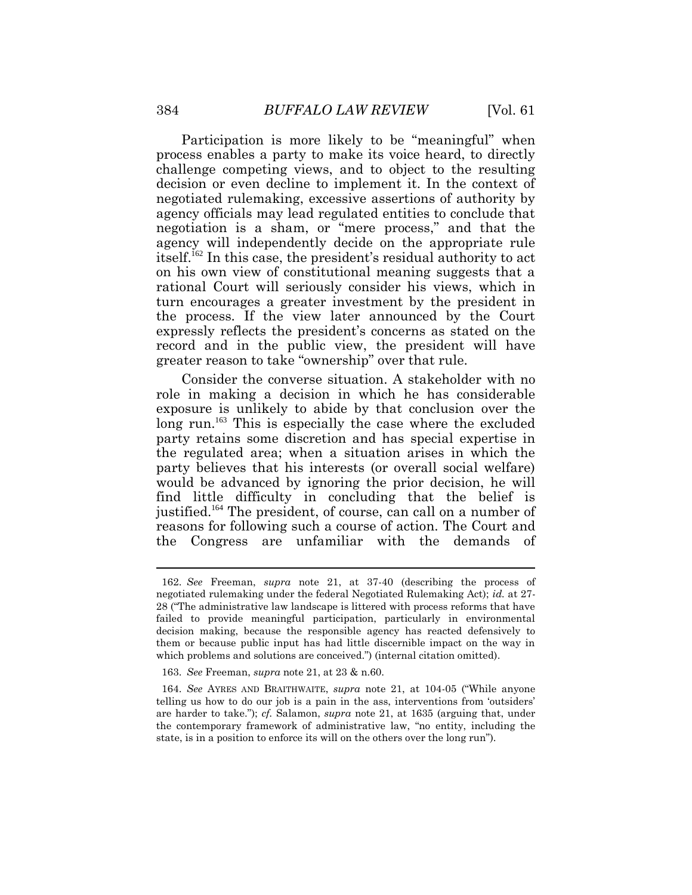Participation is more likely to be "meaningful" when process enables a party to make its voice heard, to directly challenge competing views, and to object to the resulting decision or even decline to implement it. In the context of negotiated rulemaking, excessive assertions of authority by agency officials may lead regulated entities to conclude that negotiation is a sham, or "mere process," and that the agency will independently decide on the appropriate rule itself.[162] In this case, the president's residual authority to act on his own view of constitutional meaning suggests that a rational Court will seriously consider his views, which in turn encourages a greater investment by the president in the process. If the view later announced by the Court expressly reflects the president's concerns as stated on the record and in the public view, the president will have greater reason to take "ownership" over that rule.

Consider the converse situation. A stakeholder with no role in making a decision in which he has considerable exposure is unlikely to abide by that conclusion over the long run.[163] This is especially the case where the excluded party retains some discretion and has special expertise in the regulated area; when a situation arises in which the party believes that his interests (or overall social welfare) would be advanced by ignoring the prior decision, he will find little difficulty in concluding that the belief is justified.[164] The president, of course, can call on a number of reasons for following such a course of action. The Court and the Congress are unfamiliar with the demands of

---

162. *See* Freeman, *supra* note 21, at 37-40 (describing the process of negotiated rulemaking under the federal Negotiated Rulemaking Act); *id.* at 27-28 ("The administrative law landscape is littered with process reforms that have failed to provide meaningful participation, particularly in environmental decision making, because the responsible agency has reacted defensively to them or because public input has had little discernible impact on the way in which problems and solutions are conceived.") (internal citation omitted).

163. *See* Freeman, *supra* note 21, at 23 & n.60.

164. *See* AYRES AND BRAITHWAITE, *supra* note 21, at 104-05 ("While anyone telling us how to do our job is a pain in the ass, interventions from 'outsiders' are harder to take."); *cf.* Salamon, *supra* note 21, at 1635 (arguing that, under the contemporary framework of administrative law, "no entity, including the state, is in a position to enforce its will on the others over the long run").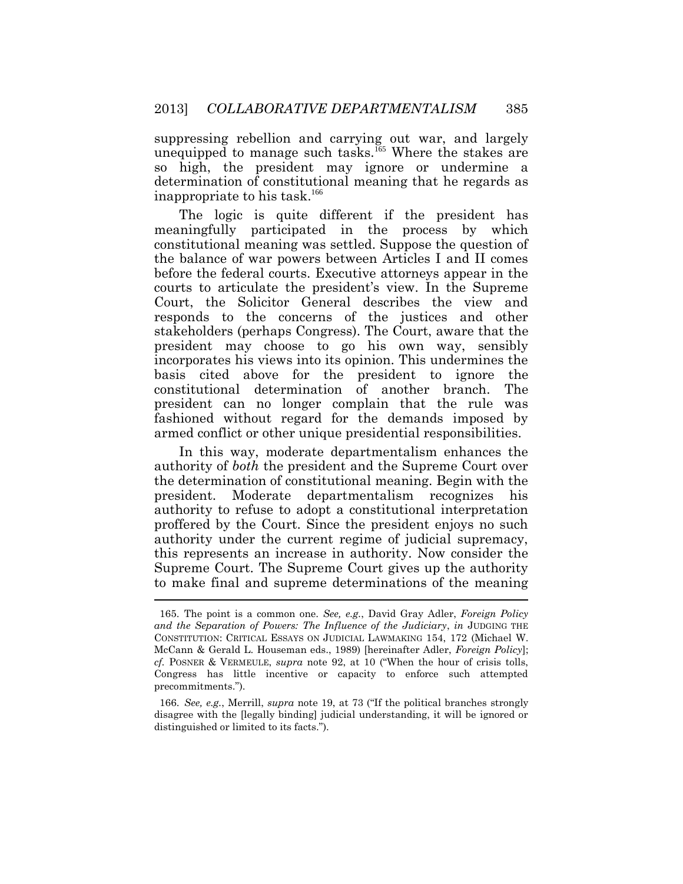suppressing rebellion and carrying out war, and largely unequipped to manage such tasks.[165] Where the stakes are so high, the president may ignore or undermine a determination of constitutional meaning that he regards as inappropriate to his task.[166]

The logic is quite different if the president has meaningfully participated in the process by which constitutional meaning was settled. Suppose the question of the balance of war powers between Articles I and II comes before the federal courts. Executive attorneys appear in the courts to articulate the president's view. In the Supreme Court, the Solicitor General describes the view and responds to the concerns of the justices and other stakeholders (perhaps Congress). The Court, aware that the president may choose to go his own way, sensibly incorporates his views into its opinion. This undermines the basis cited above for the president to ignore the constitutional determination of another branch. The president can no longer complain that the rule was fashioned without regard for the demands imposed by armed conflict or other unique presidential responsibilities.

In this way, moderate departmentalism enhances the authority of *both* the president and the Supreme Court over the determination of constitutional meaning. Begin with the president. Moderate departmentalism recognizes his authority to refuse to adopt a constitutional interpretation proffered by the Court. Since the president enjoys no such authority under the current regime of judicial supremacy, this represents an increase in authority. Now consider the Supreme Court. The Supreme Court gives up the authority to make final and supreme determinations of the meaning

165. The point is a common one. *See, e.g.*, David Gray Adler, *Foreign Policy and the Separation of Powers: The Influence of the Judiciary*, *in* JUDGING THE CONSTITUTION: CRITICAL ESSAYS ON JUDICIAL LAWMAKING 154, 172 (Michael W. McCann & Gerald L. Houseman eds., 1989) [hereinafter Adler, *Foreign Policy*]; *cf.* POSNER & VERMEULE, *supra* note 92, at 10 ("When the hour of crisis tolls, Congress has little incentive or capacity to enforce such attempted precommitments.").

166. *See, e.g.*, Merrill, *supra* note 19, at 73 ("If the political branches strongly disagree with the [legally binding] judicial understanding, it will be ignored or distinguished or limited to its facts.").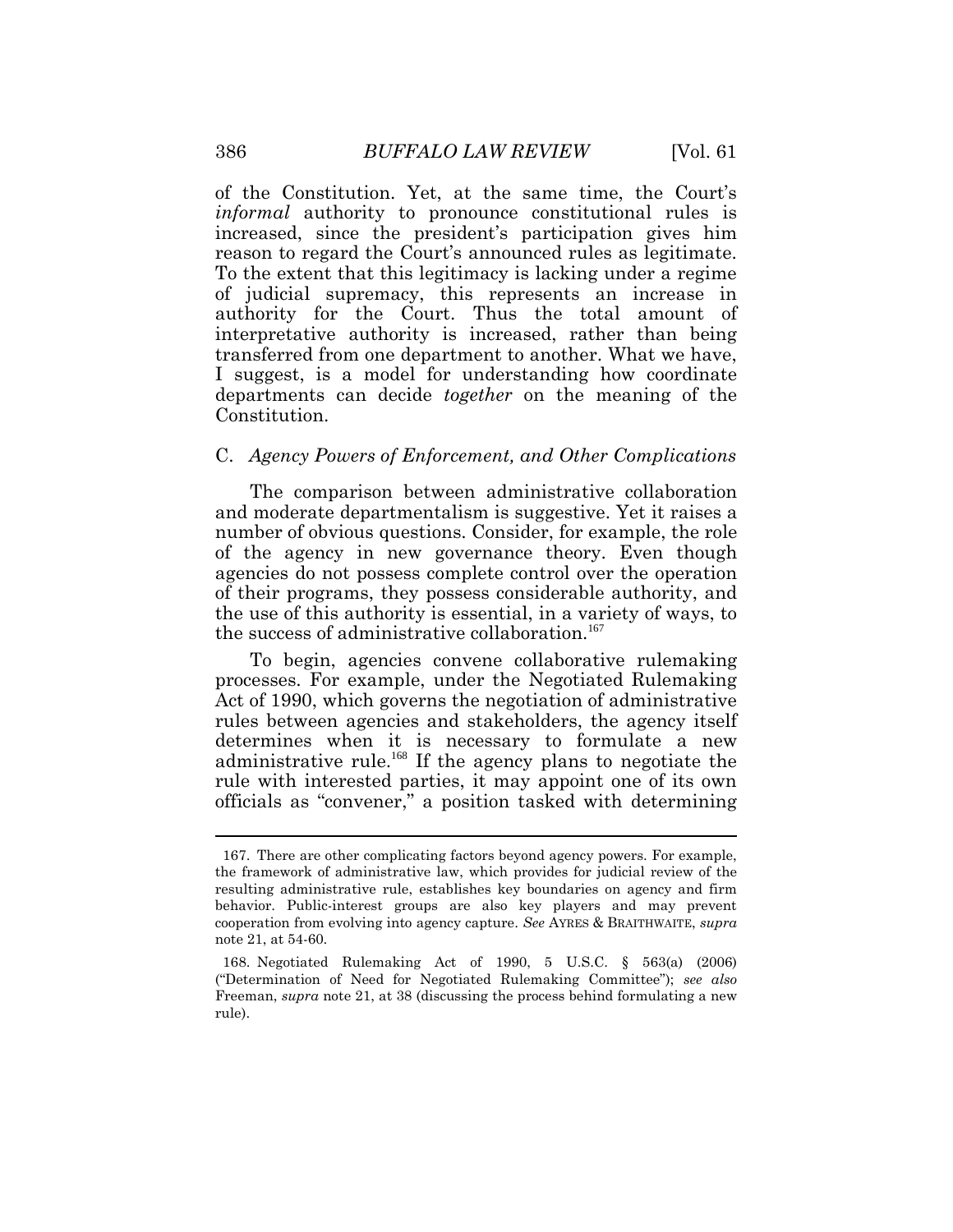of the Constitution. Yet, at the same time, the Court's *informal* authority to pronounce constitutional rules is increased, since the president's participation gives him reason to regard the Court's announced rules as legitimate. To the extent that this legitimacy is lacking under a regime of judicial supremacy, this represents an increase in authority for the Court. Thus the total amount of interpretative authority is increased, rather than being transferred from one department to another. What we have, I suggest, is a model for understanding how coordinate departments can decide *together* on the meaning of the Constitution.

### C. *Agency Powers of Enforcement, and Other Complications*

The comparison between administrative collaboration and moderate departmentalism is suggestive. Yet it raises a number of obvious questions. Consider, for example, the role of the agency in new governance theory. Even though agencies do not possess complete control over the operation of their programs, they possess considerable authority, and the use of this authority is essential, in a variety of ways, to the success of administrative collaboration.[167]

To begin, agencies convene collaborative rulemaking processes. For example, under the Negotiated Rulemaking Act of 1990, which governs the negotiation of administrative rules between agencies and stakeholders, the agency itself determines when it is necessary to formulate a new administrative rule.[168] If the agency plans to negotiate the rule with interested parties, it may appoint one of its own officials as "convener," a position tasked with determining

---

167. There are other complicating factors beyond agency powers. For example, the framework of administrative law, which provides for judicial review of the resulting administrative rule, establishes key boundaries on agency and firm behavior. Public-interest groups are also key players and may prevent cooperation from evolving into agency capture. *See* AYRES & BRAITHWAITE, *supra* note 21, at 54-60.

168. Negotiated Rulemaking Act of 1990, 5 U.S.C. § 563(a) (2006) ("Determination of Need for Negotiated Rulemaking Committee"); *see also* Freeman, *supra* note 21, at 38 (discussing the process behind formulating a new rule).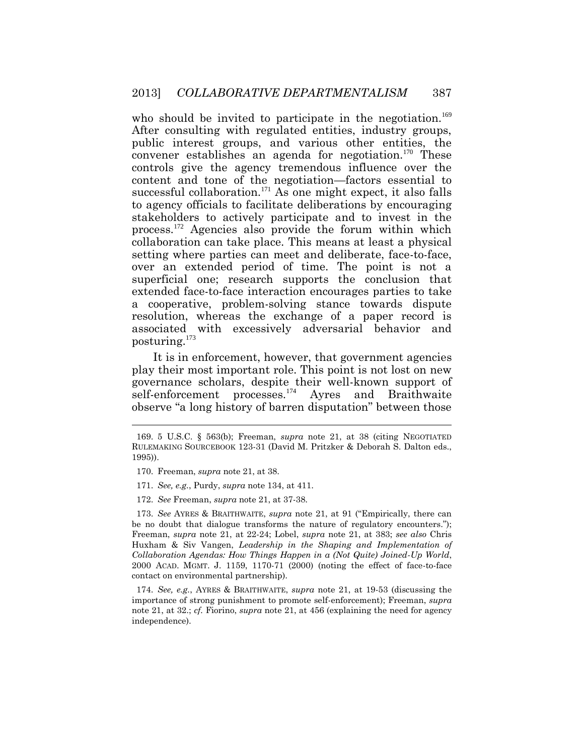who should be invited to participate in the negotiation.[169] After consulting with regulated entities, industry groups, public interest groups, and various other entities, the convener establishes an agenda for negotiation.[170] These controls give the agency tremendous influence over the content and tone of the negotiation—factors essential to successful collaboration.[171] As one might expect, it also falls to agency officials to facilitate deliberations by encouraging stakeholders to actively participate and to invest in the process.[172] Agencies also provide the forum within which collaboration can take place. This means at least a physical setting where parties can meet and deliberate, face-to-face, over an extended period of time. The point is not a superficial one; research supports the conclusion that extended face-to-face interaction encourages parties to take a cooperative, problem-solving stance towards dispute resolution, whereas the exchange of a paper record is associated with excessively adversarial behavior and posturing.[173]

It is in enforcement, however, that government agencies play their most important role. This point is not lost on new governance scholars, despite their well-known support of self-enforcement processes.[174] Ayres and Braithwaite observe "a long history of barren disputation" between those

---

169. 5 U.S.C. § 563(b); Freeman, *supra* note 21, at 38 (citing NEGOTIATED RULEMAKING SOURCEBOOK 123-31 (David M. Pritzker & Deborah S. Dalton eds., 1995)).

170. Freeman, *supra* note 21, at 38.

171. *See, e.g.*, Purdy, *supra* note 134, at 411.

172. *See* Freeman, *supra* note 21, at 37-38.

173. *See* AYRES & BRAITHWAITE, *supra* note 21, at 91 ("Empirically, there can be no doubt that dialogue transforms the nature of regulatory encounters."); Freeman, *supra* note 21, at 22-24; Lobel, *supra* note 21, at 383; *see also* Chris Huxham & Siv Vangen, *Leadership in the Shaping and Implementation of Collaboration Agendas: How Things Happen in a (Not Quite) Joined-Up World*, 2000 ACAD. MGMT. J. 1159, 1170-71 (2000) (noting the effect of face-to-face contact on environmental partnership).

174. *See, e.g.*, AYRES & BRAITHWAITE, *supra* note 21, at 19-53 (discussing the importance of strong punishment to promote self-enforcement); Freeman, *supra* note 21, at 32.; *cf.* Fiorino, *supra* note 21, at 456 (explaining the need for agency independence).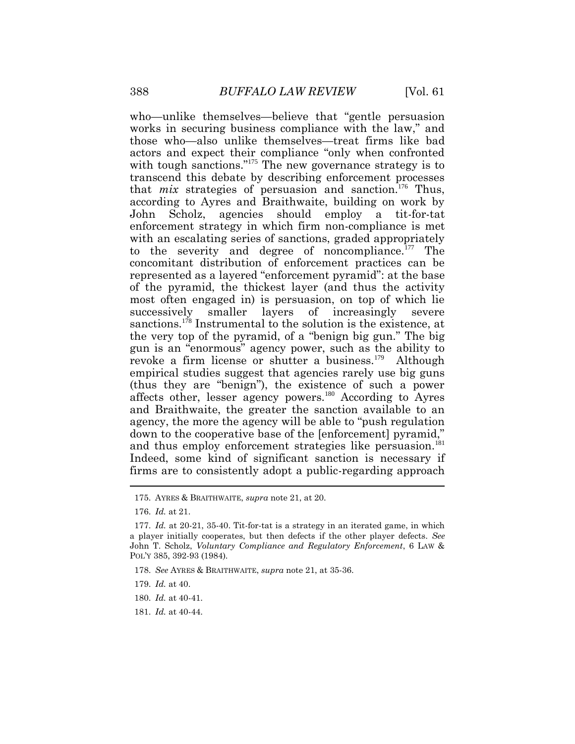who—unlike themselves—believe that "gentle persuasion works in securing business compliance with the law," and those who—also unlike themselves—treat firms like bad actors and expect their compliance "only when confronted with tough sanctions."[175] The new governance strategy is to transcend this debate by describing enforcement processes that *mix* strategies of persuasion and sanction.[176] Thus, according to Ayres and Braithwaite, building on work by John Scholz, agencies should employ a tit-for-tat enforcement strategy in which firm non-compliance is met with an escalating series of sanctions, graded appropriately to the severity and degree of noncompliance.[177] The concomitant distribution of enforcement practices can be represented as a layered "enforcement pyramid": at the base of the pyramid, the thickest layer (and thus the activity most often engaged in) is persuasion, on top of which lie successively smaller layers of increasingly severe sanctions.[178] Instrumental to the solution is the existence, at the very top of the pyramid, of a "benign big gun." The big gun is an "enormous" agency power, such as the ability to revoke a firm license or shutter a business.[179] Although empirical studies suggest that agencies rarely use big guns (thus they are "benign"), the existence of such a power affects other, lesser agency powers.[180] According to Ayres and Braithwaite, the greater the sanction available to an agency, the more the agency will be able to "push regulation down to the cooperative base of the [enforcement] pyramid," and thus employ enforcement strategies like persuasion.[181] Indeed, some kind of significant sanction is necessary if firms are to consistently adopt a public-regarding approach

---

175. AYRES & BRAITHWAITE, *supra* note 21, at 20.

176. *Id.* at 21.

177. *Id.* at 20-21, 35-40. Tit-for-tat is a strategy in an iterated game, in which a player initially cooperates, but then defects if the other player defects. *See* John T. Scholz, *Voluntary Compliance and Regulatory Enforcement*, 6 LAW & POL'Y 385, 392-93 (1984).

178. *See* AYRES & BRAITHWAITE, *supra* note 21, at 35-36.

179. *Id.* at 40.

180. *Id.* at 40-41.

181. *Id.* at 40-44.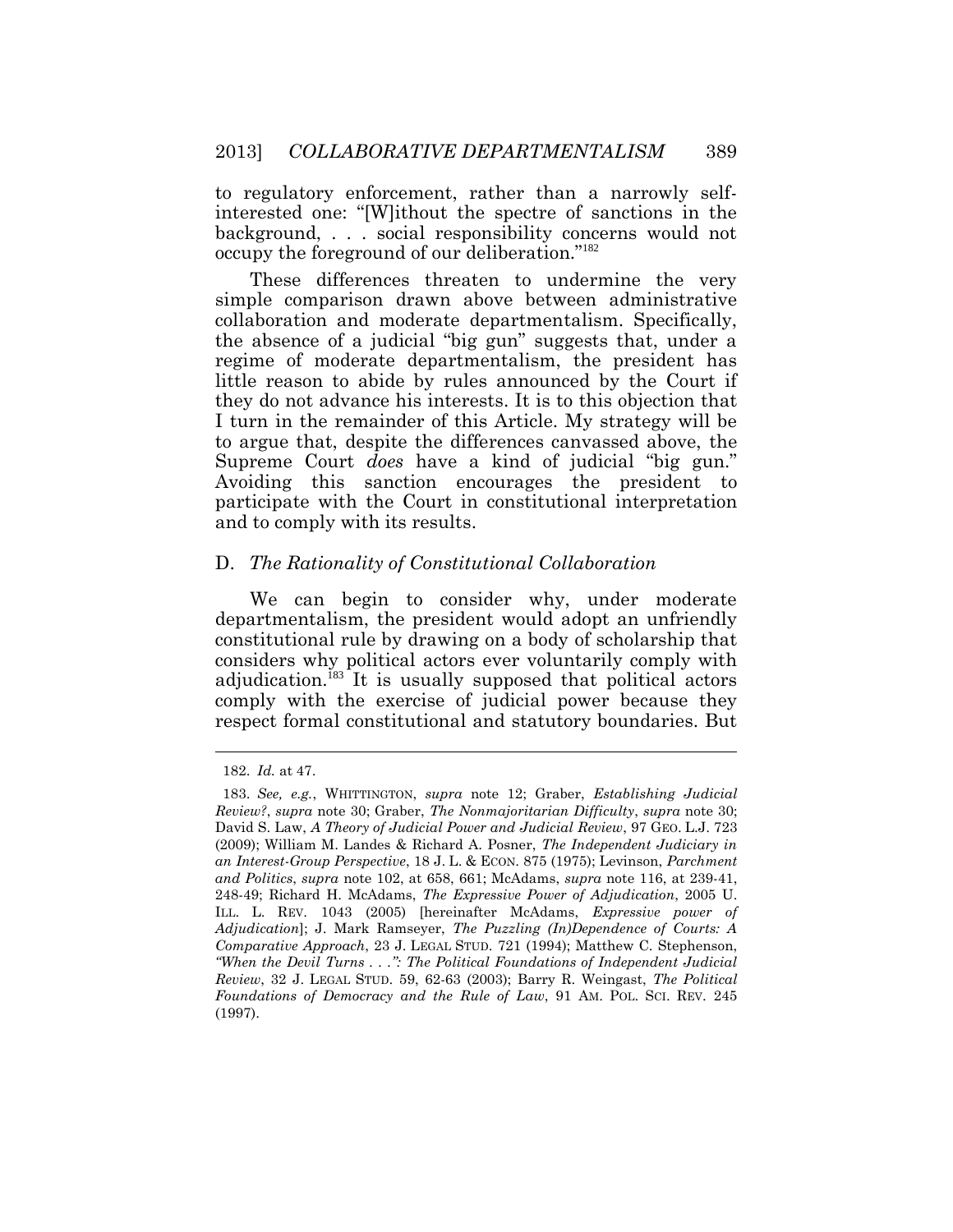to regulatory enforcement, rather than a narrowly self-interested one: "[W]ithout the spectre of sanctions in the background, . . . social responsibility concerns would not occupy the foreground of our deliberation."[182]

These differences threaten to undermine the very simple comparison drawn above between administrative collaboration and moderate departmentalism. Specifically, the absence of a judicial "big gun" suggests that, under a regime of moderate departmentalism, the president has little reason to abide by rules announced by the Court if they do not advance his interests. It is to this objection that I turn in the remainder of this Article. My strategy will be to argue that, despite the differences canvassed above, the Supreme Court *does* have a kind of judicial "big gun." Avoiding this sanction encourages the president to participate with the Court in constitutional interpretation and to comply with its results.

### D. *The Rationality of Constitutional Collaboration*

We can begin to consider why, under moderate departmentalism, the president would adopt an unfriendly constitutional rule by drawing on a body of scholarship that considers why political actors ever voluntarily comply with adjudication.[183] It is usually supposed that political actors comply with the exercise of judicial power because they respect formal constitutional and statutory boundaries. But

---

182. *Id.* at 47.

183. *See, e.g.*, WHITTINGTON, *supra* note 12; Graber, *Establishing Judicial Review?*, *supra* note 30; Graber, *The Nonmajoritarian Difficulty*, *supra* note 30; David S. Law, *A Theory of Judicial Power and Judicial Review*, 97 GEO. L.J. 723 (2009); William M. Landes & Richard A. Posner, *The Independent Judiciary in an Interest-Group Perspective*, 18 J. L. & ECON. 875 (1975); Levinson, *Parchment and Politics*, *supra* note 102, at 658, 661; McAdams, *supra* note 116, at 239-41, 248-49; Richard H. McAdams, *The Expressive Power of Adjudication*, 2005 U. ILL. L. REV. 1043 (2005) [hereinafter McAdams, *Expressive power of Adjudication*]; J. Mark Ramseyer, *The Puzzling (In)Dependence of Courts: A Comparative Approach*, 23 J. LEGAL STUD. 721 (1994); Matthew C. Stephenson, *"When the Devil Turns . . .": The Political Foundations of Independent Judicial Review*, 32 J. LEGAL STUD. 59, 62-63 (2003); Barry R. Weingast, *The Political Foundations of Democracy and the Rule of Law*, 91 AM. POL. SCI. REV. 245 (1997).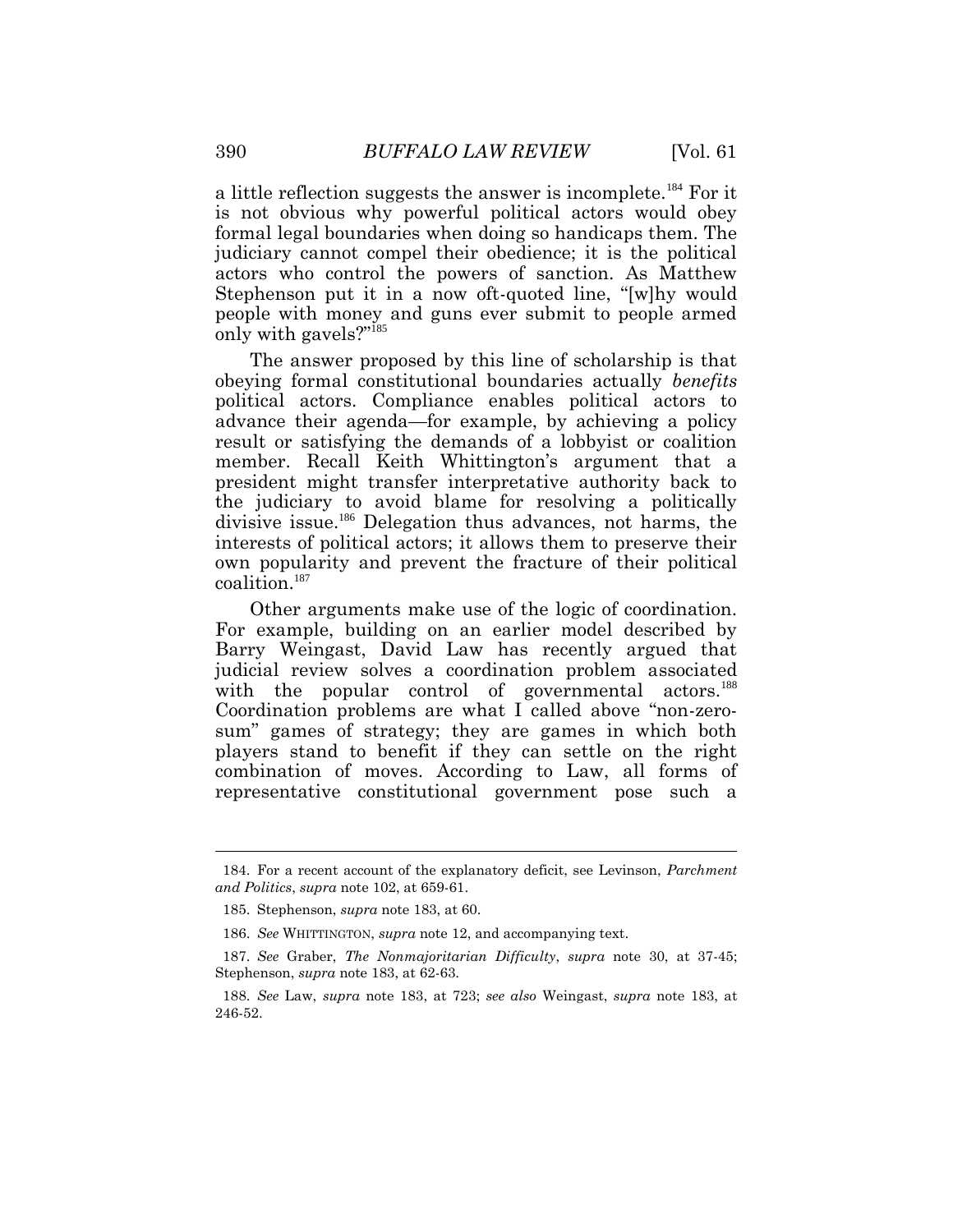a little reflection suggests the answer is incomplete.[184] For it is not obvious why powerful political actors would obey formal legal boundaries when doing so handicaps them. The judiciary cannot compel their obedience; it is the political actors who control the powers of sanction. As Matthew Stephenson put it in a now oft-quoted line, "[w]hy would people with money and guns ever submit to people armed only with gavels?"[185]

The answer proposed by this line of scholarship is that obeying formal constitutional boundaries actually *benefits* political actors. Compliance enables political actors to advance their agenda—for example, by achieving a policy result or satisfying the demands of a lobbyist or coalition member. Recall Keith Whittington's argument that a president might transfer interpretative authority back to the judiciary to avoid blame for resolving a politically divisive issue.[186] Delegation thus advances, not harms, the interests of political actors; it allows them to preserve their own popularity and prevent the fracture of their political coalition.[187]

Other arguments make use of the logic of coordination. For example, building on an earlier model described by Barry Weingast, David Law has recently argued that judicial review solves a coordination problem associated with the popular control of governmental actors.[188] Coordination problems are what I called above "non-zero-sum" games of strategy; they are games in which both players stand to benefit if they can settle on the right combination of moves. According to Law, all forms of representative constitutional government pose such a

---

184. For a recent account of the explanatory deficit, see Levinson, *Parchment and Politics*, *supra* note 102, at 659-61.

185. Stephenson, *supra* note 183, at 60.

186. *See* WHITTINGTON, *supra* note 12, and accompanying text.

187. *See* Graber, *The Nonmajoritarian Difficulty*, *supra* note 30, at 37-45; Stephenson, *supra* note 183, at 62-63.

188. *See* Law, *supra* note 183, at 723; *see also* Weingast, *supra* note 183, at 246-52.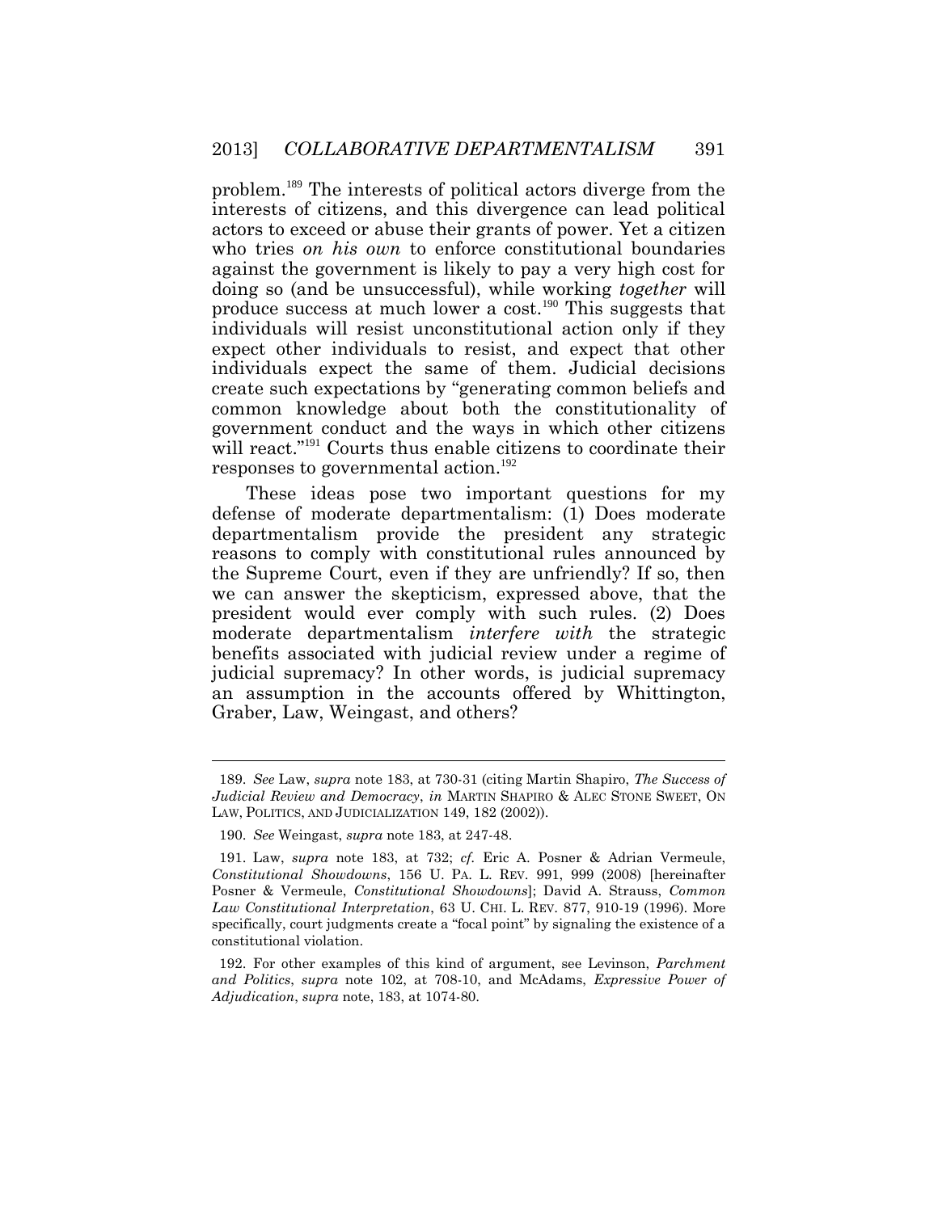problem.[189] The interests of political actors diverge from the interests of citizens, and this divergence can lead political actors to exceed or abuse their grants of power. Yet a citizen who tries *on his own* to enforce constitutional boundaries against the government is likely to pay a very high cost for doing so (and be unsuccessful), while working *together* will produce success at much lower a cost.[190] This suggests that individuals will resist unconstitutional action only if they expect other individuals to resist, and expect that other individuals expect the same of them. Judicial decisions create such expectations by "generating common beliefs and common knowledge about both the constitutionality of government conduct and the ways in which other citizens will react."[191] Courts thus enable citizens to coordinate their responses to governmental action.[192]

These ideas pose two important questions for my defense of moderate departmentalism: (1) Does moderate departmentalism provide the president any strategic reasons to comply with constitutional rules announced by the Supreme Court, even if they are unfriendly? If so, then we can answer the skepticism, expressed above, that the president would ever comply with such rules. (2) Does moderate departmentalism *interfere with* the strategic benefits associated with judicial review under a regime of judicial supremacy? In other words, is judicial supremacy an assumption in the accounts offered by Whittington, Graber, Law, Weingast, and others?

---

189. *See* Law, *supra* note 183, at 730-31 (citing Martin Shapiro, *The Success of Judicial Review and Democracy*, *in* MARTIN SHAPIRO & ALEC STONE SWEET, ON LAW, POLITICS, AND JUDICIALIZATION 149, 182 (2002)).

190. *See* Weingast, *supra* note 183, at 247-48.

191. Law, *supra* note 183, at 732; *cf.* Eric A. Posner & Adrian Vermeule, *Constitutional Showdowns*, 156 U. PA. L. REV. 991, 999 (2008) [hereinafter Posner & Vermeule, *Constitutional Showdowns*]; David A. Strauss, *Common Law Constitutional Interpretation*, 63 U. CHI. L. REV. 877, 910-19 (1996). More specifically, court judgments create a "focal point" by signaling the existence of a constitutional violation.

192. For other examples of this kind of argument, see Levinson, *Parchment and Politics*, *supra* note 102, at 708-10, and McAdams, *Expressive Power of Adjudication*, *supra* note, 183, at 1074-80.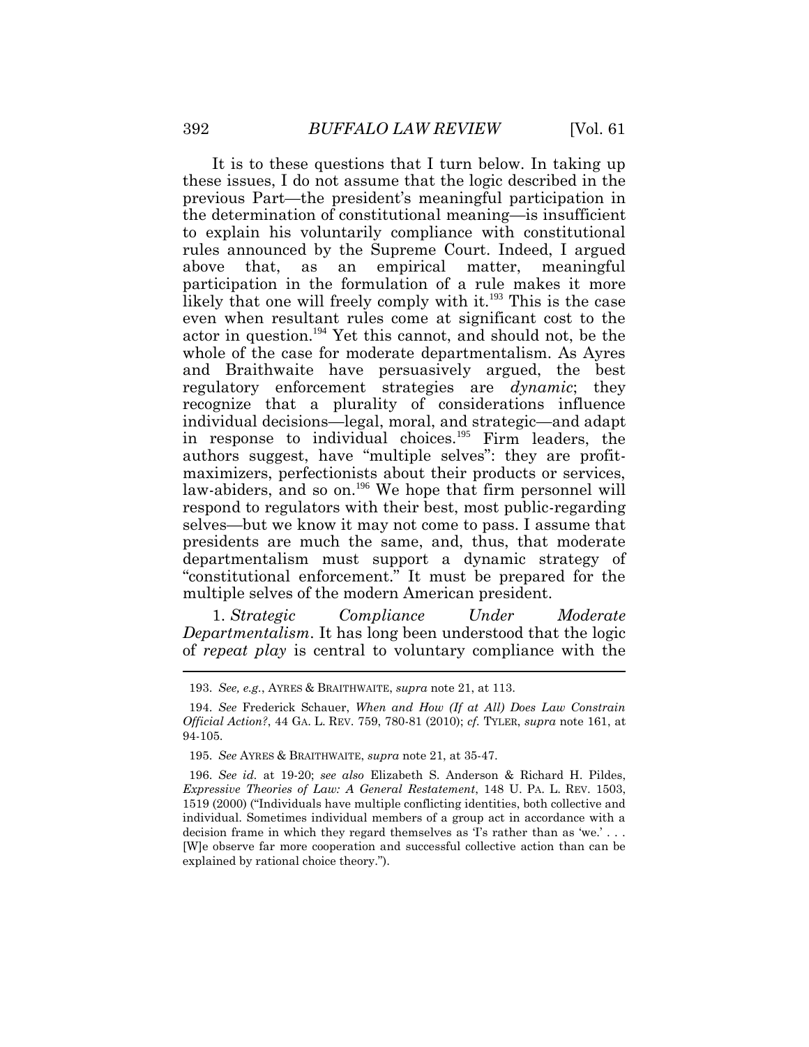It is to these questions that I turn below. In taking up these issues, I do not assume that the logic described in the previous Part—the president's meaningful participation in the determination of constitutional meaning—is insufficient to explain his voluntarily compliance with constitutional rules announced by the Supreme Court. Indeed, I argued above that, as an empirical matter, meaningful participation in the formulation of a rule makes it more likely that one will freely comply with it.[193] This is the case even when resultant rules come at significant cost to the actor in question.[194] Yet this cannot, and should not, be the whole of the case for moderate departmentalism. As Ayres and Braithwaite have persuasively argued, the best regulatory enforcement strategies are *dynamic*; they recognize that a plurality of considerations influence individual decisions—legal, moral, and strategic—and adapt in response to individual choices.[195] Firm leaders, the authors suggest, have "multiple selves": they are profit-maximizers, perfectionists about their products or services, law-abiders, and so on.[196] We hope that firm personnel will respond to regulators with their best, most public-regarding selves—but we know it may not come to pass. I assume that presidents are much the same, and, thus, that moderate departmentalism must support a dynamic strategy of "constitutional enforcement." It must be prepared for the multiple selves of the modern American president.

1. *Strategic Compliance Under Moderate Departmentalism*. It has long been understood that the logic of *repeat play* is central to voluntary compliance with the

193. *See, e.g.*, AYRES & BRAITHWAITE, *supra* note 21, at 113.

194. *See* Frederick Schauer, *When and How (If at All) Does Law Constrain Official Action?*, 44 GA. L. REV. 759, 780-81 (2010); *cf.* TYLER, *supra* note 161, at 94-105.

195. *See* AYRES & BRAITHWAITE, *supra* note 21, at 35-47.

196. *See id.* at 19-20; *see also* Elizabeth S. Anderson & Richard H. Pildes, *Expressive Theories of Law: A General Restatement*, 148 U. PA. L. REV. 1503, 1519 (2000) ("Individuals have multiple conflicting identities, both collective and individual. Sometimes individual members of a group act in accordance with a decision frame in which they regard themselves as 'I's rather than as 'we.' . . . [W]e observe far more cooperation and successful collective action than can be explained by rational choice theory.").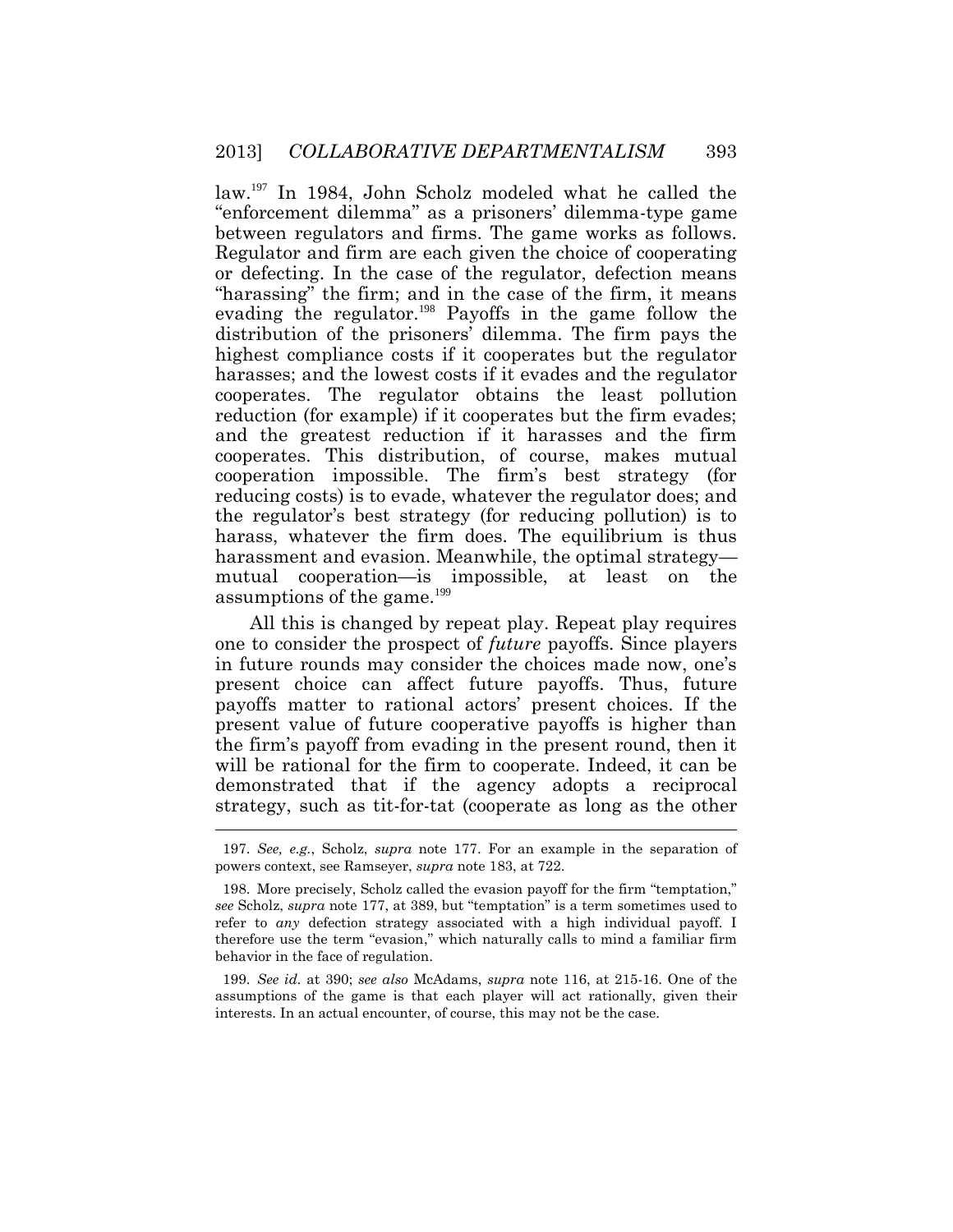law.[197] In 1984, John Scholz modeled what he called the "enforcement dilemma" as a prisoners' dilemma-type game between regulators and firms. The game works as follows. Regulator and firm are each given the choice of cooperating or defecting. In the case of the regulator, defection means "harassing" the firm; and in the case of the firm, it means evading the regulator.[198] Payoffs in the game follow the distribution of the prisoners' dilemma. The firm pays the highest compliance costs if it cooperates but the regulator harasses; and the lowest costs if it evades and the regulator cooperates. The regulator obtains the least pollution reduction (for example) if it cooperates but the firm evades; and the greatest reduction if it harasses and the firm cooperates. This distribution, of course, makes mutual cooperation impossible. The firm's best strategy (for reducing costs) is to evade, whatever the regulator does; and the regulator's best strategy (for reducing pollution) is to harass, whatever the firm does. The equilibrium is thus harassment and evasion. Meanwhile, the optimal strategy—mutual cooperation—is impossible, at least on the assumptions of the game.[199]

All this is changed by repeat play. Repeat play requires one to consider the prospect of *future* payoffs. Since players in future rounds may consider the choices made now, one's present choice can affect future payoffs. Thus, future payoffs matter to rational actors' present choices. If the present value of future cooperative payoffs is higher than the firm's payoff from evading in the present round, then it will be rational for the firm to cooperate. Indeed, it can be demonstrated that if the agency adopts a reciprocal strategy, such as tit-for-tat (cooperate as long as the other

197. *See, e.g.*, Scholz, *supra* note 177. For an example in the separation of powers context, see Ramseyer, *supra* note 183, at 722.

198. More precisely, Scholz called the evasion payoff for the firm "temptation," *see* Scholz, *supra* note 177, at 389, but "temptation" is a term sometimes used to refer to *any* defection strategy associated with a high individual payoff. I therefore use the term "evasion," which naturally calls to mind a familiar firm behavior in the face of regulation.

199. *See id.* at 390; *see also* McAdams, *supra* note 116, at 215-16. One of the assumptions of the game is that each player will act rationally, given their interests. In an actual encounter, of course, this may not be the case.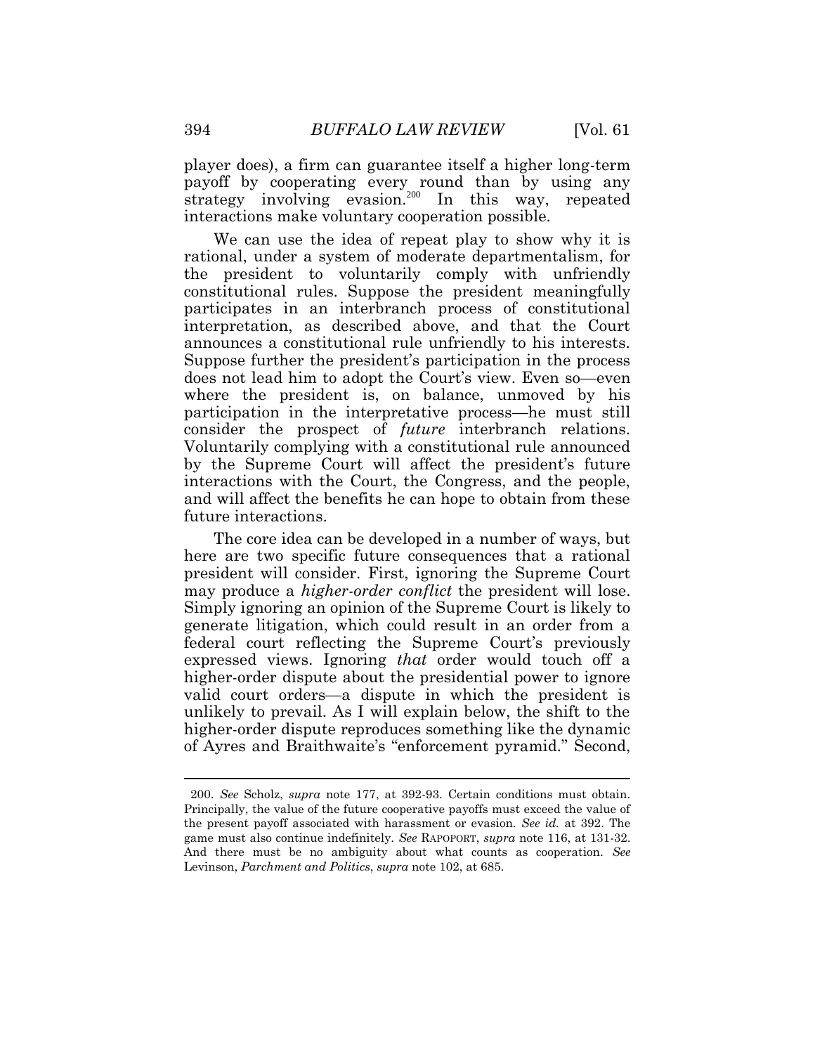player does), a firm can guarantee itself a higher long-term payoff by cooperating every round than by using any strategy involving evasion.[200] In this way, repeated interactions make voluntary cooperation possible.

We can use the idea of repeat play to show why it is rational, under a system of moderate departmentalism, for the president to voluntarily comply with unfriendly constitutional rules. Suppose the president meaningfully participates in an interbranch process of constitutional interpretation, as described above, and that the Court announces a constitutional rule unfriendly to his interests. Suppose further the president's participation in the process does not lead him to adopt the Court's view. Even so—even where the president is, on balance, unmoved by his participation in the interpretative process—he must still consider the prospect of *future* interbranch relations. Voluntarily complying with a constitutional rule announced by the Supreme Court will affect the president's future interactions with the Court, the Congress, and the people, and will affect the benefits he can hope to obtain from these future interactions.

The core idea can be developed in a number of ways, but here are two specific future consequences that a rational president will consider. First, ignoring the Supreme Court may produce a *higher-order conflict* the president will lose. Simply ignoring an opinion of the Supreme Court is likely to generate litigation, which could result in an order from a federal court reflecting the Supreme Court's previously expressed views. Ignoring *that* order would touch off a higher-order dispute about the presidential power to ignore valid court orders—a dispute in which the president is unlikely to prevail. As I will explain below, the shift to the higher-order dispute reproduces something like the dynamic of Ayres and Braithwaite's "enforcement pyramid." Second,

---

200. *See* Scholz, *supra* note 177, at 392-93. Certain conditions must obtain. Principally, the value of the future cooperative payoffs must exceed the value of the present payoff associated with harassment or evasion. *See id.* at 392. The game must also continue indefinitely. *See* RAPOPORT, *supra* note 116, at 131-32. And there must be no ambiguity about what counts as cooperation. *See* Levinson, *Parchment and Politics*, *supra* note 102, at 685.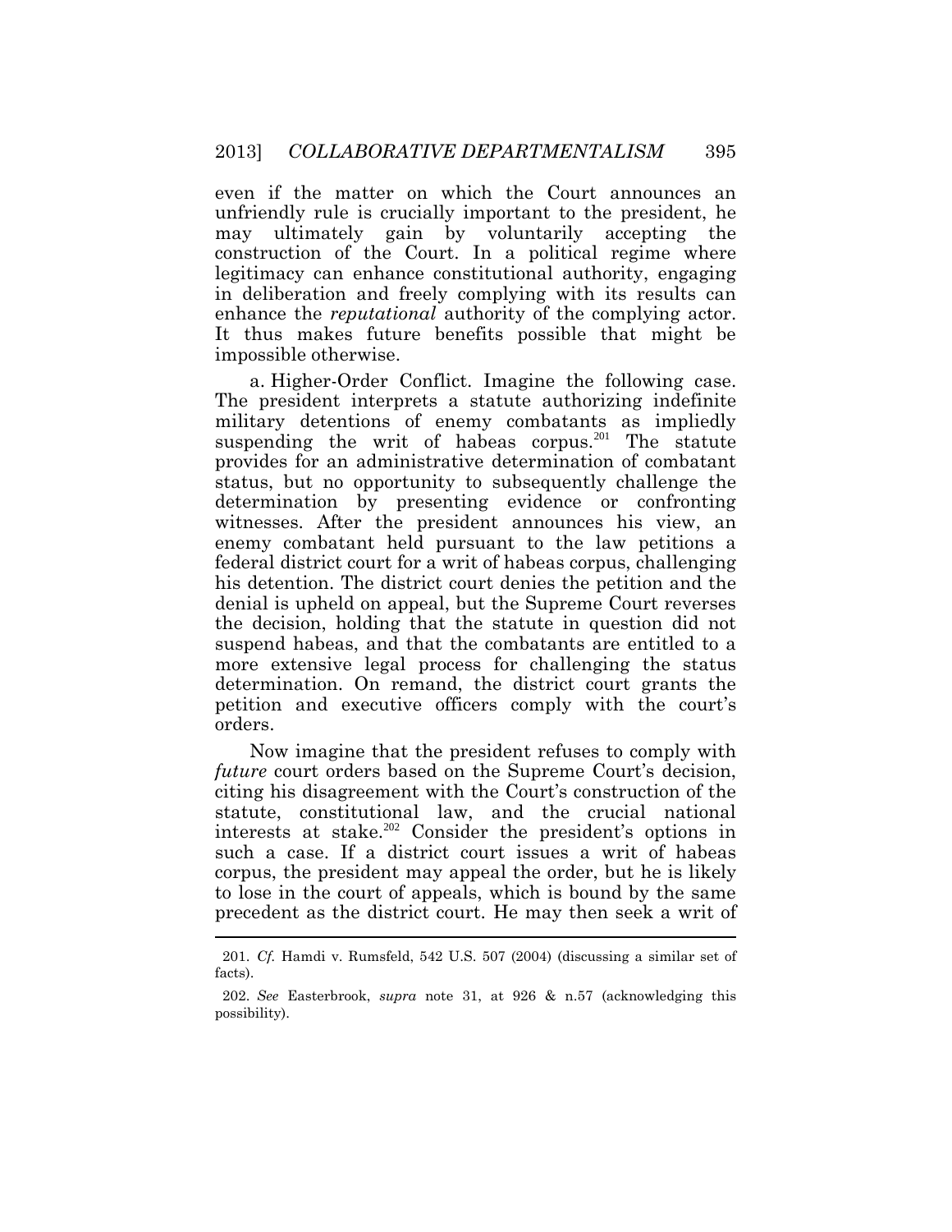even if the matter on which the Court announces an unfriendly rule is crucially important to the president, he may ultimately gain by voluntarily accepting the construction of the Court. In a political regime where legitimacy can enhance constitutional authority, engaging in deliberation and freely complying with its results can enhance the *reputational* authority of the complying actor. It thus makes future benefits possible that might be impossible otherwise.

a. Higher-Order Conflict. Imagine the following case. The president interprets a statute authorizing indefinite military detentions of enemy combatants as impliedly suspending the writ of habeas corpus.[201] The statute provides for an administrative determination of combatant status, but no opportunity to subsequently challenge the determination by presenting evidence or confronting witnesses. After the president announces his view, an enemy combatant held pursuant to the law petitions a federal district court for a writ of habeas corpus, challenging his detention. The district court denies the petition and the denial is upheld on appeal, but the Supreme Court reverses the decision, holding that the statute in question did not suspend habeas, and that the combatants are entitled to a more extensive legal process for challenging the status determination. On remand, the district court grants the petition and executive officers comply with the court's orders.

Now imagine that the president refuses to comply with *future* court orders based on the Supreme Court's decision, citing his disagreement with the Court's construction of the statute, constitutional law, and the crucial national interests at stake.[202] Consider the president's options in such a case. If a district court issues a writ of habeas corpus, the president may appeal the order, but he is likely to lose in the court of appeals, which is bound by the same precedent as the district court. He may then seek a writ of

---

201. *Cf.* Hamdi v. Rumsfeld, 542 U.S. 507 (2004) (discussing a similar set of facts).

202. *See* Easterbrook, *supra* note 31, at 926 & n.57 (acknowledging this possibility).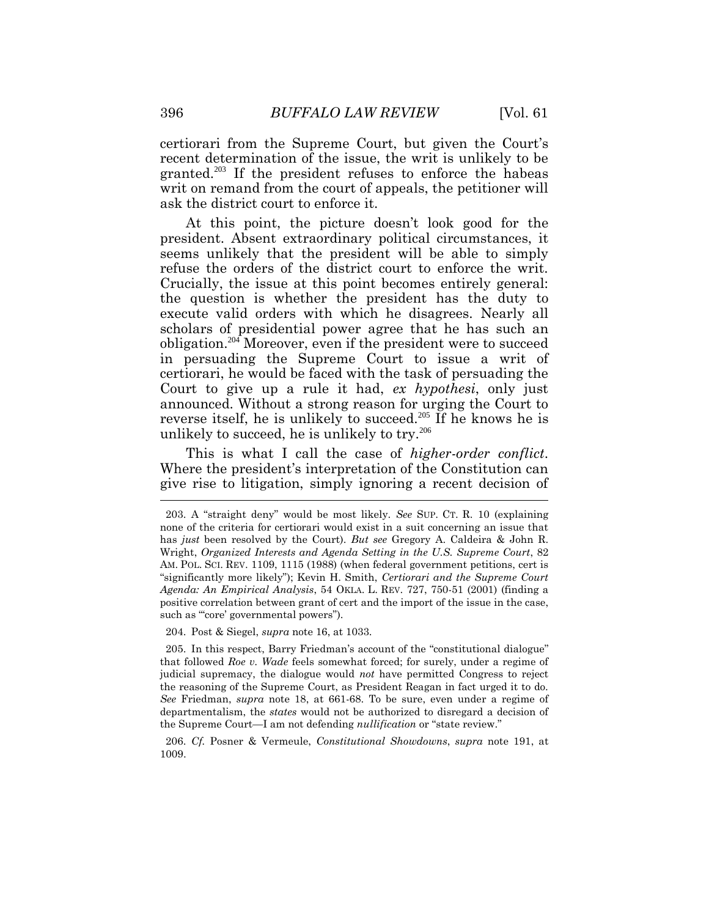certiorari from the Supreme Court, but given the Court's recent determination of the issue, the writ is unlikely to be granted.[203] If the president refuses to enforce the habeas writ on remand from the court of appeals, the petitioner will ask the district court to enforce it.

At this point, the picture doesn't look good for the president. Absent extraordinary political circumstances, it seems unlikely that the president will be able to simply refuse the orders of the district court to enforce the writ. Crucially, the issue at this point becomes entirely general: the question is whether the president has the duty to execute valid orders with which he disagrees. Nearly all scholars of presidential power agree that he has such an obligation.[204] Moreover, even if the president were to succeed in persuading the Supreme Court to issue a writ of certiorari, he would be faced with the task of persuading the Court to give up a rule it had, *ex hypothesi*, only just announced. Without a strong reason for urging the Court to reverse itself, he is unlikely to succeed.[205] If he knows he is unlikely to succeed, he is unlikely to try.[206]

This is what I call the case of *higher-order conflict*. Where the president's interpretation of the Constitution can give rise to litigation, simply ignoring a recent decision of

---

203. A "straight deny" would be most likely. *See* SUP. CT. R. 10 (explaining none of the criteria for certiorari would exist in a suit concerning an issue that has *just* been resolved by the Court). *But see* Gregory A. Caldeira & John R. Wright, *Organized Interests and Agenda Setting in the U.S. Supreme Court*, 82 AM. POL. SCI. REV. 1109, 1115 (1988) (when federal government petitions, cert is "significantly more likely"); Kevin H. Smith, *Certiorari and the Supreme Court Agenda: An Empirical Analysis*, 54 OKLA. L. REV. 727, 750-51 (2001) (finding a positive correlation between grant of cert and the import of the issue in the case, such as "'core' governmental powers").

204. Post & Siegel, *supra* note 16, at 1033.

205. In this respect, Barry Friedman's account of the "constitutional dialogue" that followed *Roe v. Wade* feels somewhat forced; for surely, under a regime of judicial supremacy, the dialogue would *not* have permitted Congress to reject the reasoning of the Supreme Court, as President Reagan in fact urged it to do. *See* Friedman, *supra* note 18, at 661-68. To be sure, even under a regime of departmentalism, the *states* would not be authorized to disregard a decision of the Supreme Court—I am not defending *nullification* or "state review."

206. *Cf.* Posner & Vermeule, *Constitutional Showdowns*, *supra* note 191, at 1009.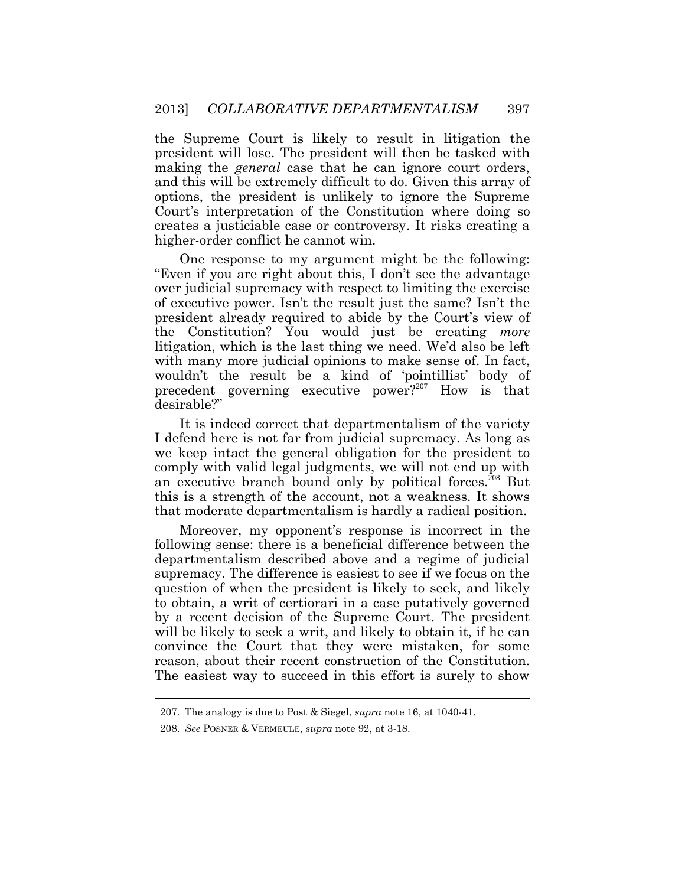the Supreme Court is likely to result in litigation the president will lose. The president will then be tasked with making the *general* case that he can ignore court orders, and this will be extremely difficult to do. Given this array of options, the president is unlikely to ignore the Supreme Court's interpretation of the Constitution where doing so creates a justiciable case or controversy. It risks creating a higher-order conflict he cannot win.

One response to my argument might be the following: "Even if you are right about this, I don't see the advantage over judicial supremacy with respect to limiting the exercise of executive power. Isn't the result just the same? Isn't the president already required to abide by the Court's view of the Constitution? You would just be creating *more* litigation, which is the last thing we need. We'd also be left with many more judicial opinions to make sense of. In fact, wouldn't the result be a kind of 'pointillist' body of precedent governing executive power?[207] How is that desirable?"

It is indeed correct that departmentalism of the variety I defend here is not far from judicial supremacy. As long as we keep intact the general obligation for the president to comply with valid legal judgments, we will not end up with an executive branch bound only by political forces.[208] But this is a strength of the account, not a weakness. It shows that moderate departmentalism is hardly a radical position.

Moreover, my opponent's response is incorrect in the following sense: there is a beneficial difference between the departmentalism described above and a regime of judicial supremacy. The difference is easiest to see if we focus on the question of when the president is likely to seek, and likely to obtain, a writ of certiorari in a case putatively governed by a recent decision of the Supreme Court. The president will be likely to seek a writ, and likely to obtain it, if he can convince the Court that they were mistaken, for some reason, about their recent construction of the Constitution. The easiest way to succeed in this effort is surely to show

---

207. The analogy is due to Post & Siegel, *supra* note 16, at 1040-41.

208. *See* POSNER & VERMEULE, *supra* note 92, at 3-18.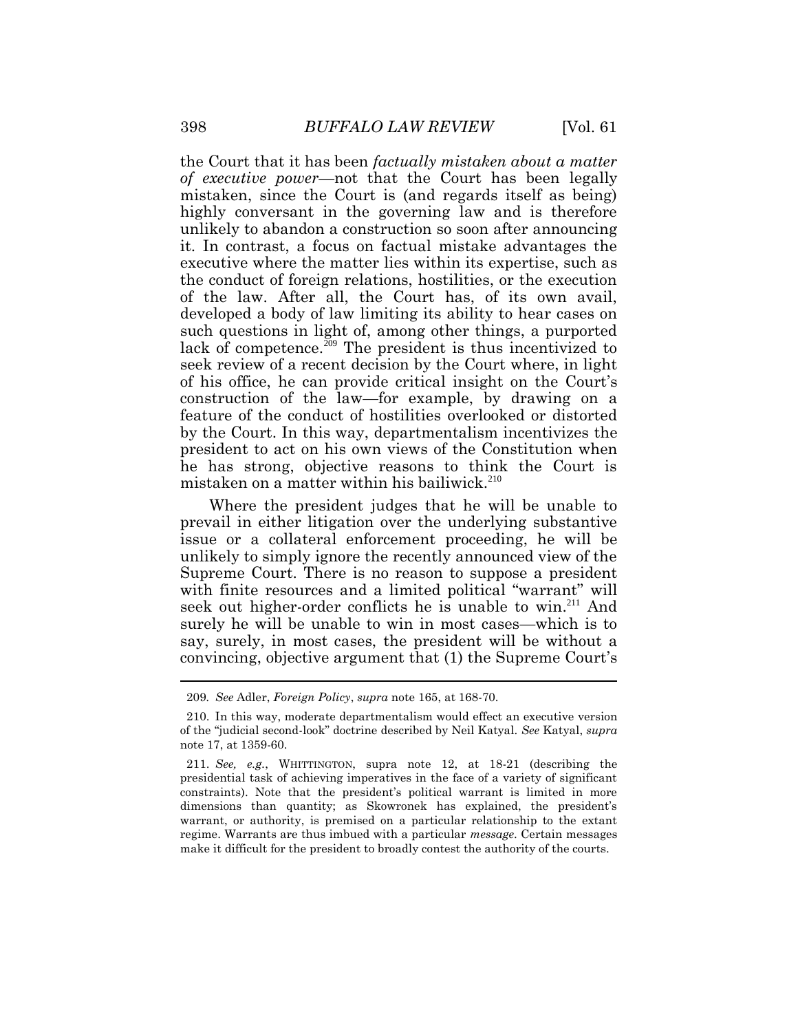the Court that it has been *factually mistaken about a matter of executive power*—not that the Court has been legally mistaken, since the Court is (and regards itself as being) highly conversant in the governing law and is therefore unlikely to abandon a construction so soon after announcing it. In contrast, a focus on factual mistake advantages the executive where the matter lies within its expertise, such as the conduct of foreign relations, hostilities, or the execution of the law. After all, the Court has, of its own avail, developed a body of law limiting its ability to hear cases on such questions in light of, among other things, a purported lack of competence.[209] The president is thus incentivized to seek review of a recent decision by the Court where, in light of his office, he can provide critical insight on the Court's construction of the law—for example, by drawing on a feature of the conduct of hostilities overlooked or distorted by the Court. In this way, departmentalism incentivizes the president to act on his own views of the Constitution when he has strong, objective reasons to think the Court is mistaken on a matter within his bailiwick.[210]

Where the president judges that he will be unable to prevail in either litigation over the underlying substantive issue or a collateral enforcement proceeding, he will be unlikely to simply ignore the recently announced view of the Supreme Court. There is no reason to suppose a president with finite resources and a limited political "warrant" will seek out higher-order conflicts he is unable to win.[211] And surely he will be unable to win in most cases—which is to say, surely, in most cases, the president will be without a convincing, objective argument that (1) the Supreme Court's

---

209. *See* Adler, *Foreign Policy*, *supra* note 165, at 168-70.

210. In this way, moderate departmentalism would effect an executive version of the "judicial second-look" doctrine described by Neil Katyal. *See* Katyal, *supra* note 17, at 1359-60.

211. *See, e.g.*, WHITTINGTON, supra note 12, at 18-21 (describing the presidential task of achieving imperatives in the face of a variety of significant constraints). Note that the president's political warrant is limited in more dimensions than quantity; as Skowronek has explained, the president's warrant, or authority, is premised on a particular relationship to the extant regime. Warrants are thus imbued with a particular *message*. Certain messages make it difficult for the president to broadly contest the authority of the courts.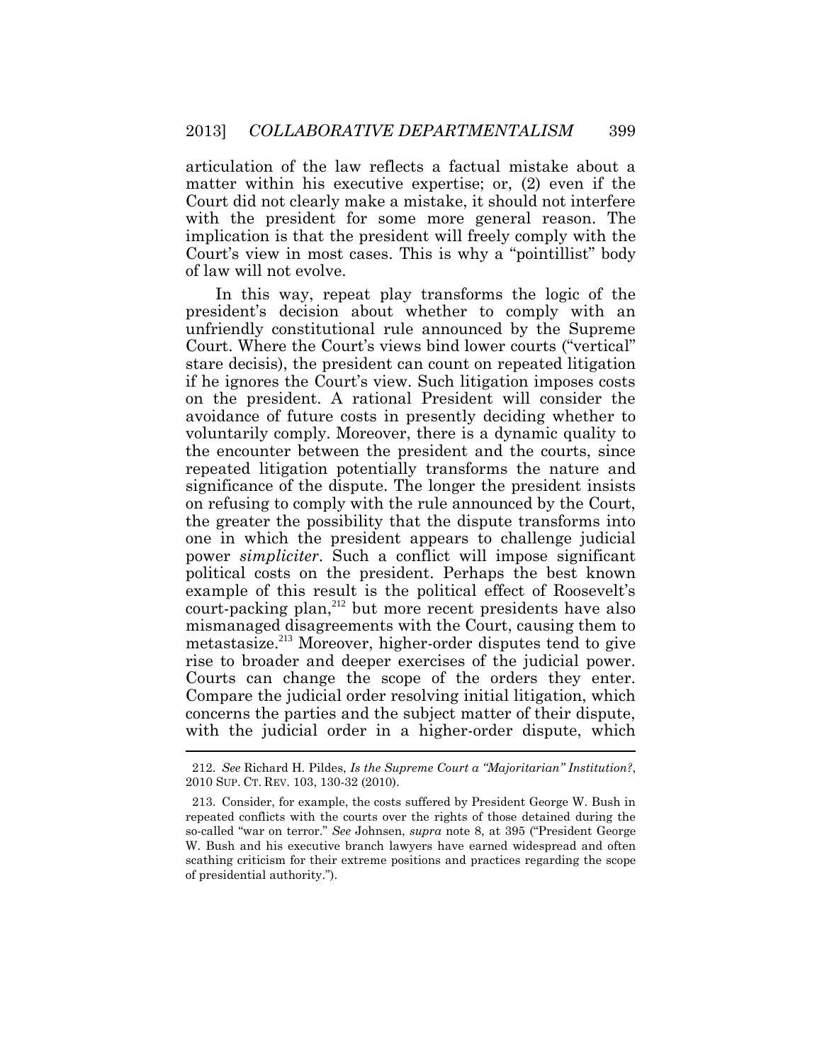articulation of the law reflects a factual mistake about a matter within his executive expertise; or, (2) even if the Court did not clearly make a mistake, it should not interfere with the president for some more general reason. The implication is that the president will freely comply with the Court's view in most cases. This is why a "pointillist" body of law will not evolve.

In this way, repeat play transforms the logic of the president's decision about whether to comply with an unfriendly constitutional rule announced by the Supreme Court. Where the Court's views bind lower courts ("vertical" stare decisis), the president can count on repeated litigation if he ignores the Court's view. Such litigation imposes costs on the president. A rational President will consider the avoidance of future costs in presently deciding whether to voluntarily comply. Moreover, there is a dynamic quality to the encounter between the president and the courts, since repeated litigation potentially transforms the nature and significance of the dispute. The longer the president insists on refusing to comply with the rule announced by the Court, the greater the possibility that the dispute transforms into one in which the president appears to challenge judicial power *simpliciter*. Such a conflict will impose significant political costs on the president. Perhaps the best known example of this result is the political effect of Roosevelt's court-packing plan,[212] but more recent presidents have also mismanaged disagreements with the Court, causing them to metastasize.[213] Moreover, higher-order disputes tend to give rise to broader and deeper exercises of the judicial power. Courts can change the scope of the orders they enter. Compare the judicial order resolving initial litigation, which concerns the parties and the subject matter of their dispute, with the judicial order in a higher-order dispute, which

---

212. *See* Richard H. Pildes, *Is the Supreme Court a "Majoritarian" Institution?*, 2010 SUP. CT. REV. 103, 130-32 (2010).

213. Consider, for example, the costs suffered by President George W. Bush in repeated conflicts with the courts over the rights of those detained during the so-called "war on terror." *See* Johnsen, *supra* note 8, at 395 ("President George W. Bush and his executive branch lawyers have earned widespread and often scathing criticism for their extreme positions and practices regarding the scope of presidential authority.").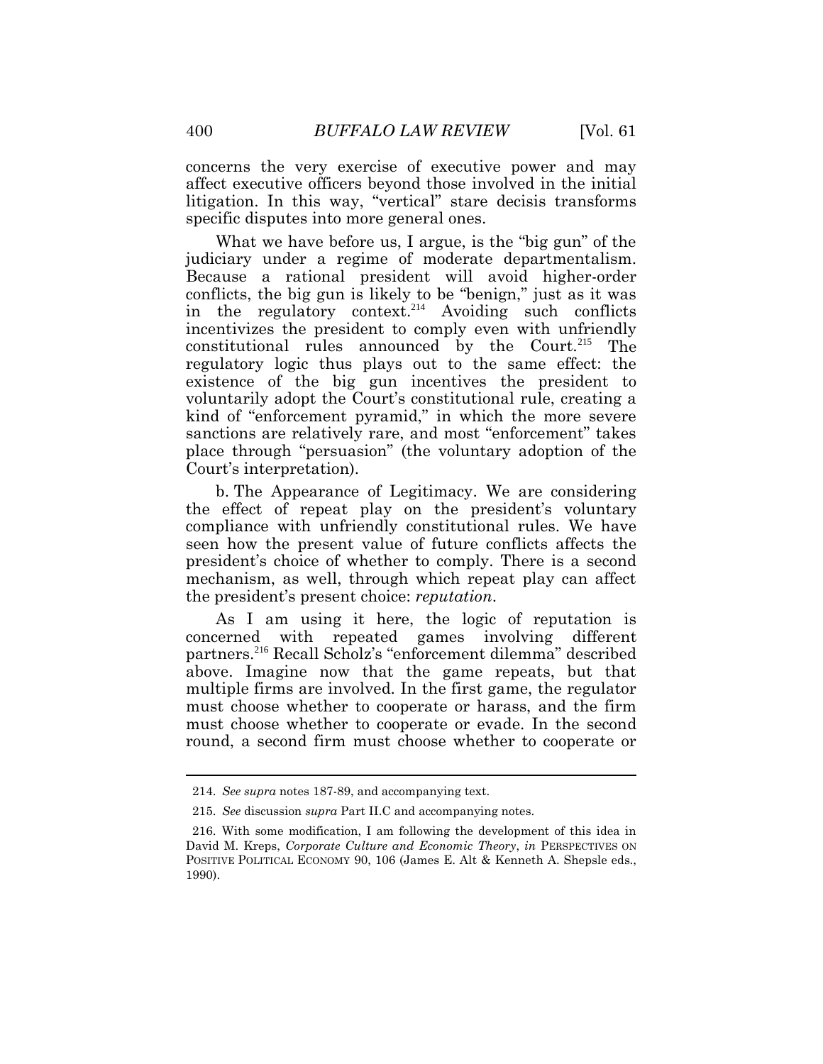concerns the very exercise of executive power and may affect executive officers beyond those involved in the initial litigation. In this way, "vertical" stare decisis transforms specific disputes into more general ones.

What we have before us, I argue, is the "big gun" of the judiciary under a regime of moderate departmentalism. Because a rational president will avoid higher-order conflicts, the big gun is likely to be "benign," just as it was in the regulatory context.[214] Avoiding such conflicts incentivizes the president to comply even with unfriendly constitutional rules announced by the Court.[215] The regulatory logic thus plays out to the same effect: the existence of the big gun incentives the president to voluntarily adopt the Court's constitutional rule, creating a kind of "enforcement pyramid," in which the more severe sanctions are relatively rare, and most "enforcement" takes place through "persuasion" (the voluntary adoption of the Court's interpretation).

b. The Appearance of Legitimacy. We are considering the effect of repeat play on the president's voluntary compliance with unfriendly constitutional rules. We have seen how the present value of future conflicts affects the president's choice of whether to comply. There is a second mechanism, as well, through which repeat play can affect the president's present choice: *reputation*.

As I am using it here, the logic of reputation is concerned with repeated games involving different partners.[216] Recall Scholz's "enforcement dilemma" described above. Imagine now that the game repeats, but that multiple firms are involved. In the first game, the regulator must choose whether to cooperate or harass, and the firm must choose whether to cooperate or evade. In the second round, a second firm must choose whether to cooperate or

---

214. *See supra* notes 187-89, and accompanying text.

215. *See* discussion *supra* Part II.C and accompanying notes.

216. With some modification, I am following the development of this idea in David M. Kreps, *Corporate Culture and Economic Theory*, *in* PERSPECTIVES ON POSITIVE POLITICAL ECONOMY 90, 106 (James E. Alt & Kenneth A. Shepsle eds., 1990).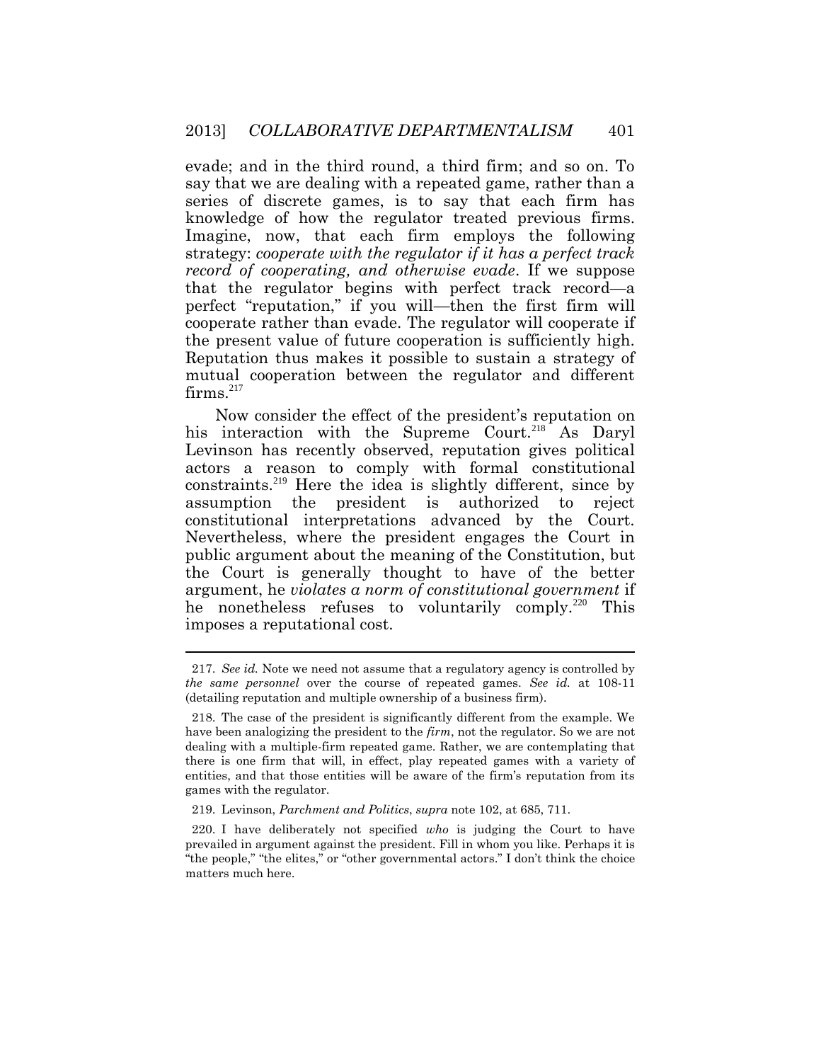evade; and in the third round, a third firm; and so on. To say that we are dealing with a repeated game, rather than a series of discrete games, is to say that each firm has knowledge of how the regulator treated previous firms. Imagine, now, that each firm employs the following strategy: *cooperate with the regulator if it has a perfect track record of cooperating, and otherwise evade*. If we suppose that the regulator begins with perfect track record—a perfect "reputation," if you will—then the first firm will cooperate rather than evade. The regulator will cooperate if the present value of future cooperation is sufficiently high. Reputation thus makes it possible to sustain a strategy of mutual cooperation between the regulator and different firms.[217]

Now consider the effect of the president's reputation on his interaction with the Supreme Court.[218] As Daryl Levinson has recently observed, reputation gives political actors a reason to comply with formal constitutional constraints.[219] Here the idea is slightly different, since by assumption the president is authorized to reject constitutional interpretations advanced by the Court. Nevertheless, where the president engages the Court in public argument about the meaning of the Constitution, but the Court is generally thought to have of the better argument, he *violates a norm of constitutional government* if he nonetheless refuses to voluntarily comply.[220] This imposes a reputational cost.

---

217. *See id.* Note we need not assume that a regulatory agency is controlled by *the same personnel* over the course of repeated games. *See id.* at 108-11 (detailing reputation and multiple ownership of a business firm).

218. The case of the president is significantly different from the example. We have been analogizing the president to the *firm*, not the regulator. So we are not dealing with a multiple-firm repeated game. Rather, we are contemplating that there is one firm that will, in effect, play repeated games with a variety of entities, and that those entities will be aware of the firm's reputation from its games with the regulator.

219. Levinson, *Parchment and Politics*, *supra* note 102, at 685, 711.

220. I have deliberately not specified *who* is judging the Court to have prevailed in argument against the president. Fill in whom you like. Perhaps it is "the people," "the elites," or "other governmental actors." I don't think the choice matters much here.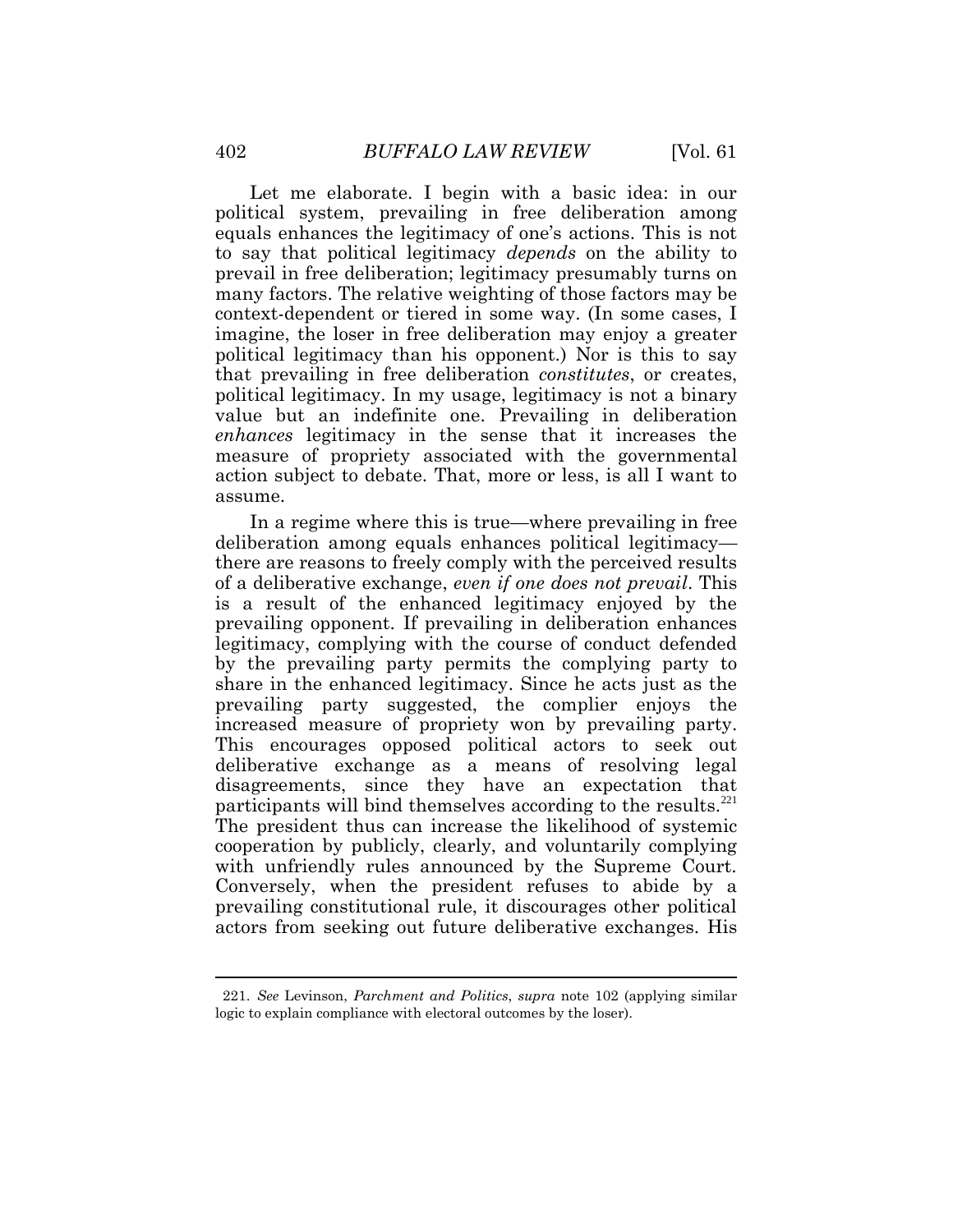Let me elaborate. I begin with a basic idea: in our political system, prevailing in free deliberation among equals enhances the legitimacy of one's actions. This is not to say that political legitimacy *depends* on the ability to prevail in free deliberation; legitimacy presumably turns on many factors. The relative weighting of those factors may be context-dependent or tiered in some way. (In some cases, I imagine, the loser in free deliberation may enjoy a greater political legitimacy than his opponent.) Nor is this to say that prevailing in free deliberation *constitutes*, or creates, political legitimacy. In my usage, legitimacy is not a binary value but an indefinite one. Prevailing in deliberation *enhances* legitimacy in the sense that it increases the measure of propriety associated with the governmental action subject to debate. That, more or less, is all I want to assume.

In a regime where this is true—where prevailing in free deliberation among equals enhances political legitimacy—there are reasons to freely comply with the perceived results of a deliberative exchange, *even if one does not prevail*. This is a result of the enhanced legitimacy enjoyed by the prevailing opponent. If prevailing in deliberation enhances legitimacy, complying with the course of conduct defended by the prevailing party permits the complying party to share in the enhanced legitimacy. Since he acts just as the prevailing party suggested, the complier enjoys the increased measure of propriety won by prevailing party. This encourages opposed political actors to seek out deliberative exchange as a means of resolving legal disagreements, since they have an expectation that participants will bind themselves according to the results.[221] The president thus can increase the likelihood of systemic cooperation by publicly, clearly, and voluntarily complying with unfriendly rules announced by the Supreme Court. Conversely, when the president refuses to abide by a prevailing constitutional rule, it discourages other political actors from seeking out future deliberative exchanges. His

---

221. *See* Levinson, *Parchment and Politics*, *supra* note 102 (applying similar logic to explain compliance with electoral outcomes by the loser).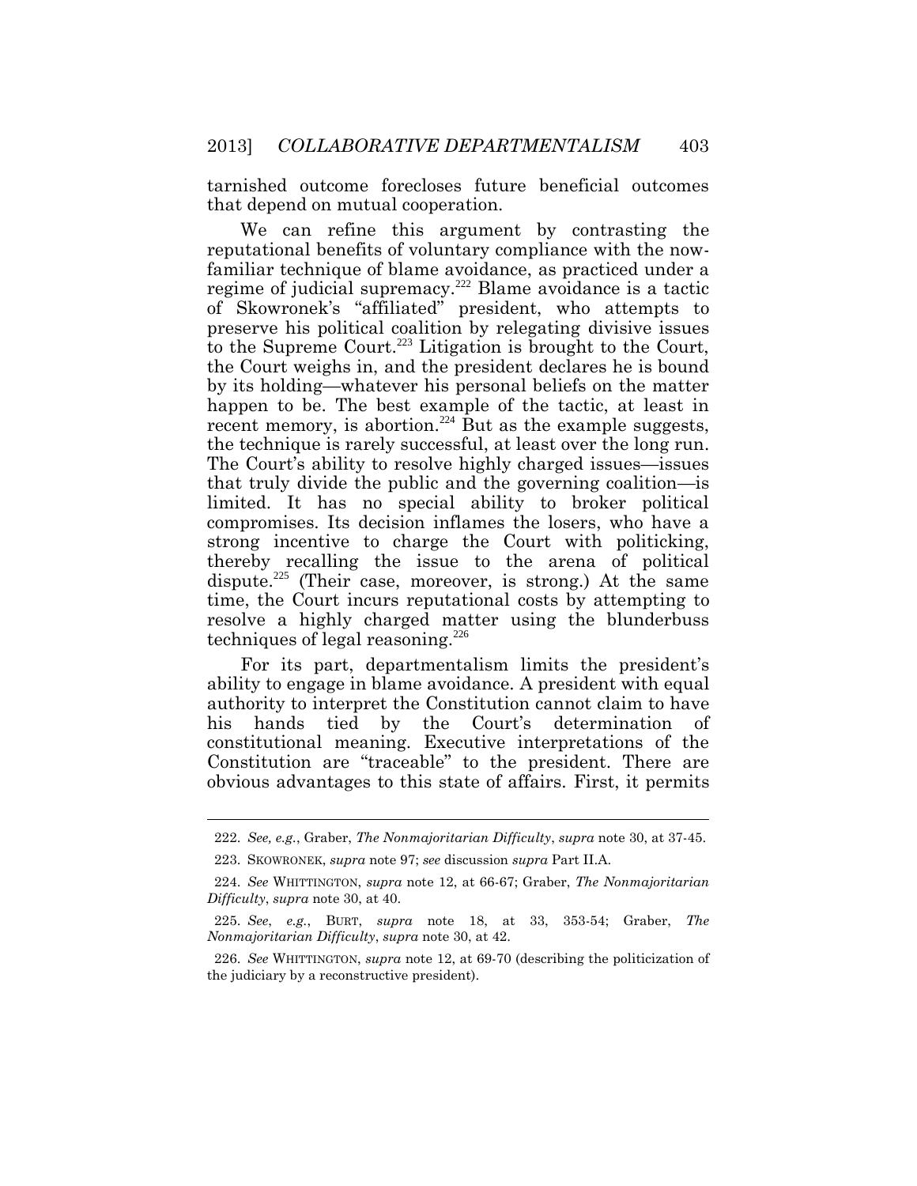tarnished outcome forecloses future beneficial outcomes that depend on mutual cooperation.

We can refine this argument by contrasting the reputational benefits of voluntary compliance with the now-familiar technique of blame avoidance, as practiced under a regime of judicial supremacy.[222] Blame avoidance is a tactic of Skowronek's "affiliated" president, who attempts to preserve his political coalition by relegating divisive issues to the Supreme Court.[223] Litigation is brought to the Court, the Court weighs in, and the president declares he is bound by its holding—whatever his personal beliefs on the matter happen to be. The best example of the tactic, at least in recent memory, is abortion.[224] But as the example suggests, the technique is rarely successful, at least over the long run. The Court's ability to resolve highly charged issues—issues that truly divide the public and the governing coalition—is limited. It has no special ability to broker political compromises. Its decision inflames the losers, who have a strong incentive to charge the Court with politicking, thereby recalling the issue to the arena of political dispute.[225] (Their case, moreover, is strong.) At the same time, the Court incurs reputational costs by attempting to resolve a highly charged matter using the blunderbuss techniques of legal reasoning.[226]

For its part, departmentalism limits the president's ability to engage in blame avoidance. A president with equal authority to interpret the Constitution cannot claim to have his hands tied by the Court's determination of constitutional meaning. Executive interpretations of the Constitution are "traceable" to the president. There are obvious advantages to this state of affairs. First, it permits

---

222. *See, e.g.*, Graber, *The Nonmajoritarian Difficulty*, *supra* note 30, at 37-45.

223. SKOWRONEK, *supra* note 97; *see* discussion *supra* Part II.A.

224. *See* WHITTINGTON, *supra* note 12, at 66-67; Graber, *The Nonmajoritarian Difficulty*, *supra* note 30, at 40.

225. *See*, *e.g.*, BURT, *supra* note 18, at 33, 353-54; Graber, *The Nonmajoritarian Difficulty*, *supra* note 30, at 42.

226. *See* WHITTINGTON, *supra* note 12, at 69-70 (describing the politicization of the judiciary by a reconstructive president).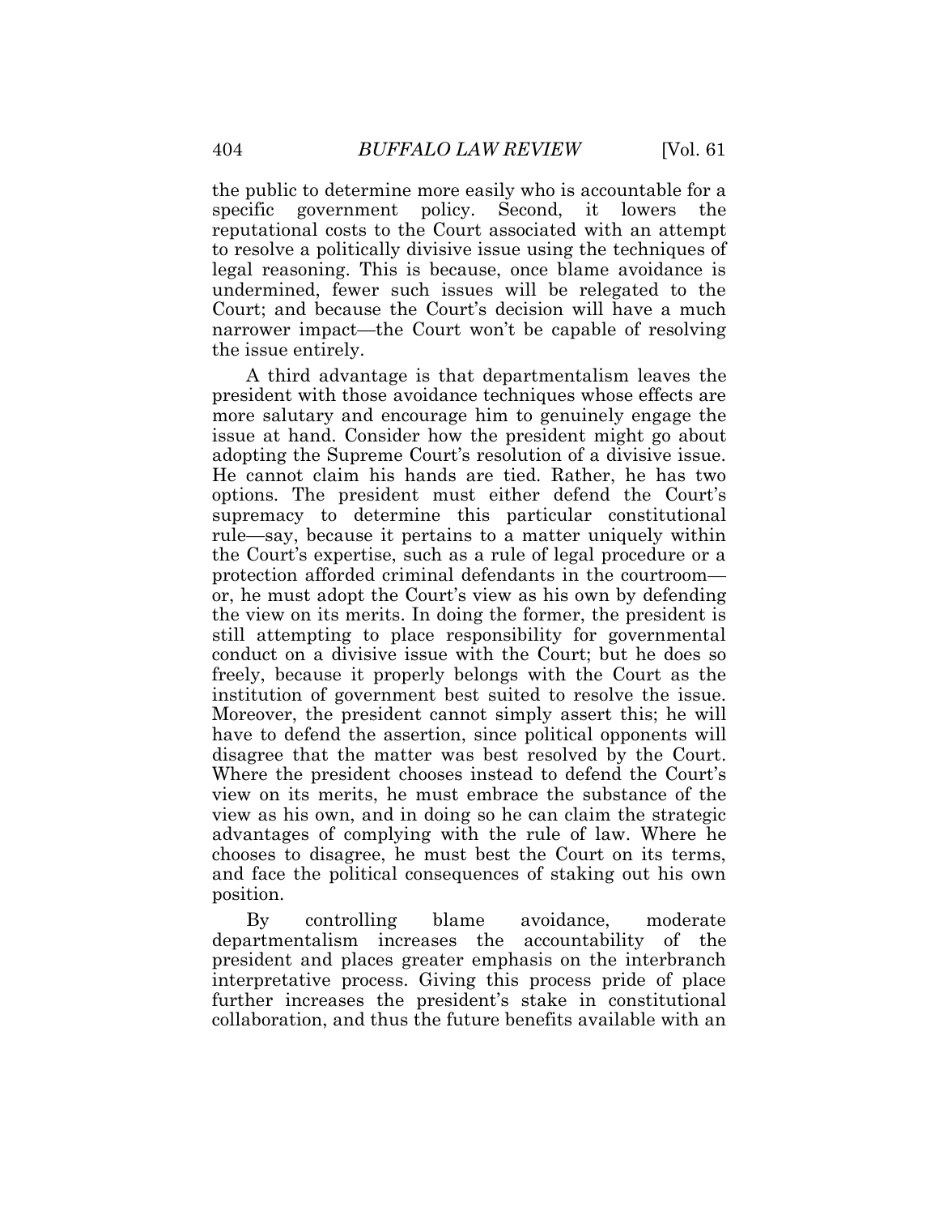the public to determine more easily who is accountable for a specific government policy. Second, it lowers the reputational costs to the Court associated with an attempt to resolve a politically divisive issue using the techniques of legal reasoning. This is because, once blame avoidance is undermined, fewer such issues will be relegated to the Court; and because the Court's decision will have a much narrower impact—the Court won't be capable of resolving the issue entirely.

A third advantage is that departmentalism leaves the president with those avoidance techniques whose effects are more salutary and encourage him to genuinely engage the issue at hand. Consider how the president might go about adopting the Supreme Court's resolution of a divisive issue. He cannot claim his hands are tied. Rather, he has two options. The president must either defend the Court's supremacy to determine this particular constitutional rule—say, because it pertains to a matter uniquely within the Court's expertise, such as a rule of legal procedure or a protection afforded criminal defendants in the courtroom—or, he must adopt the Court's view as his own by defending the view on its merits. In doing the former, the president is still attempting to place responsibility for governmental conduct on a divisive issue with the Court; but he does so freely, because it properly belongs with the Court as the institution of government best suited to resolve the issue. Moreover, the president cannot simply assert this; he will have to defend the assertion, since political opponents will disagree that the matter was best resolved by the Court. Where the president chooses instead to defend the Court's view on its merits, he must embrace the substance of the view as his own, and in doing so he can claim the strategic advantages of complying with the rule of law. Where he chooses to disagree, he must best the Court on its terms, and face the political consequences of staking out his own position.

By controlling blame avoidance, moderate departmentalism increases the accountability of the president and places greater emphasis on the interbranch interpretative process. Giving this process pride of place further increases the president's stake in constitutional collaboration, and thus the future benefits available with an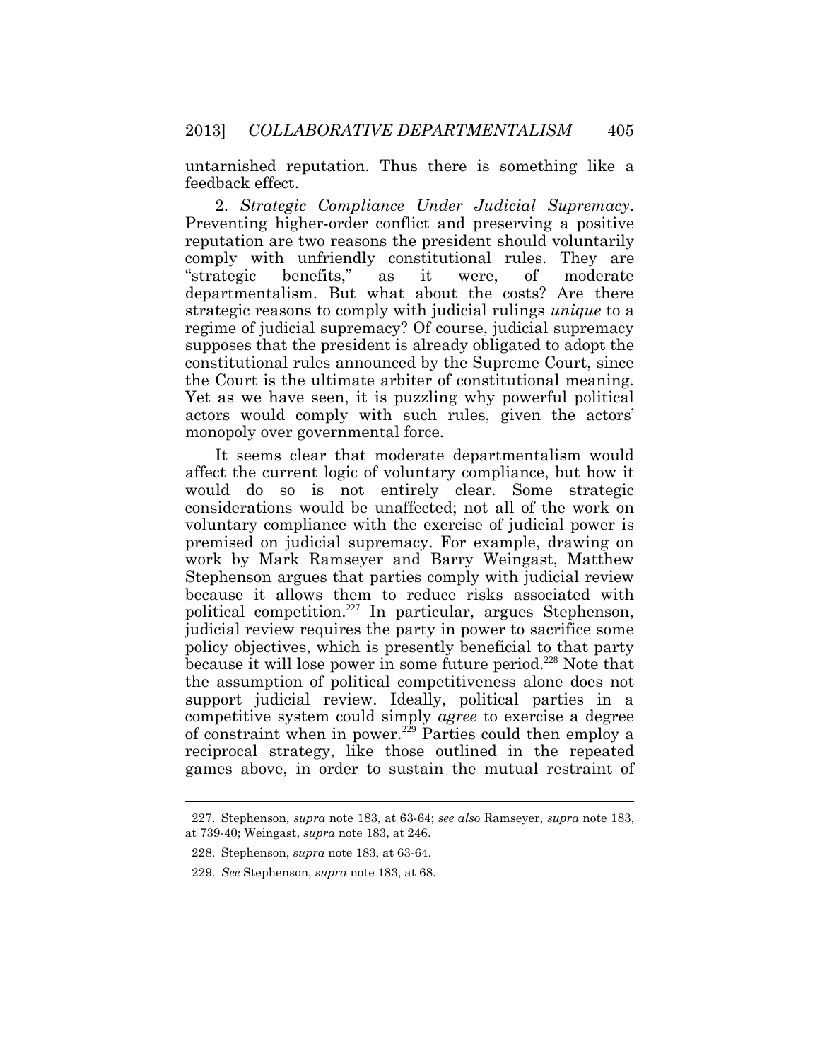untarnished reputation. Thus there is something like a feedback effect.

2. *Strategic Compliance Under Judicial Supremacy*. Preventing higher-order conflict and preserving a positive reputation are two reasons the president should voluntarily comply with unfriendly constitutional rules. They are "strategic benefits," as it were, of moderate departmentalism. But what about the costs? Are there strategic reasons to comply with judicial rulings *unique* to a regime of judicial supremacy? Of course, judicial supremacy supposes that the president is already obligated to adopt the constitutional rules announced by the Supreme Court, since the Court is the ultimate arbiter of constitutional meaning. Yet as we have seen, it is puzzling why powerful political actors would comply with such rules, given the actors' monopoly over governmental force.

It seems clear that moderate departmentalism would affect the current logic of voluntary compliance, but how it would do so is not entirely clear. Some strategic considerations would be unaffected; not all of the work on voluntary compliance with the exercise of judicial power is premised on judicial supremacy. For example, drawing on work by Mark Ramseyer and Barry Weingast, Matthew Stephenson argues that parties comply with judicial review because it allows them to reduce risks associated with political competition.[227] In particular, argues Stephenson, judicial review requires the party in power to sacrifice some policy objectives, which is presently beneficial to that party because it will lose power in some future period.[228] Note that the assumption of political competitiveness alone does not support judicial review. Ideally, political parties in a competitive system could simply *agree* to exercise a degree of constraint when in power.[229] Parties could then employ a reciprocal strategy, like those outlined in the repeated games above, in order to sustain the mutual restraint of

---

227. Stephenson, *supra* note 183, at 63-64; *see also* Ramseyer, *supra* note 183, at 739-40; Weingast, *supra* note 183, at 246.

228. Stephenson, *supra* note 183, at 63-64.

229. *See* Stephenson, *supra* note 183, at 68.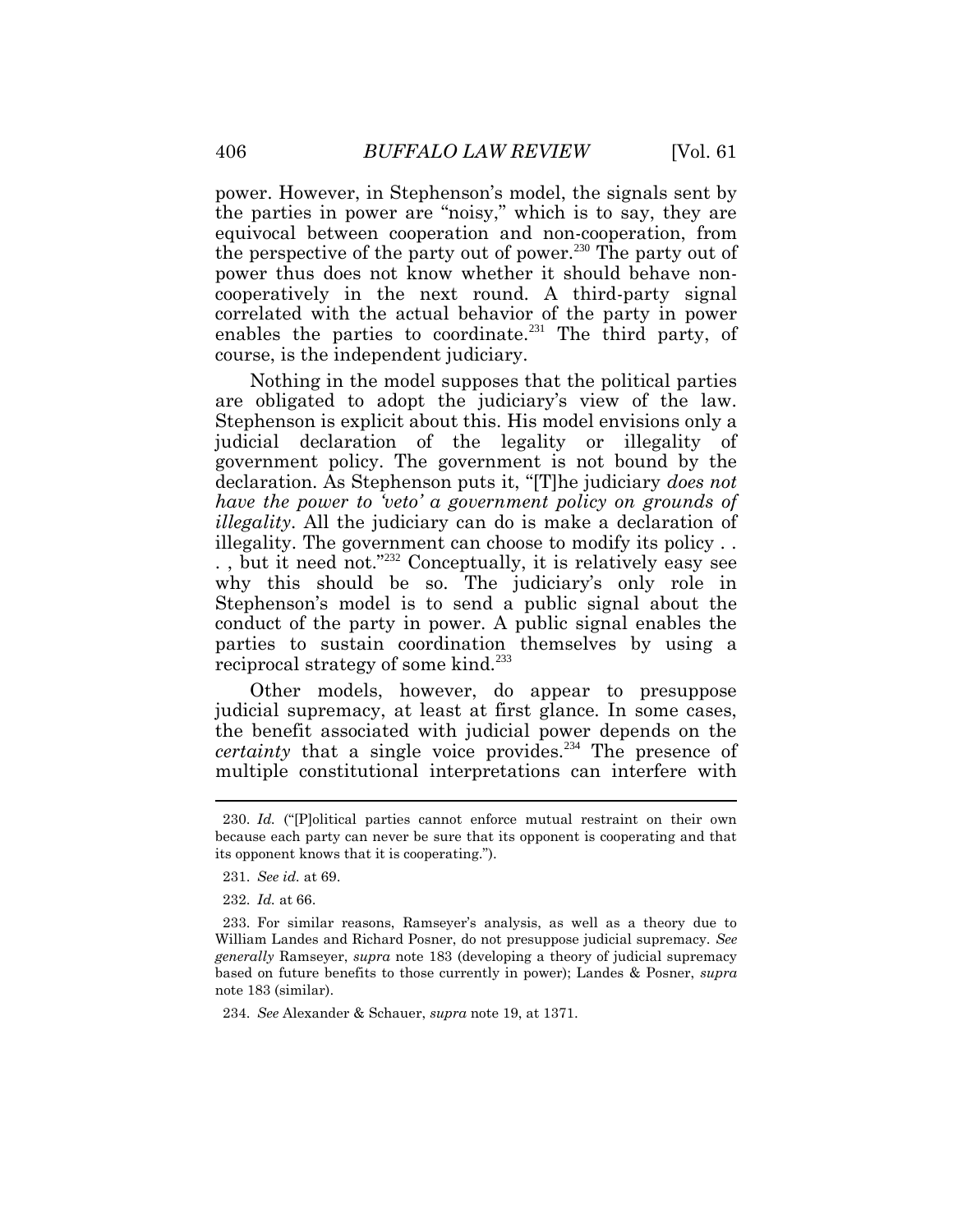power. However, in Stephenson's model, the signals sent by the parties in power are "noisy," which is to say, they are equivocal between cooperation and non-cooperation, from the perspective of the party out of power.[230] The party out of power thus does not know whether it should behave non-cooperatively in the next round. A third-party signal correlated with the actual behavior of the party in power enables the parties to coordinate.[231] The third party, of course, is the independent judiciary.

Nothing in the model supposes that the political parties are obligated to adopt the judiciary's view of the law. Stephenson is explicit about this. His model envisions only a judicial declaration of the legality or illegality of government policy. The government is not bound by the declaration. As Stephenson puts it, "[T]he judiciary *does not have the power to 'veto' a government policy on grounds of illegality*. All the judiciary can do is make a declaration of illegality. The government can choose to modify its policy . . . , but it need not."[232] Conceptually, it is relatively easy see why this should be so. The judiciary's only role in Stephenson's model is to send a public signal about the conduct of the party in power. A public signal enables the parties to sustain coordination themselves by using a reciprocal strategy of some kind.[233]

Other models, however, do appear to presuppose judicial supremacy, at least at first glance. In some cases, the benefit associated with judicial power depends on the *certainty* that a single voice provides.[234] The presence of multiple constitutional interpretations can interfere with

---

230. *Id.* ("[P]olitical parties cannot enforce mutual restraint on their own because each party can never be sure that its opponent is cooperating and that its opponent knows that it is cooperating.").

231. *See id.* at 69.

232. *Id.* at 66.

233. For similar reasons, Ramseyer's analysis, as well as a theory due to William Landes and Richard Posner, do not presuppose judicial supremacy. *See generally* Ramseyer, *supra* note 183 (developing a theory of judicial supremacy based on future benefits to those currently in power); Landes & Posner, *supra* note 183 (similar).

234. *See* Alexander & Schauer, *supra* note 19, at 1371.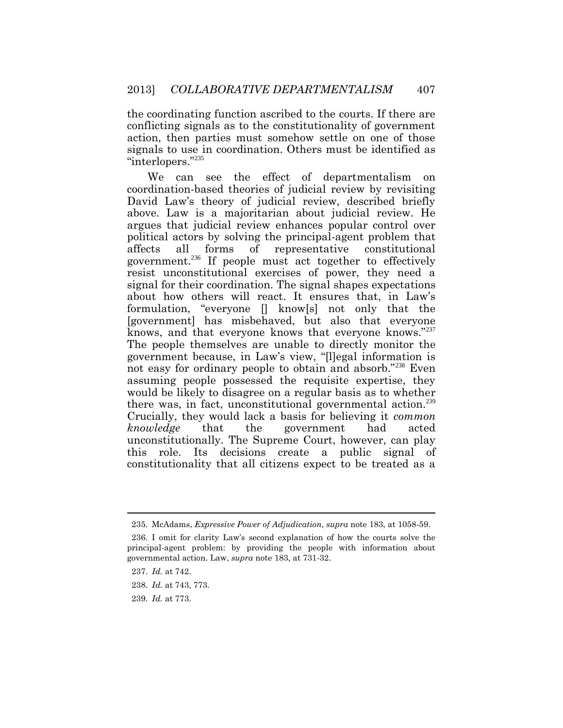the coordinating function ascribed to the courts. If there are conflicting signals as to the constitutionality of government action, then parties must somehow settle on one of those signals to use in coordination. Others must be identified as "interlopers."[235]

We can see the effect of departmentalism on coordination-based theories of judicial review by revisiting David Law's theory of judicial review, described briefly above. Law is a majoritarian about judicial review. He argues that judicial review enhances popular control over political actors by solving the principal-agent problem that affects all forms of representative constitutional government.[236] If people must act together to effectively resist unconstitutional exercises of power, they need a signal for their coordination. The signal shapes expectations about how others will react. It ensures that, in Law's formulation, "everyone [] know[s] not only that the [government] has misbehaved, but also that everyone knows, and that everyone knows that everyone knows."[237] The people themselves are unable to directly monitor the government because, in Law's view, "[l]egal information is not easy for ordinary people to obtain and absorb."[238] Even assuming people possessed the requisite expertise, they would be likely to disagree on a regular basis as to whether there was, in fact, unconstitutional governmental action.[239] Crucially, they would lack a basis for believing it *common knowledge* that the government had acted unconstitutionally. The Supreme Court, however, can play this role. Its decisions create a public signal of constitutionality that all citizens expect to be treated as a

---

235. McAdams, *Expressive Power of Adjudication*, *supra* note 183, at 1058-59.

236. I omit for clarity Law's second explanation of how the courts solve the principal-agent problem: by providing the people with information about governmental action. Law, *supra* note 183, at 731-32.

237. *Id.* at 742.

238. *Id.* at 743, 773.

239. *Id.* at 773.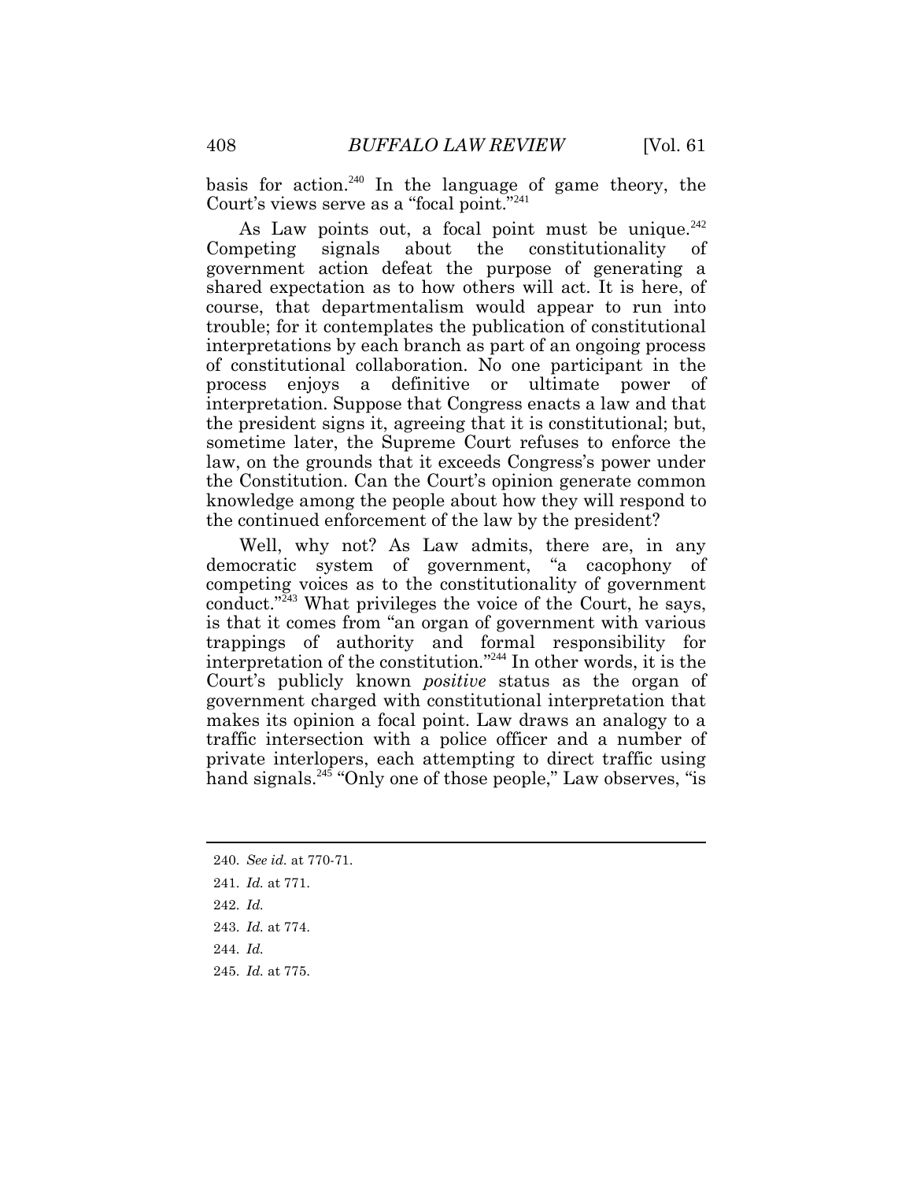basis for action.[240] In the language of game theory, the Court's views serve as a "focal point."[241]

As Law points out, a focal point must be unique.[242] Competing signals about the constitutionality of government action defeat the purpose of generating a shared expectation as to how others will act. It is here, of course, that departmentalism would appear to run into trouble; for it contemplates the publication of constitutional interpretations by each branch as part of an ongoing process of constitutional collaboration. No one participant in the process enjoys a definitive or ultimate power of interpretation. Suppose that Congress enacts a law and that the president signs it, agreeing that it is constitutional; but, sometime later, the Supreme Court refuses to enforce the law, on the grounds that it exceeds Congress's power under the Constitution. Can the Court's opinion generate common knowledge among the people about how they will respond to the continued enforcement of the law by the president?

Well, why not? As Law admits, there are, in any democratic system of government, "a cacophony of competing voices as to the constitutionality of government conduct."[243] What privileges the voice of the Court, he says, is that it comes from "an organ of government with various trappings of authority and formal responsibility for interpretation of the constitution."[244] In other words, it is the Court's publicly known *positive* status as the organ of government charged with constitutional interpretation that makes its opinion a focal point. Law draws an analogy to a traffic intersection with a police officer and a number of private interlopers, each attempting to direct traffic using hand signals.[245] "Only one of those people," Law observes, "is

---

240. *See id.* at 770-71.

241. *Id.* at 771.

242. *Id.*

243. *Id.* at 774.

244. *Id.*

245. *Id.* at 775.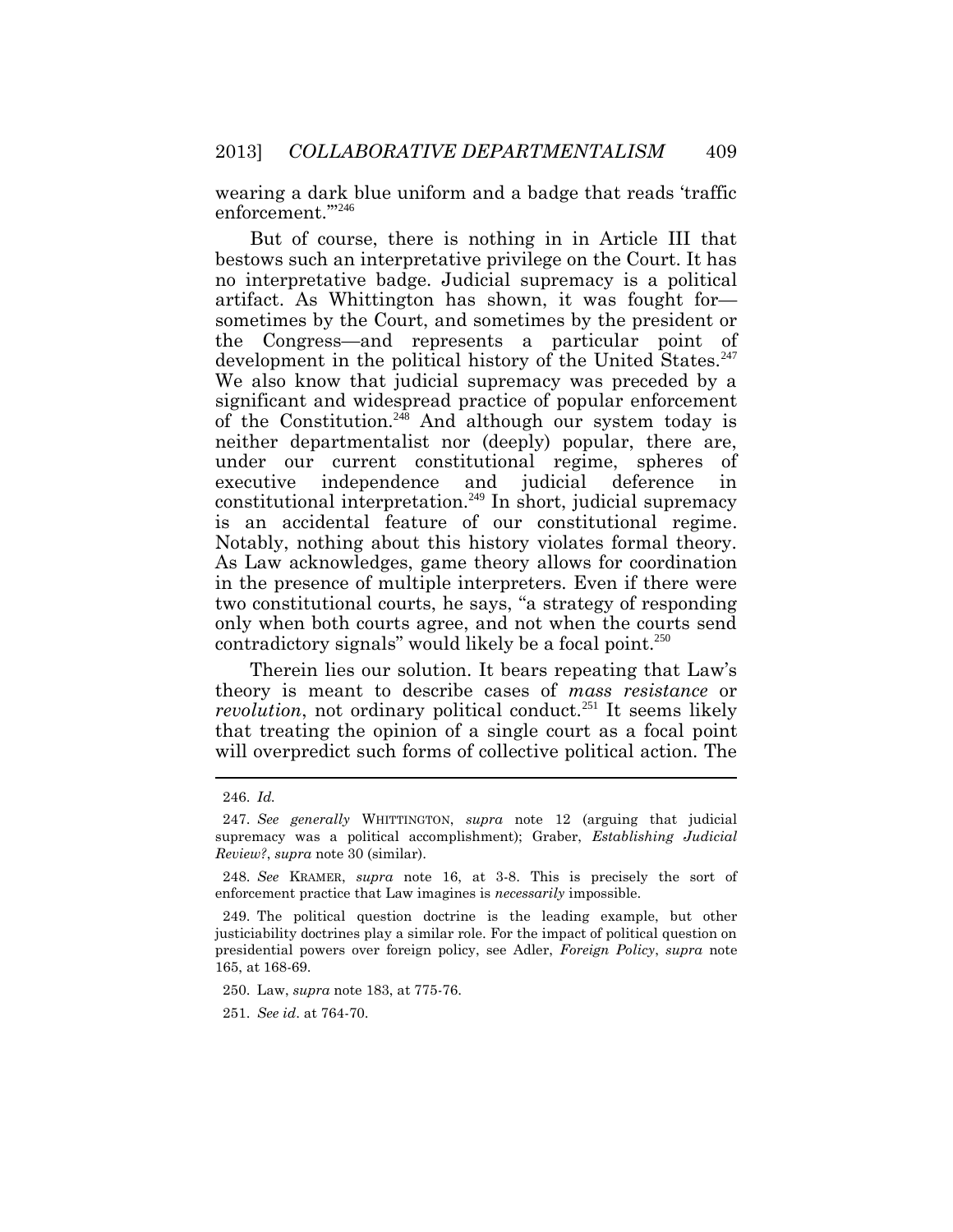wearing a dark blue uniform and a badge that reads 'traffic enforcement.'"[246]

But of course, there is nothing in in Article III that bestows such an interpretative privilege on the Court. It has no interpretative badge. Judicial supremacy is a political artifact. As Whittington has shown, it was fought for—sometimes by the Court, and sometimes by the president or the Congress—and represents a particular point of development in the political history of the United States.[247] We also know that judicial supremacy was preceded by a significant and widespread practice of popular enforcement of the Constitution.[248] And although our system today is neither departmentalist nor (deeply) popular, there are, under our current constitutional regime, spheres of executive independence and judicial deference in constitutional interpretation.[249] In short, judicial supremacy is an accidental feature of our constitutional regime. Notably, nothing about this history violates formal theory. As Law acknowledges, game theory allows for coordination in the presence of multiple interpreters. Even if there were two constitutional courts, he says, "a strategy of responding only when both courts agree, and not when the courts send contradictory signals" would likely be a focal point.[250]

Therein lies our solution. It bears repeating that Law's theory is meant to describe cases of *mass resistance* or *revolution*, not ordinary political conduct.[251] It seems likely that treating the opinion of a single court as a focal point will overpredict such forms of collective political action. The

---

246. *Id.*

247. *See generally* WHITTINGTON, *supra* note 12 (arguing that judicial supremacy was a political accomplishment); Graber, *Establishing Judicial Review?*, *supra* note 30 (similar).

248. *See* KRAMER, *supra* note 16, at 3-8. This is precisely the sort of enforcement practice that Law imagines is *necessarily* impossible.

249. The political question doctrine is the leading example, but other justiciability doctrines play a similar role. For the impact of political question on presidential powers over foreign policy, see Adler, *Foreign Policy*, *supra* note 165, at 168-69.

250. Law, *supra* note 183, at 775-76.

251. *See id*. at 764-70.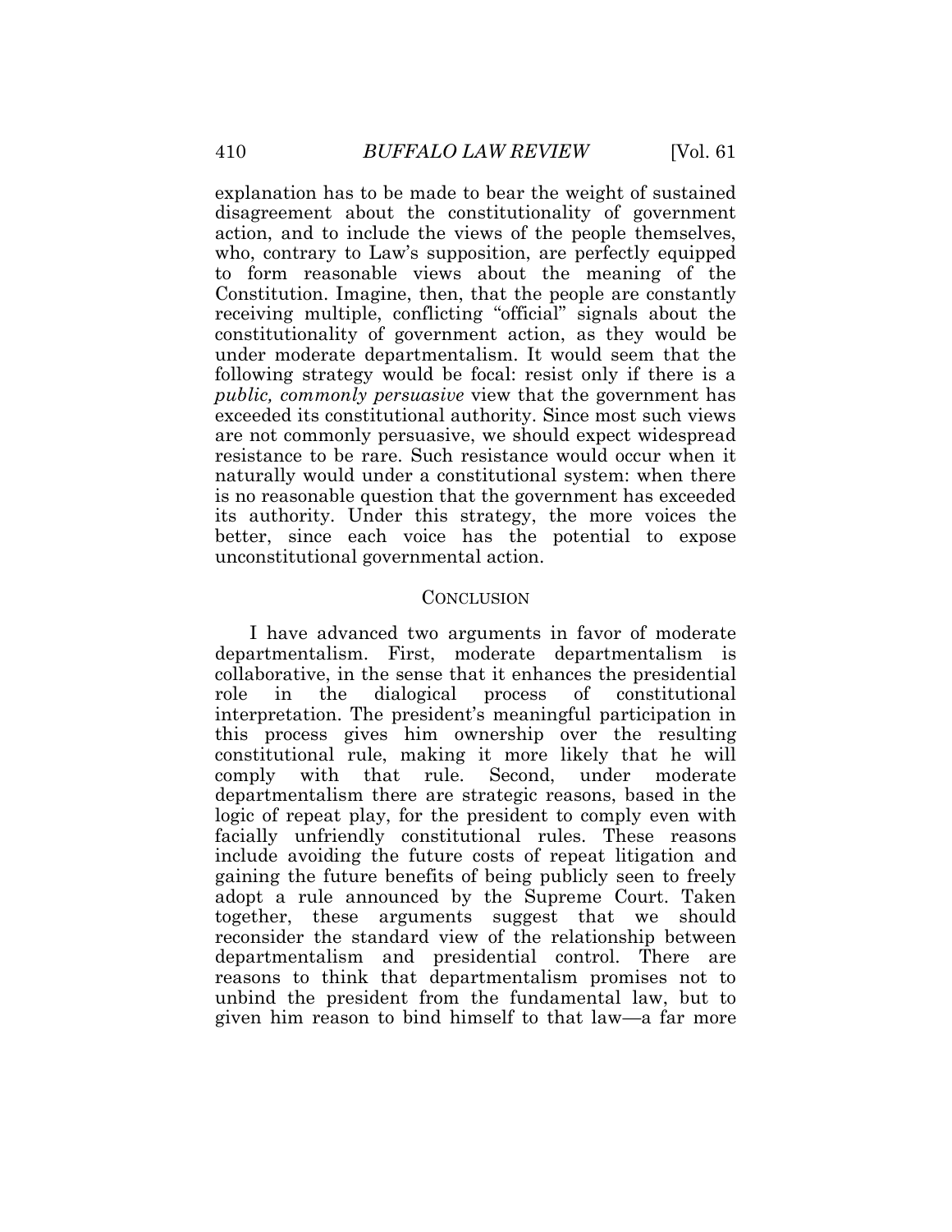explanation has to be made to bear the weight of sustained disagreement about the constitutionality of government action, and to include the views of the people themselves, who, contrary to Law's supposition, are perfectly equipped to form reasonable views about the meaning of the Constitution. Imagine, then, that the people are constantly receiving multiple, conflicting "official" signals about the constitutionality of government action, as they would be under moderate departmentalism. It would seem that the following strategy would be focal: resist only if there is a *public, commonly persuasive* view that the government has exceeded its constitutional authority. Since most such views are not commonly persuasive, we should expect widespread resistance to be rare. Such resistance would occur when it naturally would under a constitutional system: when there is no reasonable question that the government has exceeded its authority. Under this strategy, the more voices the better, since each voice has the potential to expose unconstitutional governmental action.

## CONCLUSION

I have advanced two arguments in favor of moderate departmentalism. First, moderate departmentalism is collaborative, in the sense that it enhances the presidential role in the dialogical process of constitutional interpretation. The president's meaningful participation in this process gives him ownership over the resulting constitutional rule, making it more likely that he will comply with that rule. Second, under moderate departmentalism there are strategic reasons, based in the logic of repeat play, for the president to comply even with facially unfriendly constitutional rules. These reasons include avoiding the future costs of repeat litigation and gaining the future benefits of being publicly seen to freely adopt a rule announced by the Supreme Court. Taken together, these arguments suggest that we should reconsider the standard view of the relationship between departmentalism and presidential control. There are reasons to think that departmentalism promises not to unbind the president from the fundamental law, but to given him reason to bind himself to that law—a far more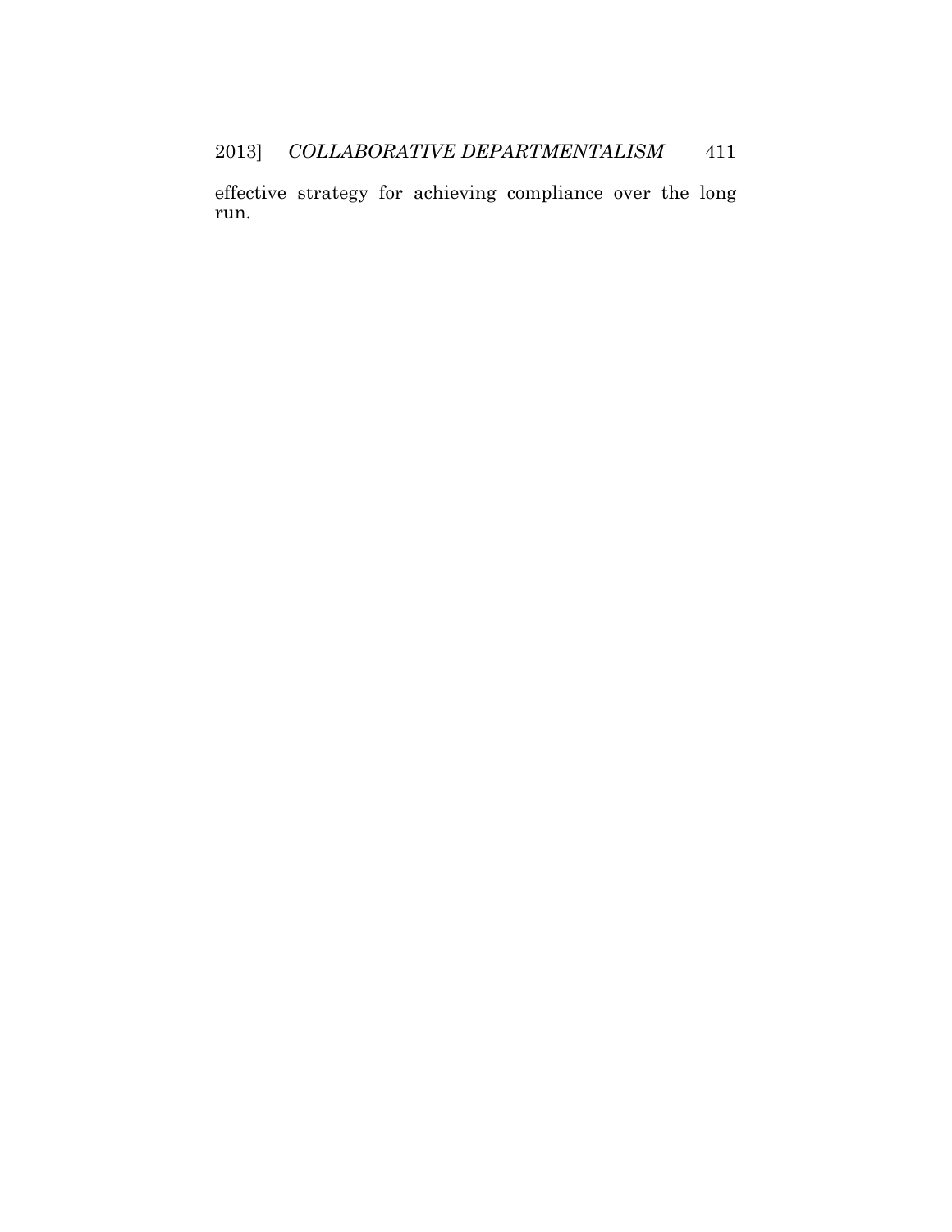effective strategy for achieving compliance over the long run.